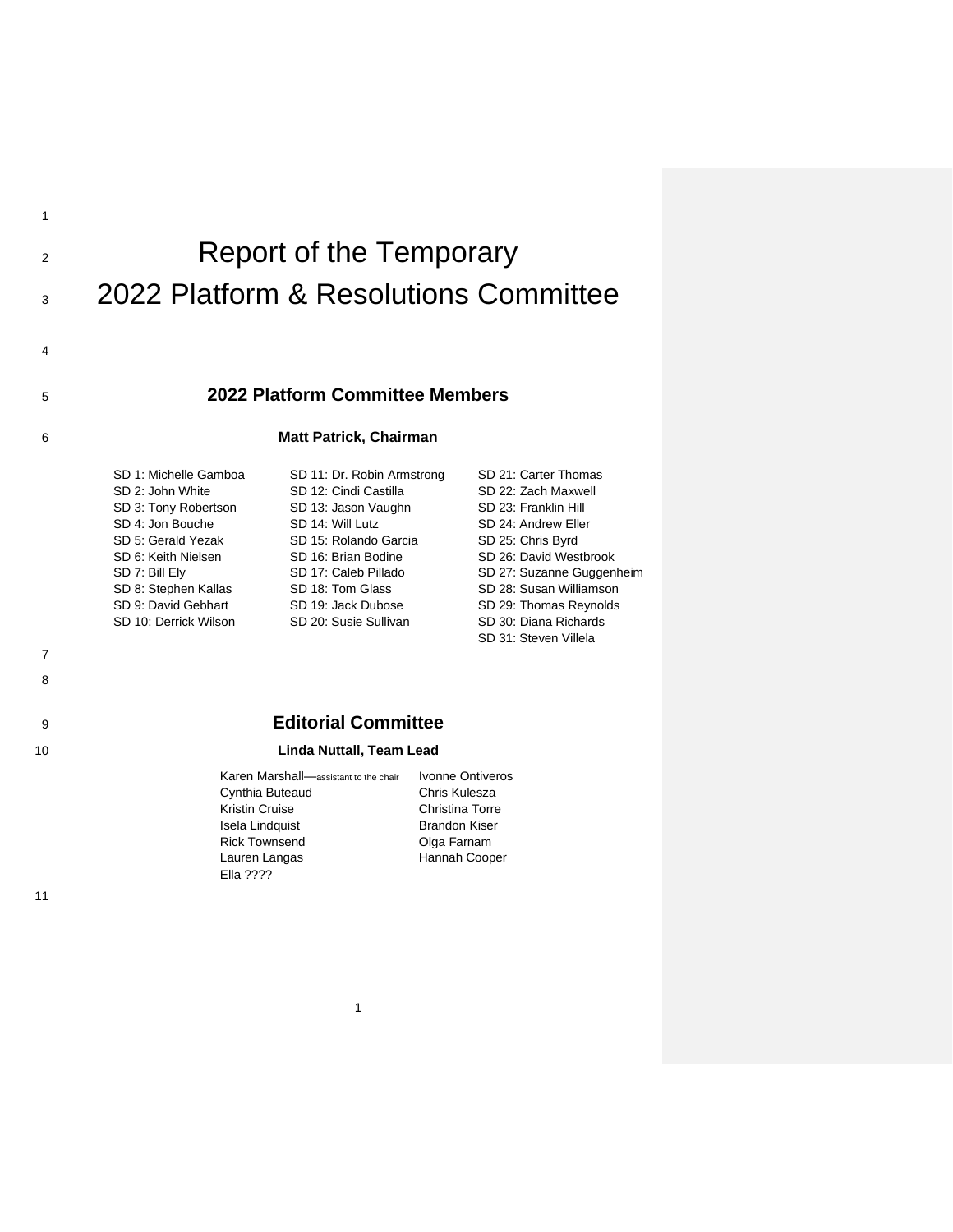# Report of the Temporary 2022 Platform & Resolutions Committee

## 2022 Platform Committee Members

**Matt Patrick, Chairman**

SD 1: Michelle Gamboa
SD 2: John White
SD 3: Tony Robertson
SD 4: Jon Bouche
SD 5: Gerald Yezak
SD 6: Keith Nielsen
SD 7: Bill Ely
SD 8: Stephen Kallas
SD 9: David Gebhart
SD 10: Derrick Wilson
SD 11: Dr. Robin Armstrong
SD 12: Cindi Castilla
SD 13: Jason Vaughn
SD 14: Will Lutz
SD 15: Rolando Garcia
SD 16: Brian Bodine
SD 17: Caleb Pillado
SD 18: Tom Glass
SD 19: Jack Dubose
SD 20: Susie Sullivan
SD 21: Carter Thomas
SD 22: Zach Maxwell
SD 23: Franklin Hill
SD 24: Andrew Eller
SD 25: Chris Byrd
SD 26: David Westbrook
SD 27: Suzanne Guggenheim
SD 28: Susan Williamson
SD 29: Thomas Reynolds
SD 30: Diana Richards
SD 31: Steven Villela

## Editorial Committee

**Linda Nuttall, Team Lead**

Karen Marshall—assistant to the chair
Cynthia Buteaud
Kristin Cruise
Isela Lindquist
Rick Townsend
Lauren Langas
Ella ????
Ivonne Ontiveros
Chris Kulesza
Christina Torre
Brandon Kiser
Olga Farnam
Hannah Cooper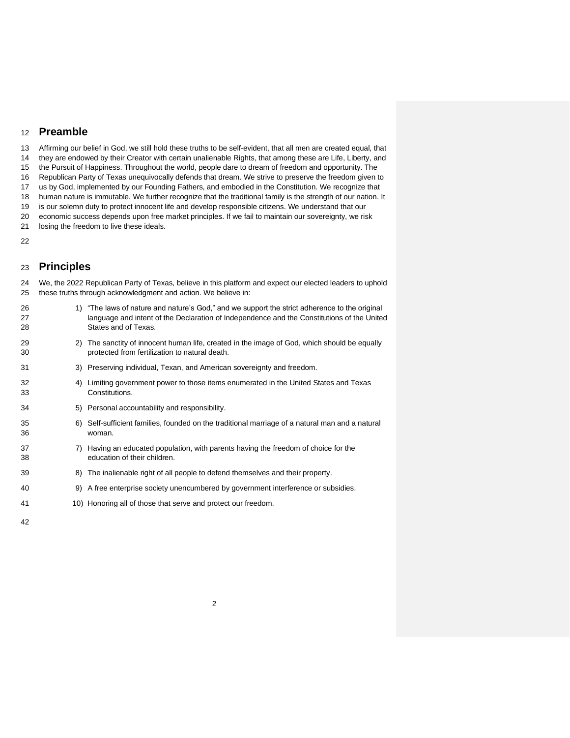## Preamble

Affirming our belief in God, we still hold these truths to be self-evident, that all men are created equal, that they are endowed by their Creator with certain unalienable Rights, that among these are Life, Liberty, and the Pursuit of Happiness. Throughout the world, people dare to dream of freedom and opportunity. The Republican Party of Texas unequivocally defends that dream. We strive to preserve the freedom given to us by God, implemented by our Founding Fathers, and embodied in the Constitution. We recognize that human nature is immutable. We further recognize that the traditional family is the strength of our nation. It is our solemn duty to protect innocent life and develop responsible citizens. We understand that our economic success depends upon free market principles. If we fail to maintain our sovereignty, we risk losing the freedom to live these ideals.

## Principles

We, the 2022 Republican Party of Texas, believe in this platform and expect our elected leaders to uphold these truths through acknowledgment and action. We believe in:

1) "The laws of nature and nature's God," and we support the strict adherence to the original language and intent of the Declaration of Independence and the Constitutions of the United States and of Texas.
2) The sanctity of innocent human life, created in the image of God, which should be equally protected from fertilization to natural death.
3) Preserving individual, Texan, and American sovereignty and freedom.
4) Limiting government power to those items enumerated in the United States and Texas Constitutions.
5) Personal accountability and responsibility.
6) Self-sufficient families, founded on the traditional marriage of a natural man and a natural woman.
7) Having an educated population, with parents having the freedom of choice for the education of their children.
8) The inalienable right of all people to defend themselves and their property.
9) A free enterprise society unencumbered by government interference or subsidies.
10) Honoring all of those that serve and protect our freedom.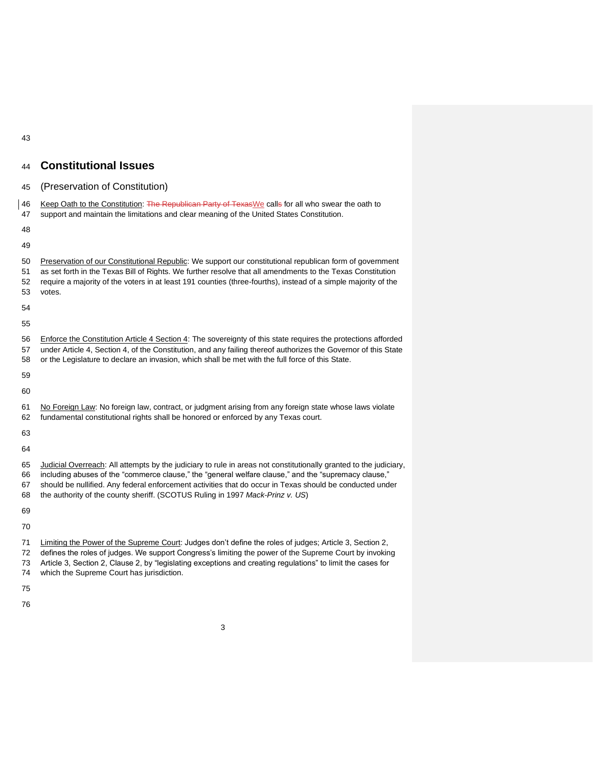## Constitutional Issues

(Preservation of Constitution)

Keep Oath to the Constitution: ~~The Republican Party of Texas~~We call~~s~~ for all who swear the oath to support and maintain the limitations and clear meaning of the United States Constitution.

Preservation of our Constitutional Republic: We support our constitutional republican form of government as set forth in the Texas Bill of Rights. We further resolve that all amendments to the Texas Constitution require a majority of the voters in at least 191 counties (three-fourths), instead of a simple majority of the votes.

Enforce the Constitution Article 4 Section 4: The sovereignty of this state requires the protections afforded under Article 4, Section 4, of the Constitution, and any failing thereof authorizes the Governor of this State or the Legislature to declare an invasion, which shall be met with the full force of this State.

No Foreign Law: No foreign law, contract, or judgment arising from any foreign state whose laws violate fundamental constitutional rights shall be honored or enforced by any Texas court.

Judicial Overreach: All attempts by the judiciary to rule in areas not constitutionally granted to the judiciary, including abuses of the "commerce clause," the "general welfare clause," and the "supremacy clause," should be nullified. Any federal enforcement activities that do occur in Texas should be conducted under the authority of the county sheriff. (SCOTUS Ruling in 1997 *Mack-Prinz v. US*)

Limiting the Power of the Supreme Court: Judges don't define the roles of judges; Article 3, Section 2, defines the roles of judges. We support Congress's limiting the power of the Supreme Court by invoking Article 3, Section 2, Clause 2, by "legislating exceptions and creating regulations" to limit the cases for which the Supreme Court has jurisdiction.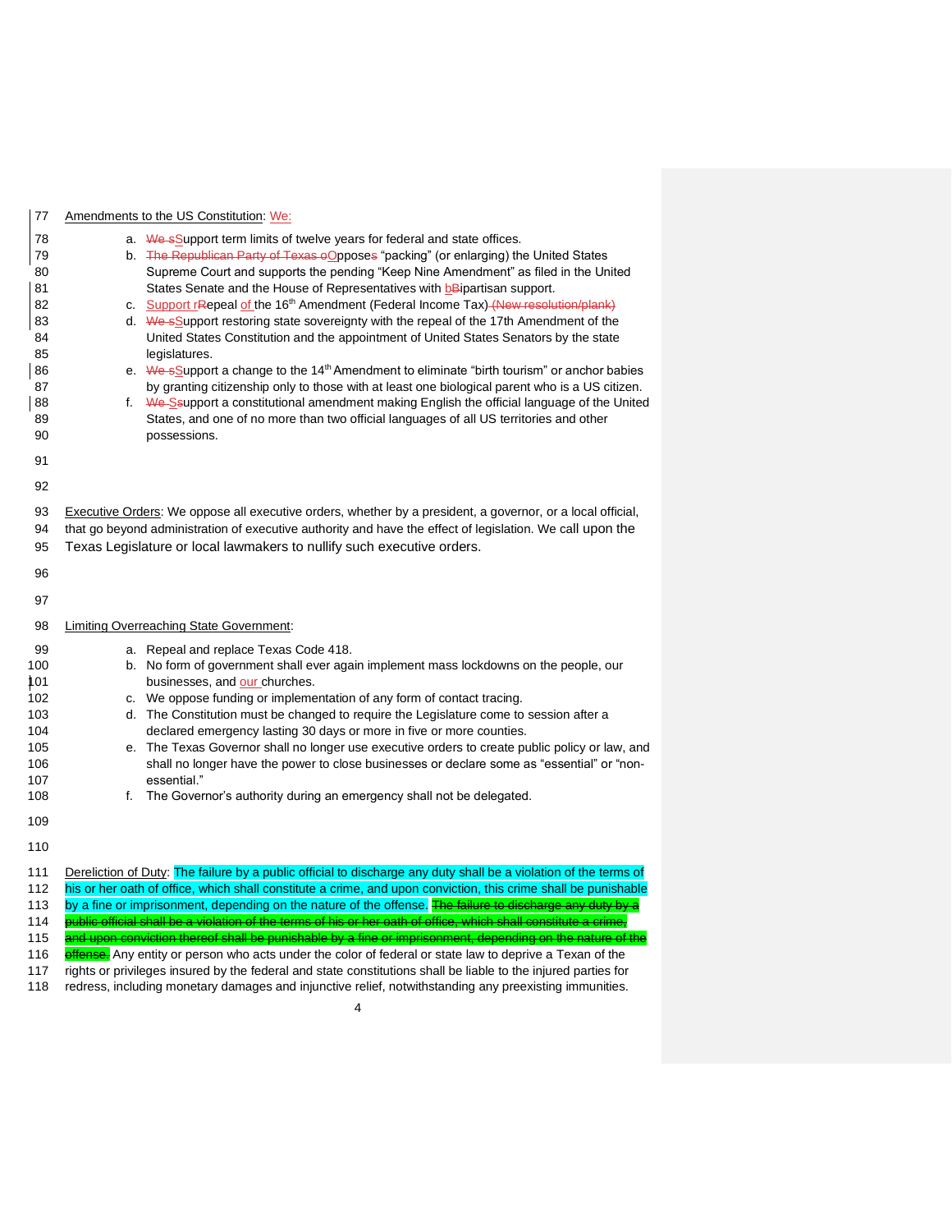Amendments to the US Constitution: We:

a. ~~We s~~Support term limits of twelve years for federal and state offices.
b. ~~The Republican Party of Texas o~~Oppose~~s~~ "packing" (or enlarging) the United States Supreme Court and supports the pending "Keep Nine Amendment" as filed in the United States Senate and the House of Representatives with b~~B~~ipartisan support.
c. Support r~~R~~epeal of the 16th Amendment (Federal Income Tax) ~~(New resolution/plank)~~
d. ~~We s~~Support restoring state sovereignty with the repeal of the 17th Amendment of the United States Constitution and the appointment of United States Senators by the state legislatures.
e. ~~We s~~Support a change to the 14th Amendment to eliminate "birth tourism" or anchor babies by granting citizenship only to those with at least one biological parent who is a US citizen.
f. ~~We S~~support a constitutional amendment making English the official language of the United States, and one of no more than two official languages of all US territories and other possessions.

Executive Orders: We oppose all executive orders, whether by a president, a governor, or a local official, that go beyond administration of executive authority and have the effect of legislation. We call upon the Texas Legislature or local lawmakers to nullify such executive orders.

Limiting Overreaching State Government:

a. Repeal and replace Texas Code 418.
b. No form of government shall ever again implement mass lockdowns on the people, our businesses, and our churches.
c. We oppose funding or implementation of any form of contact tracing.
d. The Constitution must be changed to require the Legislature come to session after a declared emergency lasting 30 days or more in five or more counties.
e. The Texas Governor shall no longer use executive orders to create public policy or law, and shall no longer have the power to close businesses or declare some as "essential" or "non-essential."
f. The Governor's authority during an emergency shall not be delegated.

Dereliction of Duty: The failure by a public official to discharge any duty shall be a violation of the terms of his or her oath of office, which shall constitute a crime, and upon conviction, this crime shall be punishable by a fine or imprisonment, depending on the nature of the offense. ~~The failure to discharge any duty by a public official shall be a violation of the terms of his or her oath of office, which shall constitute a crime, and upon conviction thereof shall be punishable by a fine or imprisonment, depending on the nature of the offense.~~ Any entity or person who acts under the color of federal or state law to deprive a Texan of the rights or privileges insured by the federal and state constitutions shall be liable to the injured parties for redress, including monetary damages and injunctive relief, notwithstanding any preexisting immunities.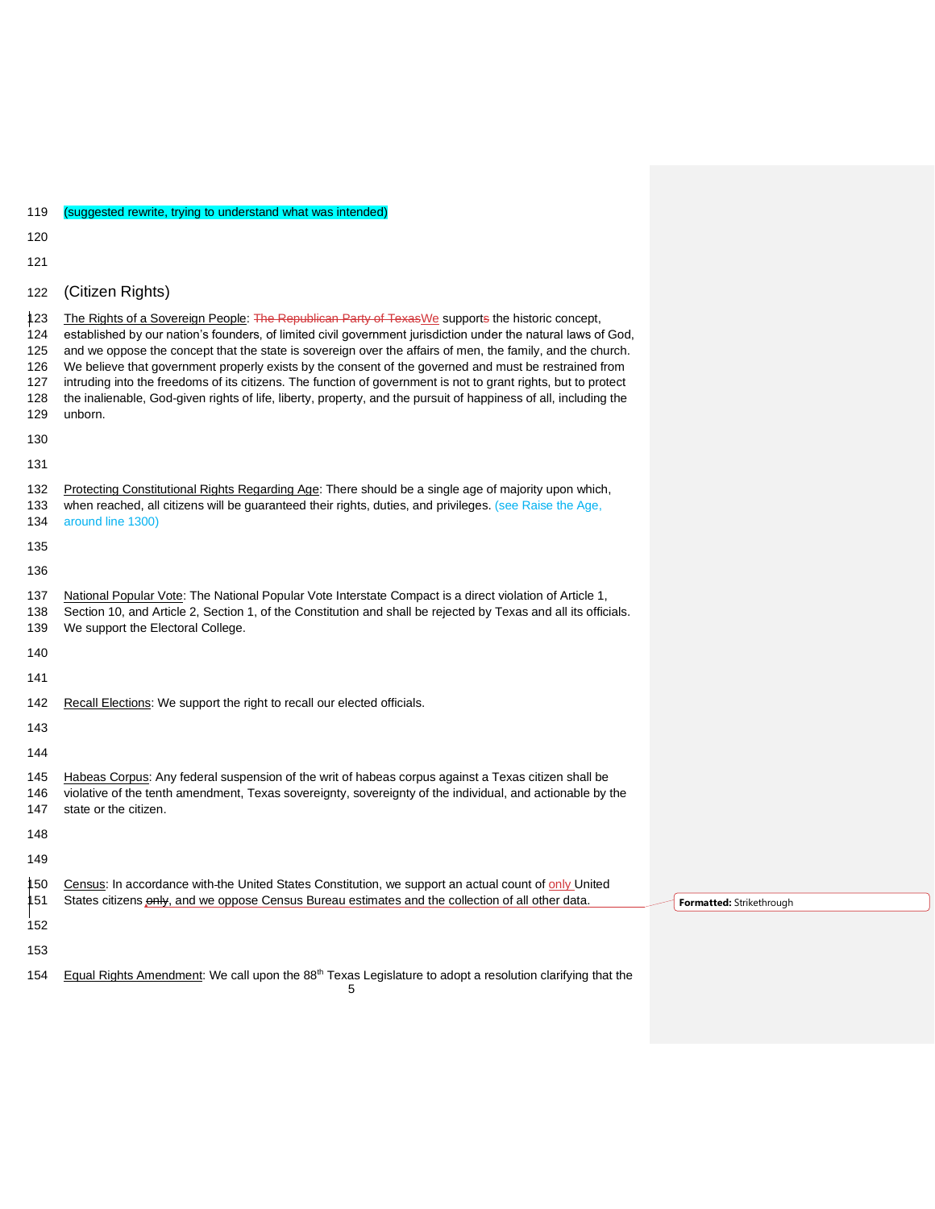(suggested rewrite, trying to understand what was intended)

## (Citizen Rights)

The Rights of a Sovereign People: ~~The Republican Party of Texas~~We support~~s~~ the historic concept, established by our nation's founders, of limited civil government jurisdiction under the natural laws of God, and we oppose the concept that the state is sovereign over the affairs of men, the family, and the church. We believe that government properly exists by the consent of the governed and must be restrained from intruding into the freedoms of its citizens. The function of government is not to grant rights, but to protect the inalienable, God-given rights of life, liberty, property, and the pursuit of happiness of all, including the unborn.

Protecting Constitutional Rights Regarding Age: There should be a single age of majority upon which, when reached, all citizens will be guaranteed their rights, duties, and privileges. (see Raise the Age, around line 1300)

National Popular Vote: The National Popular Vote Interstate Compact is a direct violation of Article 1, Section 10, and Article 2, Section 1, of the Constitution and shall be rejected by Texas and all its officials. We support the Electoral College.

Recall Elections: We support the right to recall our elected officials.

Habeas Corpus: Any federal suspension of the writ of habeas corpus against a Texas citizen shall be violative of the tenth amendment, Texas sovereignty, sovereignty of the individual, and actionable by the state or the citizen.

Census: In accordance with the United States Constitution, we support an actual count of only United States citizens ~~only~~, and we oppose Census Bureau estimates and the collection of all other data.

Formatted: Strikethrough

Equal Rights Amendment: We call upon the 88th Texas Legislature to adopt a resolution clarifying that the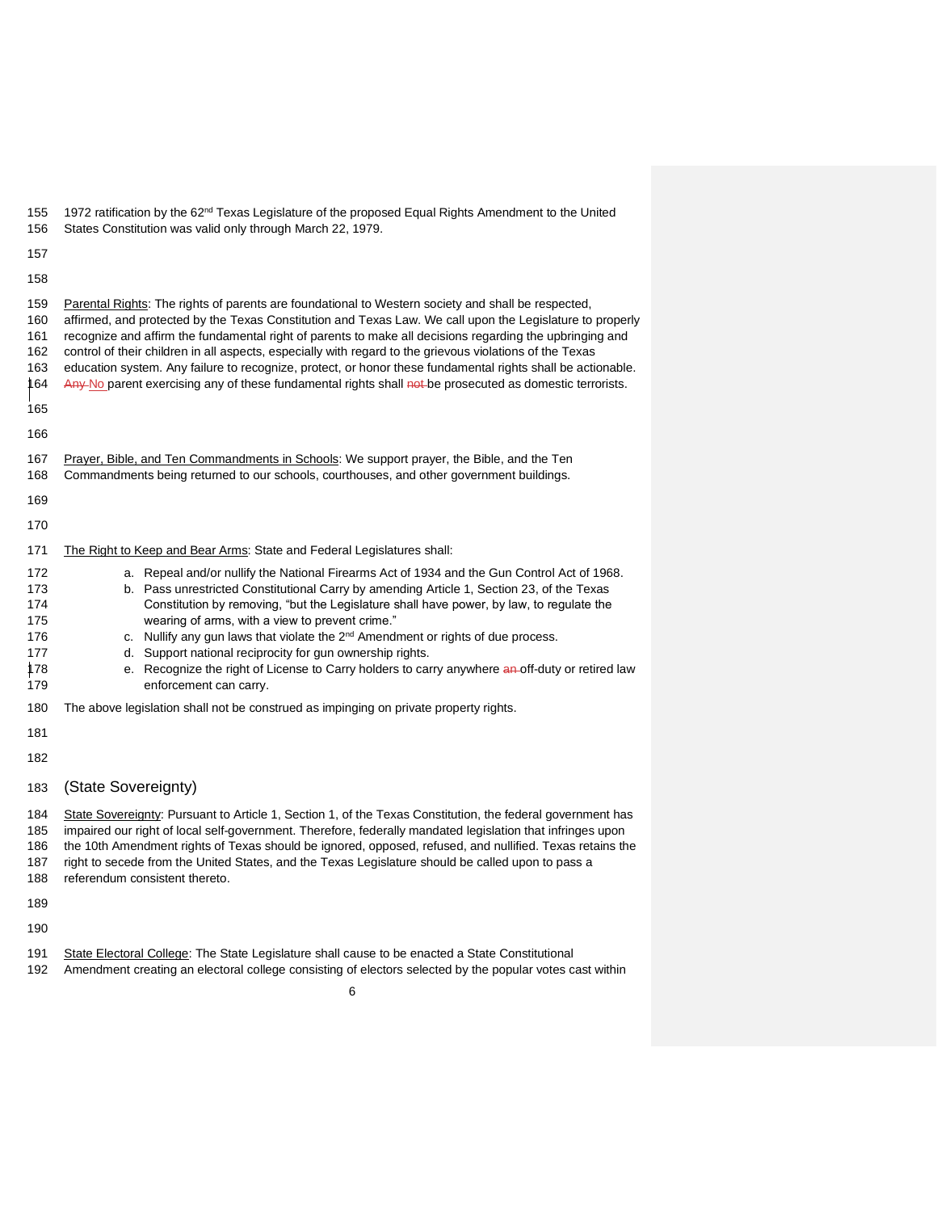1972 ratification by the 62nd Texas Legislature of the proposed Equal Rights Amendment to the United States Constitution was valid only through March 22, 1979.

Parental Rights: The rights of parents are foundational to Western society and shall be respected, affirmed, and protected by the Texas Constitution and Texas Law. We call upon the Legislature to properly recognize and affirm the fundamental right of parents to make all decisions regarding the upbringing and control of their children in all aspects, especially with regard to the grievous violations of the Texas education system. Any failure to recognize, protect, or honor these fundamental rights shall be actionable. ~~Any~~ No parent exercising any of these fundamental rights shall ~~not~~ be prosecuted as domestic terrorists.

Prayer, Bible, and Ten Commandments in Schools: We support prayer, the Bible, and the Ten Commandments being returned to our schools, courthouses, and other government buildings.

The Right to Keep and Bear Arms: State and Federal Legislatures shall:

a. Repeal and/or nullify the National Firearms Act of 1934 and the Gun Control Act of 1968.
b. Pass unrestricted Constitutional Carry by amending Article 1, Section 23, of the Texas Constitution by removing, "but the Legislature shall have power, by law, to regulate the wearing of arms, with a view to prevent crime."
c. Nullify any gun laws that violate the 2nd Amendment or rights of due process.
d. Support national reciprocity for gun ownership rights.
e. Recognize the right of License to Carry holders to carry anywhere ~~an~~ off-duty or retired law enforcement can carry.

The above legislation shall not be construed as impinging on private property rights.

## (State Sovereignty)

State Sovereignty: Pursuant to Article 1, Section 1, of the Texas Constitution, the federal government has impaired our right of local self-government. Therefore, federally mandated legislation that infringes upon the 10th Amendment rights of Texas should be ignored, opposed, refused, and nullified. Texas retains the right to secede from the United States, and the Texas Legislature should be called upon to pass a referendum consistent thereto.

State Electoral College: The State Legislature shall cause to be enacted a State Constitutional Amendment creating an electoral college consisting of electors selected by the popular votes cast within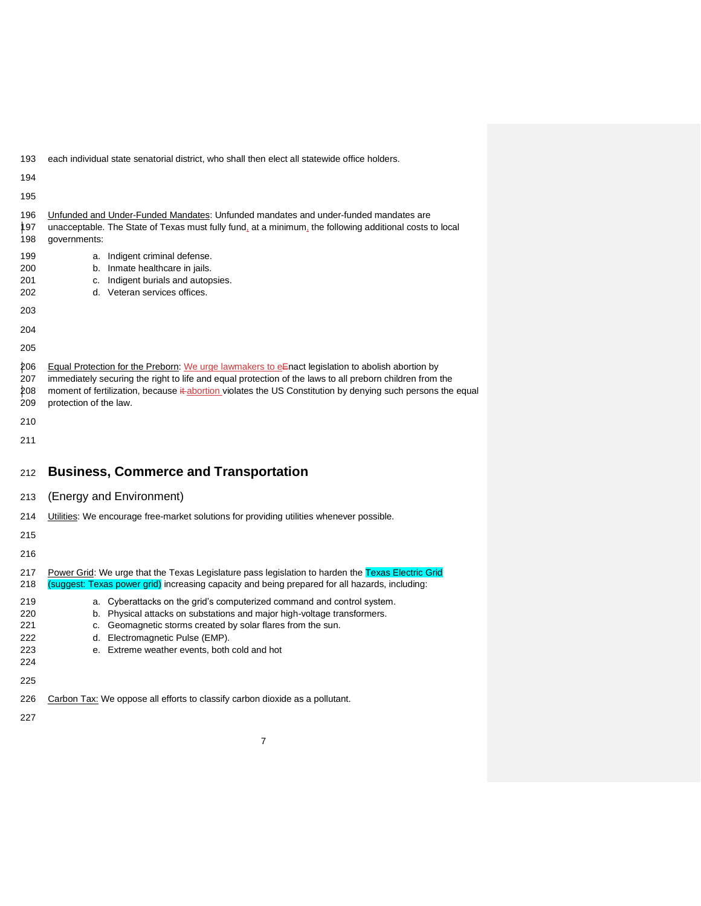each individual state senatorial district, who shall then elect all statewide office holders.

Unfunded and Under-Funded Mandates: Unfunded mandates and under-funded mandates are unacceptable. The State of Texas must fully fund, at a minimum, the following additional costs to local governments:

a. Indigent criminal defense.
b. Inmate healthcare in jails.
c. Indigent burials and autopsies.
d. Veteran services offices.

Equal Protection for the Preborn: We urge lawmakers to eEnact legislation to abolish abortion by immediately securing the right to life and equal protection of the laws to all preborn children from the moment of fertilization, because it abortion violates the US Constitution by denying such persons the equal protection of the law.

## Business, Commerce and Transportation

(Energy and Environment)

Utilities: We encourage free-market solutions for providing utilities whenever possible.

Power Grid: We urge that the Texas Legislature pass legislation to harden the Texas Electric Grid (suggest: Texas power grid) increasing capacity and being prepared for all hazards, including:

a. Cyberattacks on the grid's computerized command and control system.
b. Physical attacks on substations and major high-voltage transformers.
c. Geomagnetic storms created by solar flares from the sun.
d. Electromagnetic Pulse (EMP).
e. Extreme weather events, both cold and hot

Carbon Tax: We oppose all efforts to classify carbon dioxide as a pollutant.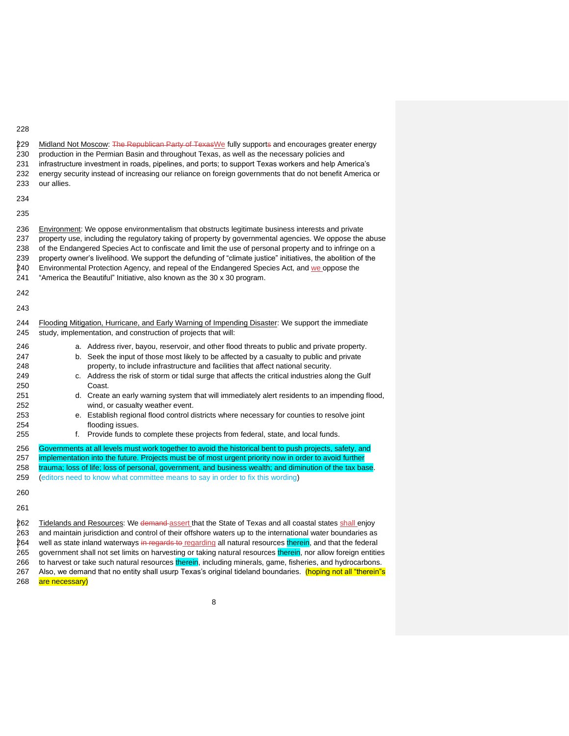Midland Not Moscow: ~~The Republican Party of Texas~~We fully support~~s~~ and encourages greater energy production in the Permian Basin and throughout Texas, as well as the necessary policies and infrastructure investment in roads, pipelines, and ports; to support Texas workers and help America's energy security instead of increasing our reliance on foreign governments that do not benefit America or our allies.

Environment: We oppose environmentalism that obstructs legitimate business interests and private property use, including the regulatory taking of property by governmental agencies. We oppose the abuse of the Endangered Species Act to confiscate and limit the use of personal property and to infringe on a property owner's livelihood. We support the defunding of "climate justice" initiatives, the abolition of the Environmental Protection Agency, and repeal of the Endangered Species Act, and we oppose the "America the Beautiful" Initiative, also known as the 30 x 30 program.

Flooding Mitigation, Hurricane, and Early Warning of Impending Disaster: We support the immediate study, implementation, and construction of projects that will:

a. Address river, bayou, reservoir, and other flood threats to public and private property.
b. Seek the input of those most likely to be affected by a casualty to public and private property, to include infrastructure and facilities that affect national security.
c. Address the risk of storm or tidal surge that affects the critical industries along the Gulf Coast.
d. Create an early warning system that will immediately alert residents to an impending flood, wind, or casualty weather event.
e. Establish regional flood control districts where necessary for counties to resolve joint flooding issues.
f. Provide funds to complete these projects from federal, state, and local funds.

Governments at all levels must work together to avoid the historical bent to push projects, safety, and implementation into the future. Projects must be of most urgent priority now in order to avoid further trauma; loss of life; loss of personal, government, and business wealth; and diminution of the tax base. (editors need to know what committee means to say in order to fix this wording)

Tidelands and Resources: We ~~demand~~ assert that the State of Texas and all coastal states shall enjoy and maintain jurisdiction and control of their offshore waters up to the international water boundaries as well as state inland waterways ~~in regards to~~ regarding all natural resources therein, and that the federal government shall not set limits on harvesting or taking natural resources therein, nor allow foreign entities to harvest or take such natural resources therein, including minerals, game, fisheries, and hydrocarbons. Also, we demand that no entity shall usurp Texas's original tideland boundaries. (hoping not all "therein"s are necessary)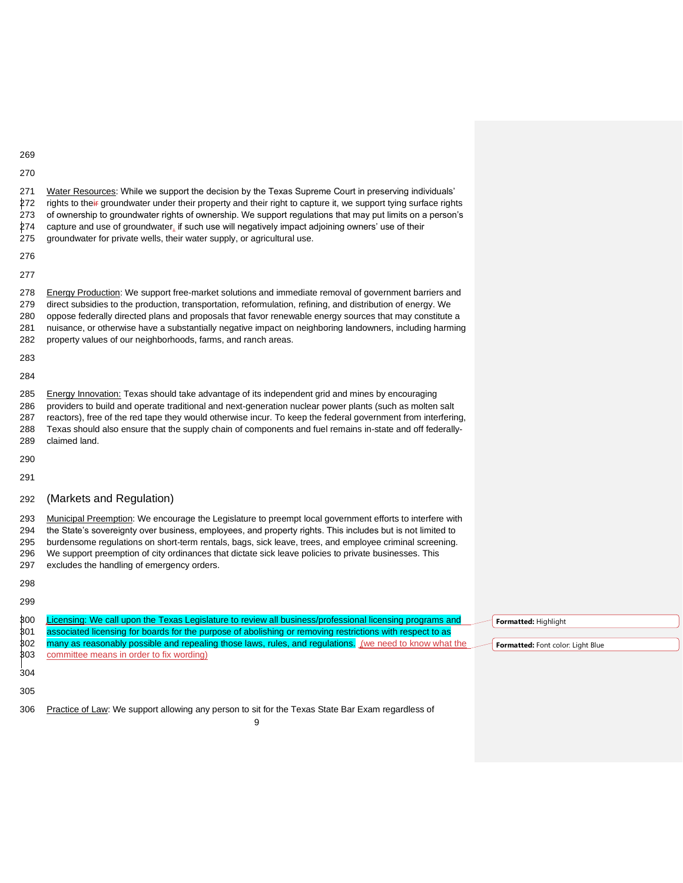Water Resources: While we support the decision by the Texas Supreme Court in preserving individuals' rights to their groundwater under their property and their right to capture it, we support tying surface rights of ownership to groundwater rights of ownership. We support regulations that may put limits on a person's capture and use of groundwater, if such use will negatively impact adjoining owners' use of their groundwater for private wells, their water supply, or agricultural use.

Energy Production: We support free-market solutions and immediate removal of government barriers and direct subsidies to the production, transportation, reformulation, refining, and distribution of energy. We oppose federally directed plans and proposals that favor renewable energy sources that may constitute a nuisance, or otherwise have a substantially negative impact on neighboring landowners, including harming property values of our neighborhoods, farms, and ranch areas.

Energy Innovation: Texas should take advantage of its independent grid and mines by encouraging providers to build and operate traditional and next-generation nuclear power plants (such as molten salt reactors), free of the red tape they would otherwise incur. To keep the federal government from interfering, Texas should also ensure that the supply chain of components and fuel remains in-state and off federally-claimed land.

## (Markets and Regulation)

Municipal Preemption: We encourage the Legislature to preempt local government efforts to interfere with the State's sovereignty over business, employees, and property rights. This includes but is not limited to burdensome regulations on short-term rentals, bags, sick leave, trees, and employee criminal screening. We support preemption of city ordinances that dictate sick leave policies to private businesses. This excludes the handling of emergency orders.

Licensing: We call upon the Texas Legislature to review all business/professional licensing programs and associated licensing for boards for the purpose of abolishing or removing restrictions with respect to as many as reasonably possible and repealing those laws, rules, and regulations. (we need to know what the committee means in order to fix wording)

Practice of Law: We support allowing any person to sit for the Texas State Bar Exam regardless of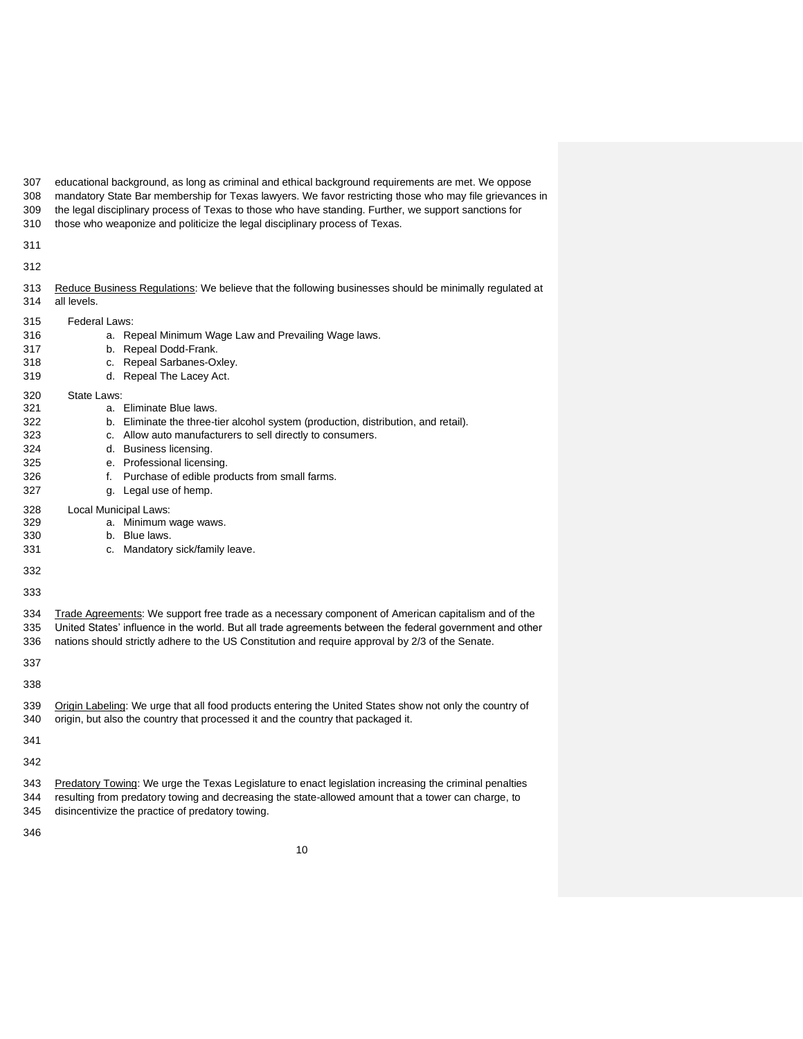educational background, as long as criminal and ethical background requirements are met. We oppose mandatory State Bar membership for Texas lawyers. We favor restricting those who may file grievances in the legal disciplinary process of Texas to those who have standing. Further, we support sanctions for those who weaponize and politicize the legal disciplinary process of Texas.

<u>Reduce Business Regulations</u>: We believe that the following businesses should be minimally regulated at all levels.

Federal Laws:

a. Repeal Minimum Wage Law and Prevailing Wage laws.
b. Repeal Dodd-Frank.
c. Repeal Sarbanes-Oxley.
d. Repeal The Lacey Act.

State Laws:

a. Eliminate Blue laws.
b. Eliminate the three-tier alcohol system (production, distribution, and retail).
c. Allow auto manufacturers to sell directly to consumers.
d. Business licensing.
e. Professional licensing.
f. Purchase of edible products from small farms.
g. Legal use of hemp.

Local Municipal Laws:

a. Minimum wage waws.
b. Blue laws.
c. Mandatory sick/family leave.

<u>Trade Agreements</u>: We support free trade as a necessary component of American capitalism and of the United States' influence in the world. But all trade agreements between the federal government and other nations should strictly adhere to the US Constitution and require approval by 2/3 of the Senate.

<u>Origin Labeling</u>: We urge that all food products entering the United States show not only the country of origin, but also the country that processed it and the country that packaged it.

<u>Predatory Towing</u>: We urge the Texas Legislature to enact legislation increasing the criminal penalties resulting from predatory towing and decreasing the state-allowed amount that a tower can charge, to disincentivize the practice of predatory towing.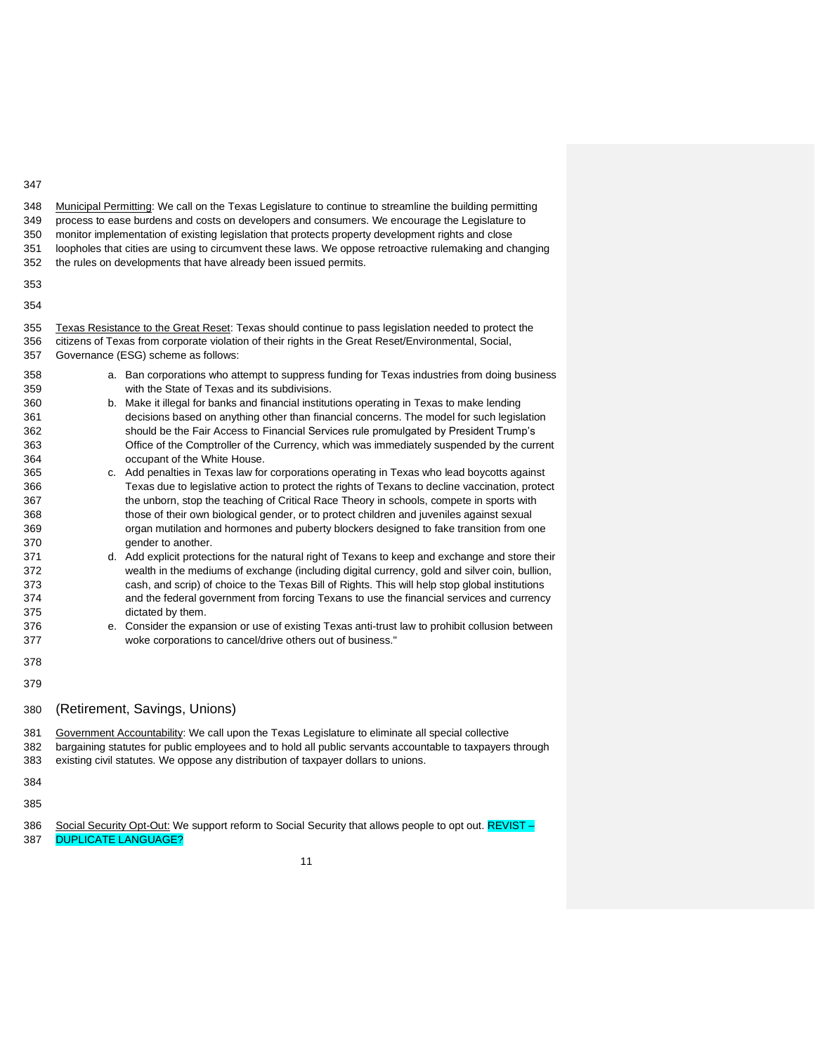<u>Municipal Permitting</u>: We call on the Texas Legislature to continue to streamline the building permitting process to ease burdens and costs on developers and consumers. We encourage the Legislature to monitor implementation of existing legislation that protects property development rights and close loopholes that cities are using to circumvent these laws. We oppose retroactive rulemaking and changing the rules on developments that have already been issued permits.

<u>Texas Resistance to the Great Reset</u>: Texas should continue to pass legislation needed to protect the citizens of Texas from corporate violation of their rights in the Great Reset/Environmental, Social, Governance (ESG) scheme as follows:

a. Ban corporations who attempt to suppress funding for Texas industries from doing business with the State of Texas and its subdivisions.
b. Make it illegal for banks and financial institutions operating in Texas to make lending decisions based on anything other than financial concerns. The model for such legislation should be the Fair Access to Financial Services rule promulgated by President Trump's Office of the Comptroller of the Currency, which was immediately suspended by the current occupant of the White House.
c. Add penalties in Texas law for corporations operating in Texas who lead boycotts against Texas due to legislative action to protect the rights of Texans to decline vaccination, protect the unborn, stop the teaching of Critical Race Theory in schools, compete in sports with those of their own biological gender, or to protect children and juveniles against sexual organ mutilation and hormones and puberty blockers designed to fake transition from one gender to another.
d. Add explicit protections for the natural right of Texans to keep and exchange and store their wealth in the mediums of exchange (including digital currency, gold and silver coin, bullion, cash, and scrip) of choice to the Texas Bill of Rights. This will help stop global institutions and the federal government from forcing Texans to use the financial services and currency dictated by them.
e. Consider the expansion or use of existing Texas anti-trust law to prohibit collusion between woke corporations to cancel/drive others out of business."

## (Retirement, Savings, Unions)

<u>Government Accountability</u>: We call upon the Texas Legislature to eliminate all special collective bargaining statutes for public employees and to hold all public servants accountable to taxpayers through existing civil statutes. We oppose any distribution of taxpayer dollars to unions.

<u>Social Security Opt-Out:</u> We support reform to Social Security that allows people to opt out. REVIST – DUPLICATE LANGUAGE?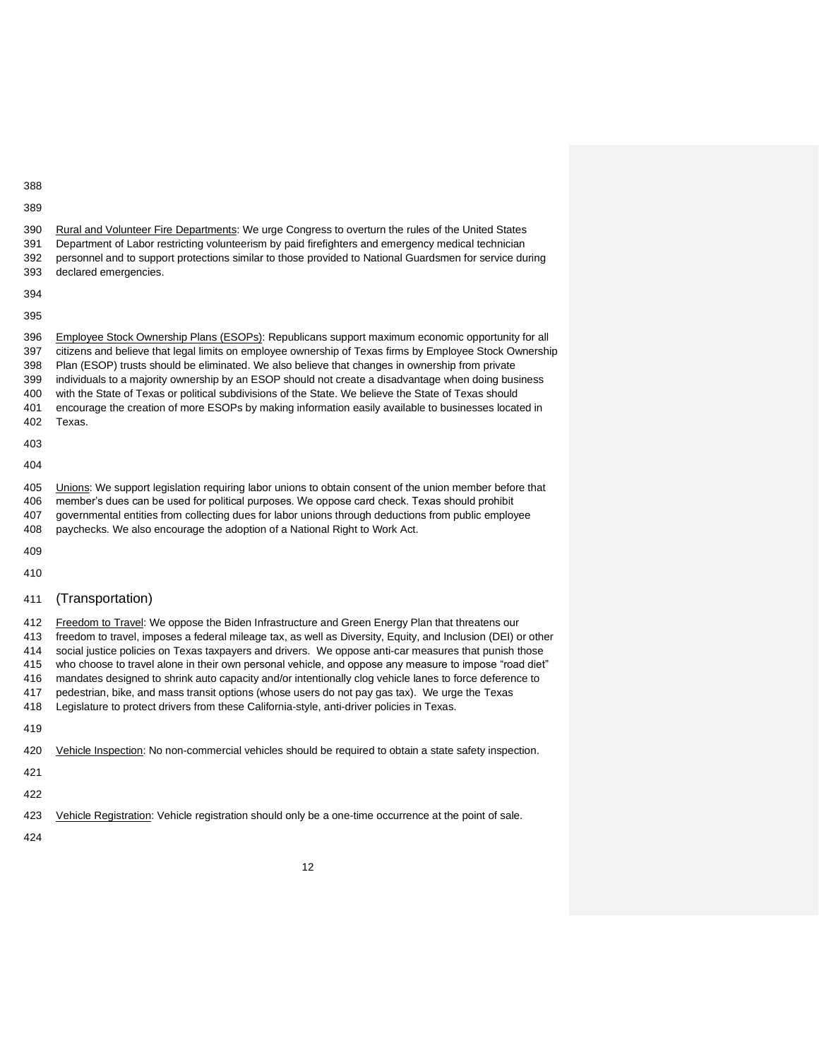Rural and Volunteer Fire Departments: We urge Congress to overturn the rules of the United States Department of Labor restricting volunteerism by paid firefighters and emergency medical technician personnel and to support protections similar to those provided to National Guardsmen for service during declared emergencies.

Employee Stock Ownership Plans (ESOPs): Republicans support maximum economic opportunity for all citizens and believe that legal limits on employee ownership of Texas firms by Employee Stock Ownership Plan (ESOP) trusts should be eliminated. We also believe that changes in ownership from private individuals to a majority ownership by an ESOP should not create a disadvantage when doing business with the State of Texas or political subdivisions of the State. We believe the State of Texas should encourage the creation of more ESOPs by making information easily available to businesses located in Texas.

Unions: We support legislation requiring labor unions to obtain consent of the union member before that member's dues can be used for political purposes. We oppose card check. Texas should prohibit governmental entities from collecting dues for labor unions through deductions from public employee paychecks. We also encourage the adoption of a National Right to Work Act.

## (Transportation)

Freedom to Travel: We oppose the Biden Infrastructure and Green Energy Plan that threatens our freedom to travel, imposes a federal mileage tax, as well as Diversity, Equity, and Inclusion (DEI) or other social justice policies on Texas taxpayers and drivers. We oppose anti-car measures that punish those who choose to travel alone in their own personal vehicle, and oppose any measure to impose "road diet" mandates designed to shrink auto capacity and/or intentionally clog vehicle lanes to force deference to pedestrian, bike, and mass transit options (whose users do not pay gas tax). We urge the Texas Legislature to protect drivers from these California-style, anti-driver policies in Texas.

Vehicle Inspection: No non-commercial vehicles should be required to obtain a state safety inspection.

Vehicle Registration: Vehicle registration should only be a one-time occurrence at the point of sale.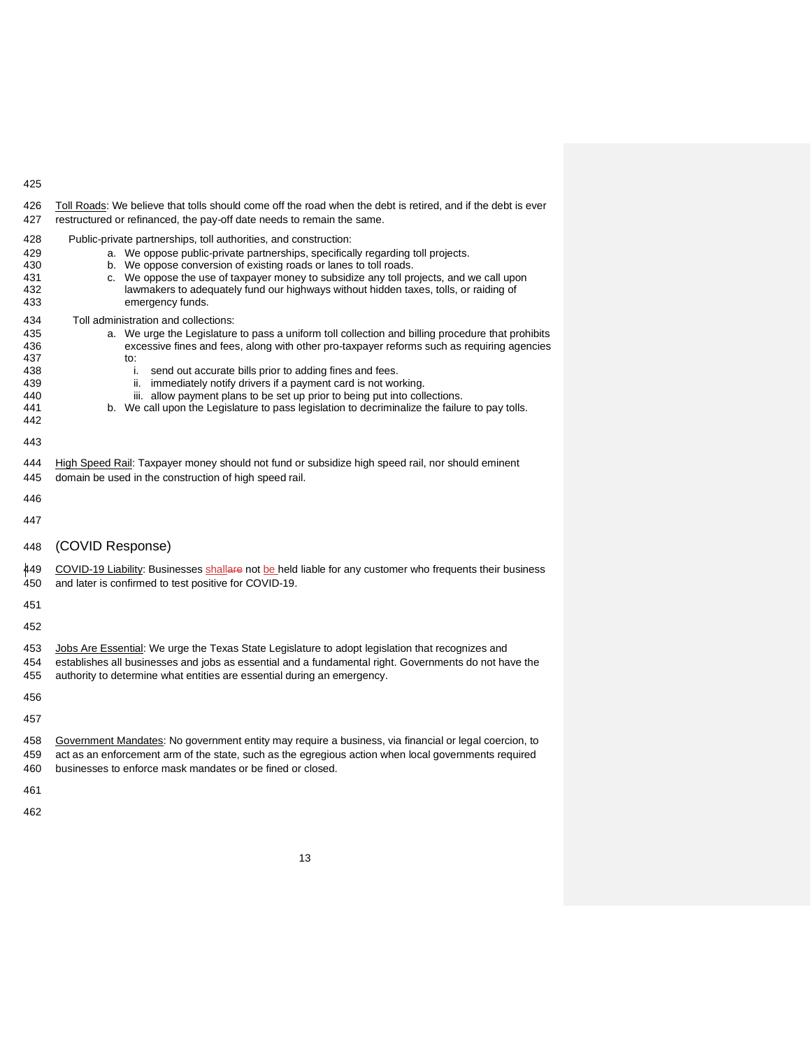Toll Roads: We believe that tolls should come off the road when the debt is retired, and if the debt is ever restructured or refinanced, the pay-off date needs to remain the same.

Public-private partnerships, toll authorities, and construction:

a. We oppose public-private partnerships, specifically regarding toll projects.
b. We oppose conversion of existing roads or lanes to toll roads.
c. We oppose the use of taxpayer money to subsidize any toll projects, and we call upon lawmakers to adequately fund our highways without hidden taxes, tolls, or raiding of emergency funds.

Toll administration and collections:

a. We urge the Legislature to pass a uniform toll collection and billing procedure that prohibits excessive fines and fees, along with other pro-taxpayer reforms such as requiring agencies to:
   i. send out accurate bills prior to adding fines and fees.
   ii. immediately notify drivers if a payment card is not working.
   iii. allow payment plans to be set up prior to being put into collections.
b. We call upon the Legislature to pass legislation to decriminalize the failure to pay tolls.

High Speed Rail: Taxpayer money should not fund or subsidize high speed rail, nor should eminent domain be used in the construction of high speed rail.

## (COVID Response)

COVID-19 Liability: Businesses shall~~are~~ not be held liable for any customer who frequents their business and later is confirmed to test positive for COVID-19.

Jobs Are Essential: We urge the Texas State Legislature to adopt legislation that recognizes and establishes all businesses and jobs as essential and a fundamental right. Governments do not have the authority to determine what entities are essential during an emergency.

Government Mandates: No government entity may require a business, via financial or legal coercion, to act as an enforcement arm of the state, such as the egregious action when local governments required businesses to enforce mask mandates or be fined or closed.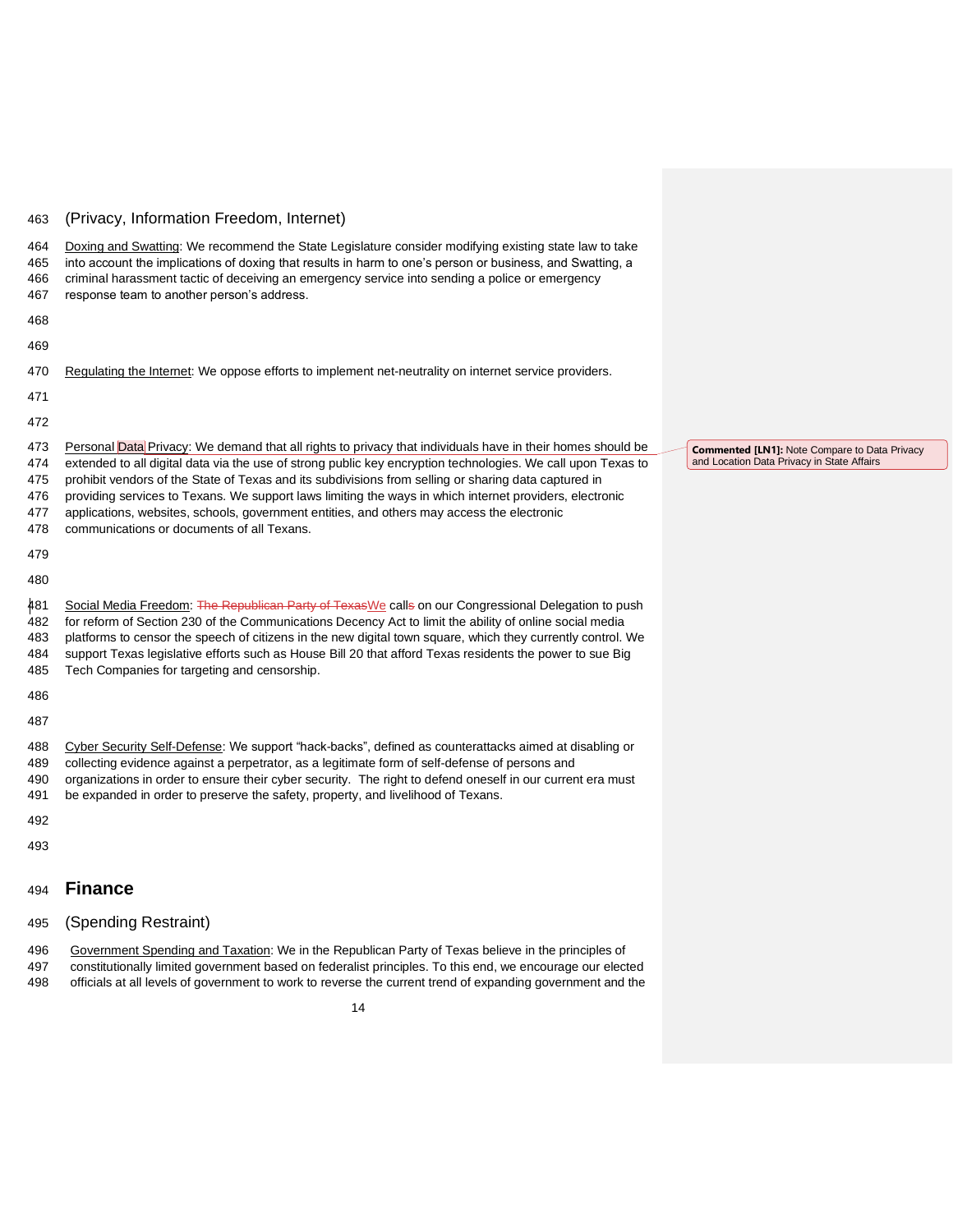(Privacy, Information Freedom, Internet)

Doxing and Swatting: We recommend the State Legislature consider modifying existing state law to take into account the implications of doxing that results in harm to one's person or business, and Swatting, a criminal harassment tactic of deceiving an emergency service into sending a police or emergency response team to another person's address.

Regulating the Internet: We oppose efforts to implement net-neutrality on internet service providers.

Personal Data Privacy: We demand that all rights to privacy that individuals have in their homes should be extended to all digital data via the use of strong public key encryption technologies. We call upon Texas to prohibit vendors of the State of Texas and its subdivisions from selling or sharing data captured in providing services to Texans. We support laws limiting the ways in which internet providers, electronic applications, websites, schools, government entities, and others may access the electronic communications or documents of all Texans.

**Commented [LN1]:** Note Compare to Data Privacy and Location Data Privacy in State Affairs

Social Media Freedom: ~~The Republican Party of Texas~~We call~~s~~ on our Congressional Delegation to push for reform of Section 230 of the Communications Decency Act to limit the ability of online social media platforms to censor the speech of citizens in the new digital town square, which they currently control. We support Texas legislative efforts such as House Bill 20 that afford Texas residents the power to sue Big Tech Companies for targeting and censorship.

Cyber Security Self-Defense: We support "hack-backs", defined as counterattacks aimed at disabling or collecting evidence against a perpetrator, as a legitimate form of self-defense of persons and organizations in order to ensure their cyber security. The right to defend oneself in our current era must be expanded in order to preserve the safety, property, and livelihood of Texans.

## Finance

(Spending Restraint)

Government Spending and Taxation: We in the Republican Party of Texas believe in the principles of constitutionally limited government based on federalist principles. To this end, we encourage our elected officials at all levels of government to work to reverse the current trend of expanding government and the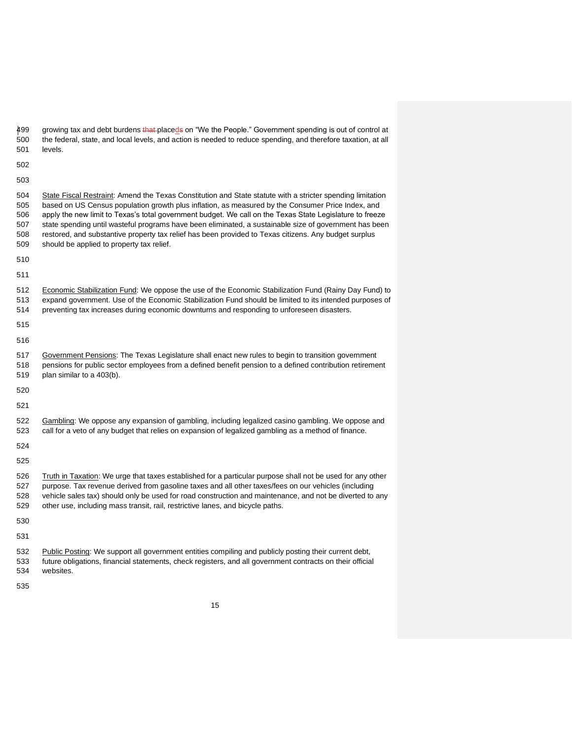growing tax and debt burdens placed on "We the People." Government spending is out of control at the federal, state, and local levels, and action is needed to reduce spending, and therefore taxation, at all levels.

State Fiscal Restraint: Amend the Texas Constitution and State statute with a stricter spending limitation based on US Census population growth plus inflation, as measured by the Consumer Price Index, and apply the new limit to Texas's total government budget. We call on the Texas State Legislature to freeze state spending until wasteful programs have been eliminated, a sustainable size of government has been restored, and substantive property tax relief has been provided to Texas citizens. Any budget surplus should be applied to property tax relief.

Economic Stabilization Fund: We oppose the use of the Economic Stabilization Fund (Rainy Day Fund) to expand government. Use of the Economic Stabilization Fund should be limited to its intended purposes of preventing tax increases during economic downturns and responding to unforeseen disasters.

Government Pensions: The Texas Legislature shall enact new rules to begin to transition government pensions for public sector employees from a defined benefit pension to a defined contribution retirement plan similar to a 403(b).

Gambling: We oppose any expansion of gambling, including legalized casino gambling. We oppose and call for a veto of any budget that relies on expansion of legalized gambling as a method of finance.

Truth in Taxation: We urge that taxes established for a particular purpose shall not be used for any other purpose. Tax revenue derived from gasoline taxes and all other taxes/fees on our vehicles (including vehicle sales tax) should only be used for road construction and maintenance, and not be diverted to any other use, including mass transit, rail, restrictive lanes, and bicycle paths.

Public Posting: We support all government entities compiling and publicly posting their current debt, future obligations, financial statements, check registers, and all government contracts on their official websites.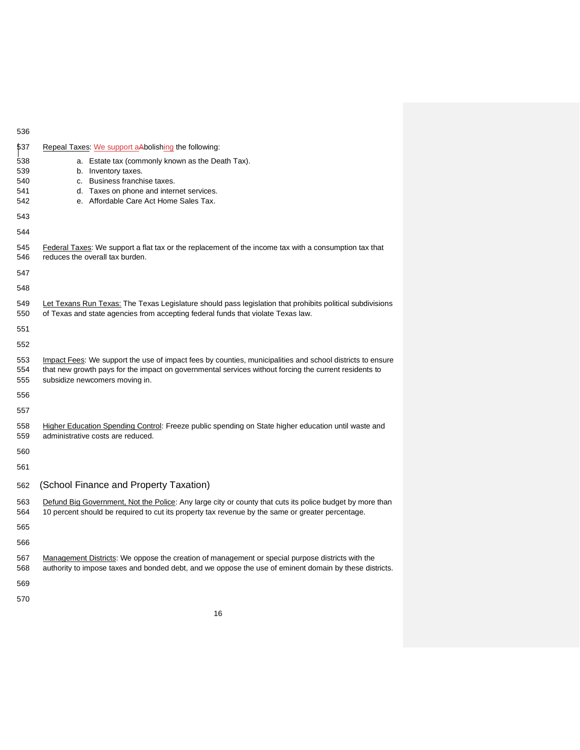Repeal Taxes: We support aAbolishing the following:

a. Estate tax (commonly known as the Death Tax).
b. Inventory taxes.
c. Business franchise taxes.
d. Taxes on phone and internet services.
e. Affordable Care Act Home Sales Tax.

Federal Taxes: We support a flat tax or the replacement of the income tax with a consumption tax that reduces the overall tax burden.

Let Texans Run Texas: The Texas Legislature should pass legislation that prohibits political subdivisions of Texas and state agencies from accepting federal funds that violate Texas law.

Impact Fees: We support the use of impact fees by counties, municipalities and school districts to ensure that new growth pays for the impact on governmental services without forcing the current residents to subsidize newcomers moving in.

Higher Education Spending Control: Freeze public spending on State higher education until waste and administrative costs are reduced.

## (School Finance and Property Taxation)

Defund Big Government, Not the Police: Any large city or county that cuts its police budget by more than 10 percent should be required to cut its property tax revenue by the same or greater percentage.

Management Districts: We oppose the creation of management or special purpose districts with the authority to impose taxes and bonded debt, and we oppose the use of eminent domain by these districts.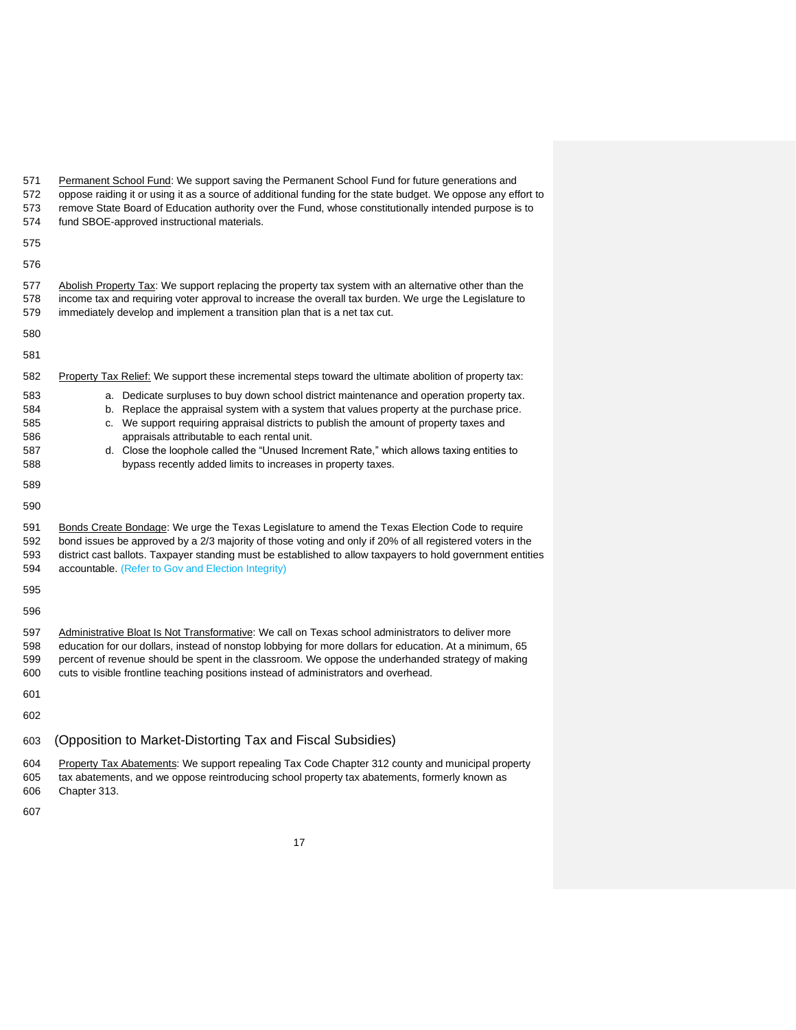Permanent School Fund: We support saving the Permanent School Fund for future generations and oppose raiding it or using it as a source of additional funding for the state budget. We oppose any effort to remove State Board of Education authority over the Fund, whose constitutionally intended purpose is to fund SBOE-approved instructional materials.

Abolish Property Tax: We support replacing the property tax system with an alternative other than the income tax and requiring voter approval to increase the overall tax burden. We urge the Legislature to immediately develop and implement a transition plan that is a net tax cut.

Property Tax Relief: We support these incremental steps toward the ultimate abolition of property tax:

a. Dedicate surpluses to buy down school district maintenance and operation property tax.
b. Replace the appraisal system with a system that values property at the purchase price.
c. We support requiring appraisal districts to publish the amount of property taxes and appraisals attributable to each rental unit.
d. Close the loophole called the "Unused Increment Rate," which allows taxing entities to bypass recently added limits to increases in property taxes.

Bonds Create Bondage: We urge the Texas Legislature to amend the Texas Election Code to require bond issues be approved by a 2/3 majority of those voting and only if 20% of all registered voters in the district cast ballots. Taxpayer standing must be established to allow taxpayers to hold government entities accountable. (Refer to Gov and Election Integrity)

Administrative Bloat Is Not Transformative: We call on Texas school administrators to deliver more education for our dollars, instead of nonstop lobbying for more dollars for education. At a minimum, 65 percent of revenue should be spent in the classroom. We oppose the underhanded strategy of making cuts to visible frontline teaching positions instead of administrators and overhead.

## (Opposition to Market-Distorting Tax and Fiscal Subsidies)

Property Tax Abatements: We support repealing Tax Code Chapter 312 county and municipal property tax abatements, and we oppose reintroducing school property tax abatements, formerly known as Chapter 313.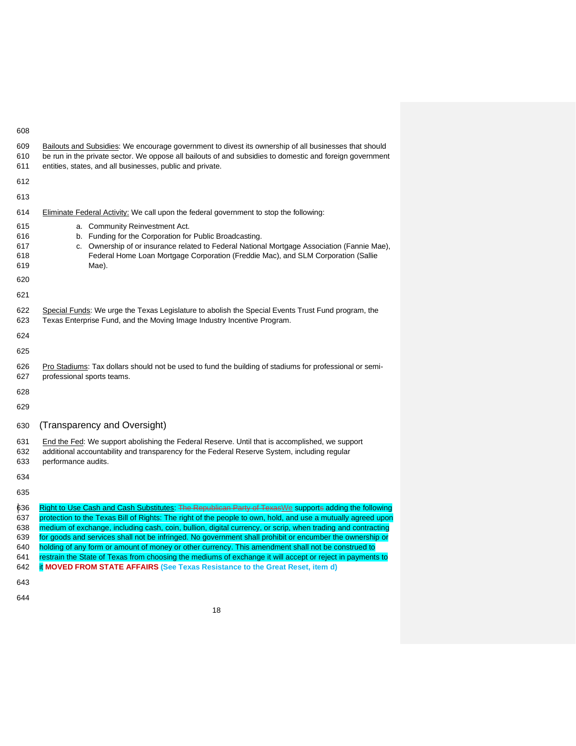Bailouts and Subsidies: We encourage government to divest its ownership of all businesses that should be run in the private sector. We oppose all bailouts of and subsidies to domestic and foreign government entities, states, and all businesses, public and private.

Eliminate Federal Activity: We call upon the federal government to stop the following:

a. Community Reinvestment Act.
b. Funding for the Corporation for Public Broadcasting.
c. Ownership of or insurance related to Federal National Mortgage Association (Fannie Mae), Federal Home Loan Mortgage Corporation (Freddie Mac), and SLM Corporation (Sallie Mae).

Special Funds: We urge the Texas Legislature to abolish the Special Events Trust Fund program, the Texas Enterprise Fund, and the Moving Image Industry Incentive Program.

Pro Stadiums: Tax dollars should not be used to fund the building of stadiums for professional or semi-professional sports teams.

## (Transparency and Oversight)

End the Fed: We support abolishing the Federal Reserve. Until that is accomplished, we support additional accountability and transparency for the Federal Reserve System, including regular performance audits.

Right to Use Cash and Cash Substitutes: ~~The Republican Party of Texas~~We support~~s~~ adding the following protection to the Texas Bill of Rights: The right of the people to own, hold, and use a mutually agreed upon medium of exchange, including cash, coin, bullion, digital currency, or scrip, when trading and contracting for goods and services shall not be infringed. No government shall prohibit or encumber the ownership or holding of any form or amount of money or other currency. This amendment shall not be construed to restrain the State of Texas from choosing the mediums of exchange it will accept or reject in payments to it **MOVED FROM STATE AFFAIRS** **(See Texas Resistance to the Great Reset, item d)**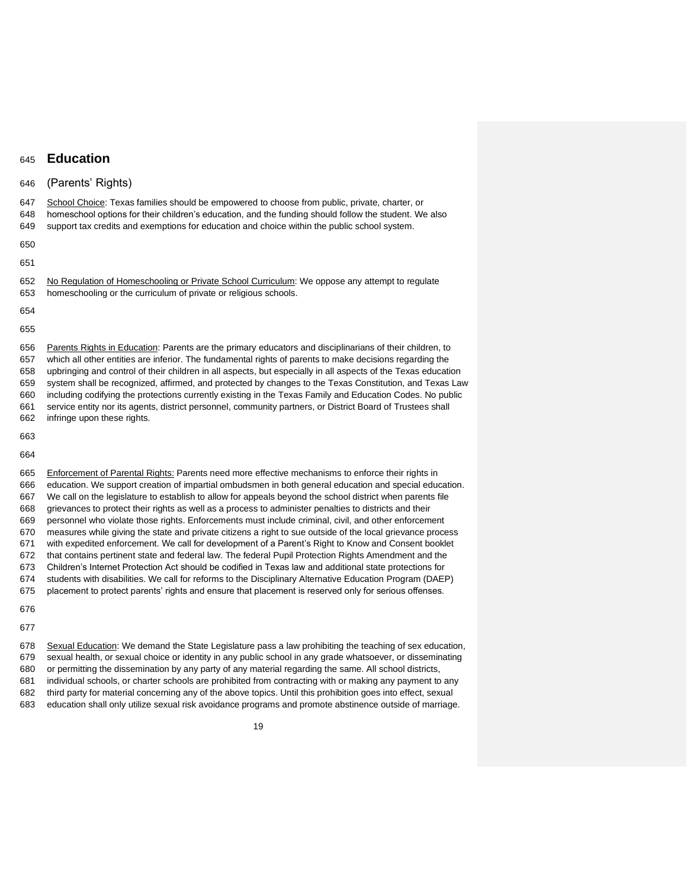# Education

## (Parents' Rights)

School Choice: Texas families should be empowered to choose from public, private, charter, or homeschool options for their children's education, and the funding should follow the student. We also support tax credits and exemptions for education and choice within the public school system.

No Regulation of Homeschooling or Private School Curriculum: We oppose any attempt to regulate homeschooling or the curriculum of private or religious schools.

Parents Rights in Education: Parents are the primary educators and disciplinarians of their children, to which all other entities are inferior. The fundamental rights of parents to make decisions regarding the upbringing and control of their children in all aspects, but especially in all aspects of the Texas education system shall be recognized, affirmed, and protected by changes to the Texas Constitution, and Texas Law including codifying the protections currently existing in the Texas Family and Education Codes. No public service entity nor its agents, district personnel, community partners, or District Board of Trustees shall infringe upon these rights.

Enforcement of Parental Rights: Parents need more effective mechanisms to enforce their rights in education. We support creation of impartial ombudsmen in both general education and special education. We call on the legislature to establish to allow for appeals beyond the school district when parents file grievances to protect their rights as well as a process to administer penalties to districts and their personnel who violate those rights. Enforcements must include criminal, civil, and other enforcement measures while giving the state and private citizens a right to sue outside of the local grievance process with expedited enforcement. We call for development of a Parent's Right to Know and Consent booklet that contains pertinent state and federal law. The federal Pupil Protection Rights Amendment and the Children's Internet Protection Act should be codified in Texas law and additional state protections for students with disabilities. We call for reforms to the Disciplinary Alternative Education Program (DAEP) placement to protect parents' rights and ensure that placement is reserved only for serious offenses.

Sexual Education: We demand the State Legislature pass a law prohibiting the teaching of sex education, sexual health, or sexual choice or identity in any public school in any grade whatsoever, or disseminating or permitting the dissemination by any party of any material regarding the same. All school districts, individual schools, or charter schools are prohibited from contracting with or making any payment to any third party for material concerning any of the above topics. Until this prohibition goes into effect, sexual education shall only utilize sexual risk avoidance programs and promote abstinence outside of marriage.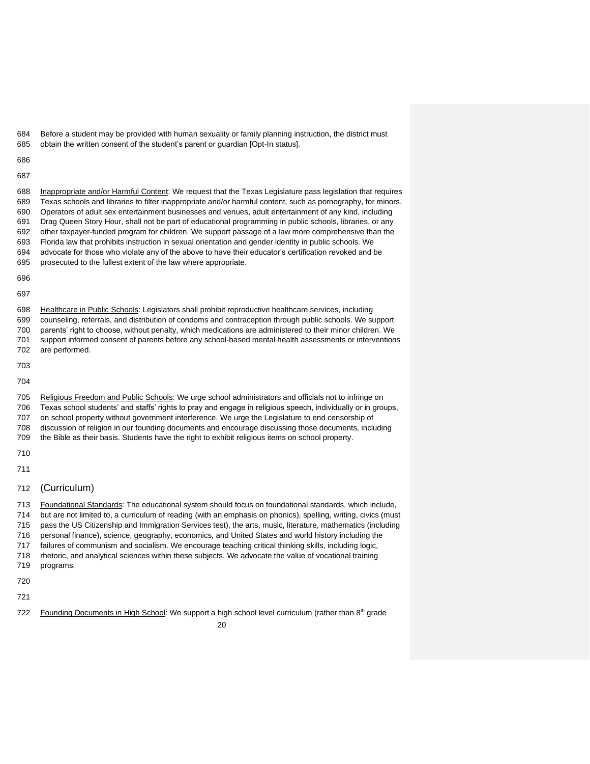Before a student may be provided with human sexuality or family planning instruction, the district must obtain the written consent of the student's parent or guardian [Opt-In status].

<u>Inappropriate and/or Harmful Content</u>: We request that the Texas Legislature pass legislation that requires Texas schools and libraries to filter inappropriate and/or harmful content, such as pornography, for minors. Operators of adult sex entertainment businesses and venues, adult entertainment of any kind, including Drag Queen Story Hour, shall not be part of educational programming in public schools, libraries, or any other taxpayer-funded program for children. We support passage of a law more comprehensive than the Florida law that prohibits instruction in sexual orientation and gender identity in public schools. We advocate for those who violate any of the above to have their educator's certification revoked and be prosecuted to the fullest extent of the law where appropriate.

<u>Healthcare in Public Schools</u>: Legislators shall prohibit reproductive healthcare services, including counseling, referrals, and distribution of condoms and contraception through public schools. We support parents' right to choose, without penalty, which medications are administered to their minor children. We support informed consent of parents before any school-based mental health assessments or interventions are performed.

<u>Religious Freedom and Public Schools</u>: We urge school administrators and officials not to infringe on Texas school students' and staffs' rights to pray and engage in religious speech, individually or in groups, on school property without government interference. We urge the Legislature to end censorship of discussion of religion in our founding documents and encourage discussing those documents, including the Bible as their basis. Students have the right to exhibit religious items on school property.

## (Curriculum)

<u>Foundational Standards</u>: The educational system should focus on foundational standards, which include, but are not limited to, a curriculum of reading (with an emphasis on phonics), spelling, writing, civics (must pass the US Citizenship and Immigration Services test), the arts, music, literature, mathematics (including personal finance), science, geography, economics, and United States and world history including the failures of communism and socialism. We encourage teaching critical thinking skills, including logic, rhetoric, and analytical sciences within these subjects. We advocate the value of vocational training programs.

<u>Founding Documents in High School</u>: We support a high school level curriculum (rather than 8th grade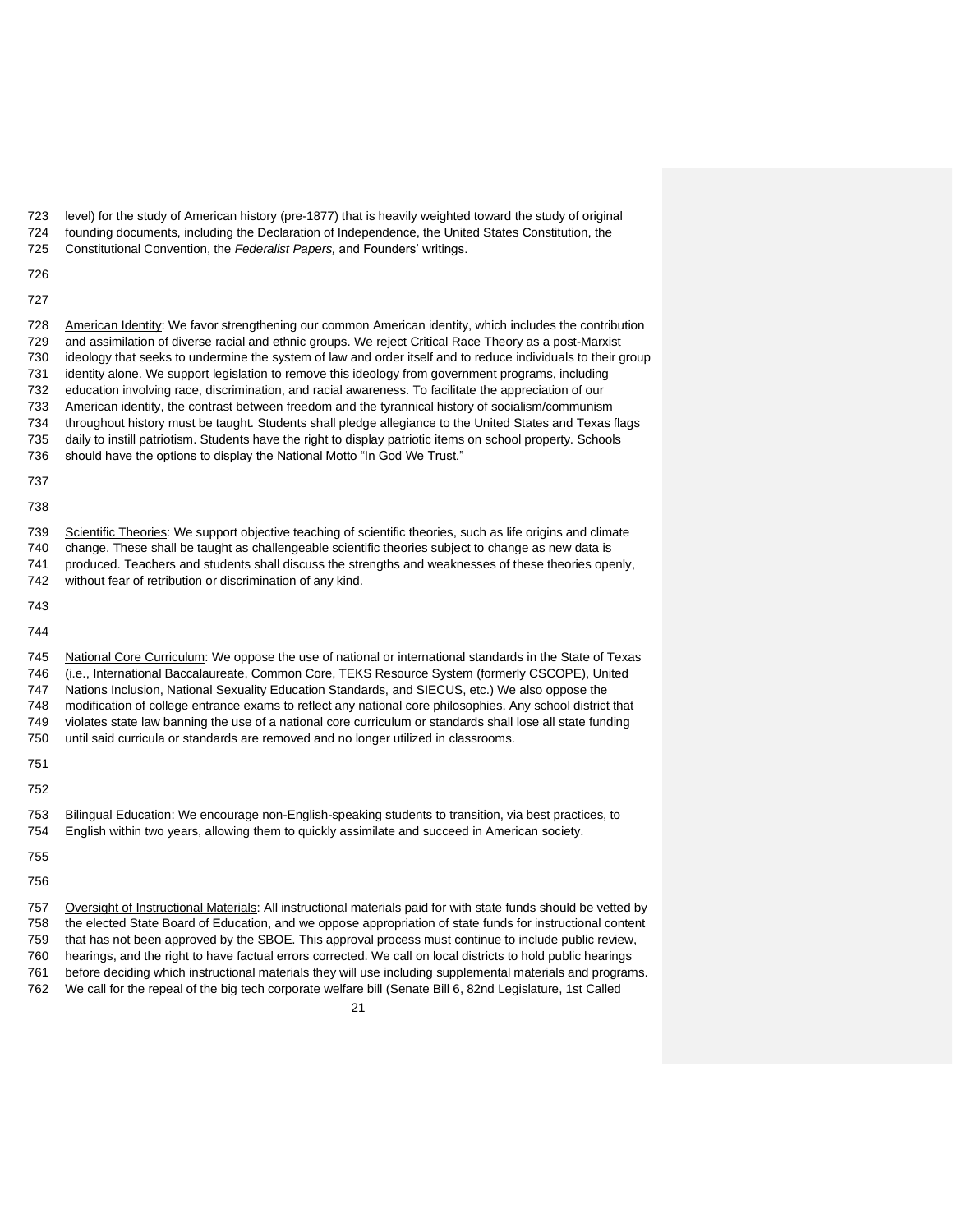level) for the study of American history (pre-1877) that is heavily weighted toward the study of original founding documents, including the Declaration of Independence, the United States Constitution, the Constitutional Convention, the *Federalist Papers,* and Founders' writings.

American Identity: We favor strengthening our common American identity, which includes the contribution and assimilation of diverse racial and ethnic groups. We reject Critical Race Theory as a post-Marxist ideology that seeks to undermine the system of law and order itself and to reduce individuals to their group identity alone. We support legislation to remove this ideology from government programs, including education involving race, discrimination, and racial awareness. To facilitate the appreciation of our American identity, the contrast between freedom and the tyrannical history of socialism/communism throughout history must be taught. Students shall pledge allegiance to the United States and Texas flags daily to instill patriotism. Students have the right to display patriotic items on school property. Schools should have the options to display the National Motto "In God We Trust."

Scientific Theories: We support objective teaching of scientific theories, such as life origins and climate change. These shall be taught as challengeable scientific theories subject to change as new data is produced. Teachers and students shall discuss the strengths and weaknesses of these theories openly, without fear of retribution or discrimination of any kind.

National Core Curriculum: We oppose the use of national or international standards in the State of Texas (i.e., International Baccalaureate, Common Core, TEKS Resource System (formerly CSCOPE), United Nations Inclusion, National Sexuality Education Standards, and SIECUS, etc.) We also oppose the modification of college entrance exams to reflect any national core philosophies. Any school district that violates state law banning the use of a national core curriculum or standards shall lose all state funding until said curricula or standards are removed and no longer utilized in classrooms.

Bilingual Education: We encourage non-English-speaking students to transition, via best practices, to English within two years, allowing them to quickly assimilate and succeed in American society.

Oversight of Instructional Materials: All instructional materials paid for with state funds should be vetted by the elected State Board of Education, and we oppose appropriation of state funds for instructional content that has not been approved by the SBOE. This approval process must continue to include public review, hearings, and the right to have factual errors corrected. We call on local districts to hold public hearings before deciding which instructional materials they will use including supplemental materials and programs. We call for the repeal of the big tech corporate welfare bill (Senate Bill 6, 82nd Legislature, 1st Called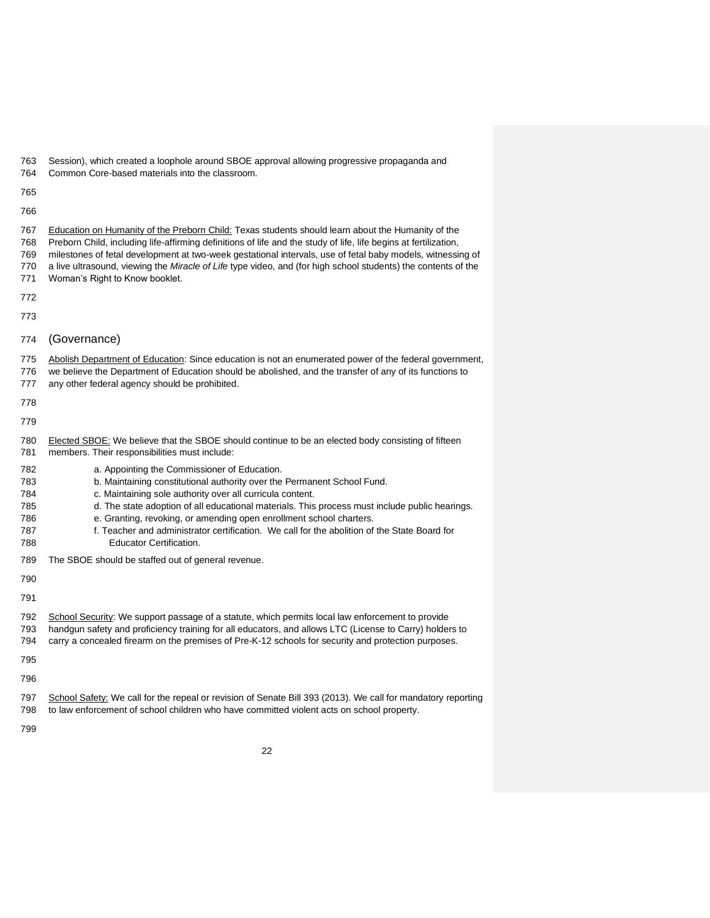Session), which created a loophole around SBOE approval allowing progressive propaganda and Common Core-based materials into the classroom.

Education on Humanity of the Preborn Child: Texas students should learn about the Humanity of the Preborn Child, including life-affirming definitions of life and the study of life, life begins at fertilization, milestones of fetal development at two-week gestational intervals, use of fetal baby models, witnessing of a live ultrasound, viewing the *Miracle of Life* type video, and (for high school students) the contents of the Woman's Right to Know booklet.

## (Governance)

Abolish Department of Education: Since education is not an enumerated power of the federal government, we believe the Department of Education should be abolished, and the transfer of any of its functions to any other federal agency should be prohibited.

Elected SBOE: We believe that the SBOE should continue to be an elected body consisting of fifteen members. Their responsibilities must include:

a. Appointing the Commissioner of Education.
b. Maintaining constitutional authority over the Permanent School Fund.
c. Maintaining sole authority over all curricula content.
d. The state adoption of all educational materials. This process must include public hearings.
e. Granting, revoking, or amending open enrollment school charters.
f. Teacher and administrator certification. We call for the abolition of the State Board for Educator Certification.

The SBOE should be staffed out of general revenue.

School Security: We support passage of a statute, which permits local law enforcement to provide handgun safety and proficiency training for all educators, and allows LTC (License to Carry) holders to carry a concealed firearm on the premises of Pre-K-12 schools for security and protection purposes.

School Safety: We call for the repeal or revision of Senate Bill 393 (2013). We call for mandatory reporting to law enforcement of school children who have committed violent acts on school property.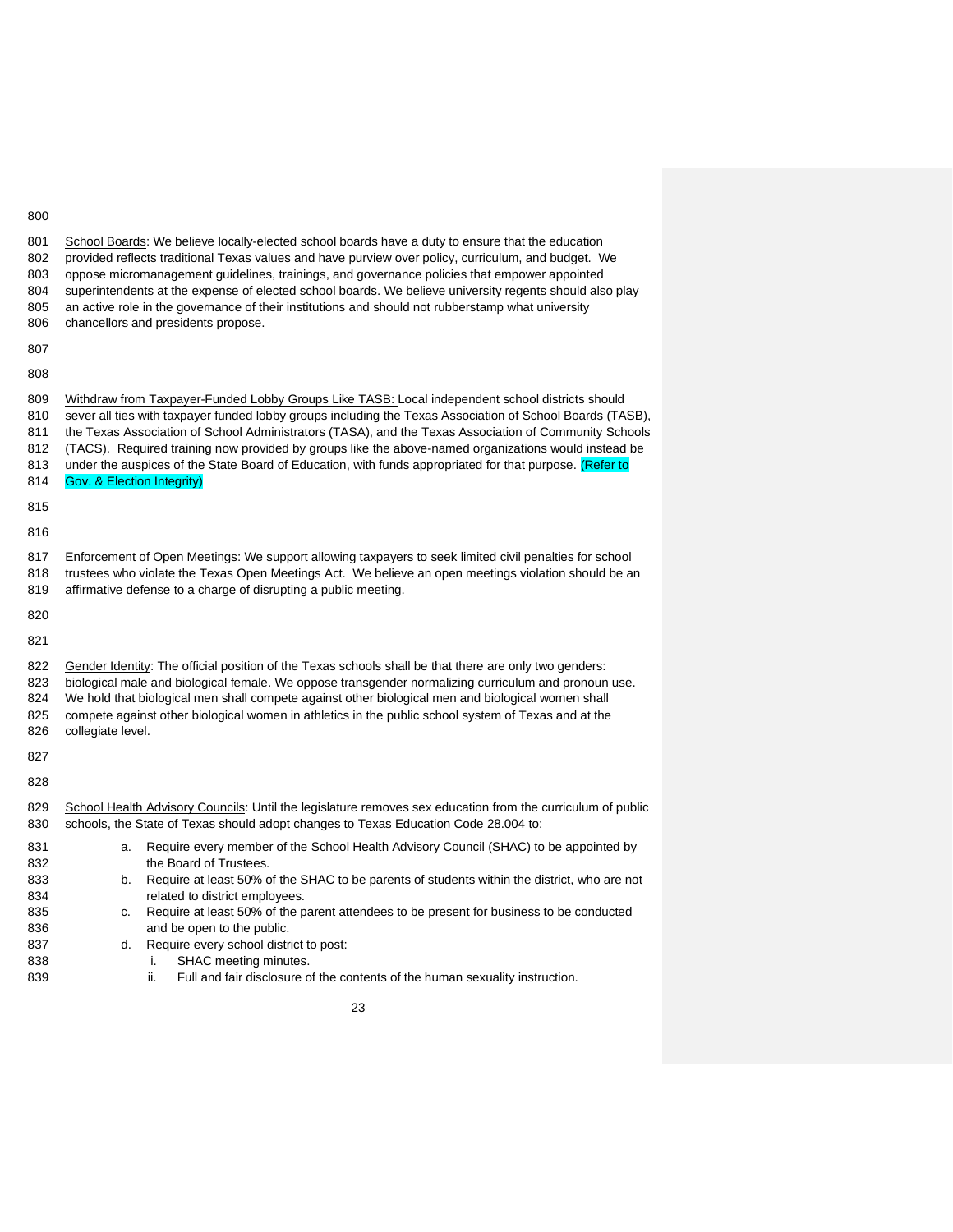School Boards: We believe locally-elected school boards have a duty to ensure that the education provided reflects traditional Texas values and have purview over policy, curriculum, and budget. We oppose micromanagement guidelines, trainings, and governance policies that empower appointed superintendents at the expense of elected school boards. We believe university regents should also play an active role in the governance of their institutions and should not rubberstamp what university chancellors and presidents propose.

Withdraw from Taxpayer-Funded Lobby Groups Like TASB: Local independent school districts should sever all ties with taxpayer funded lobby groups including the Texas Association of School Boards (TASB), the Texas Association of School Administrators (TASA), and the Texas Association of Community Schools (TACS). Required training now provided by groups like the above-named organizations would instead be under the auspices of the State Board of Education, with funds appropriated for that purpose. (Refer to Gov. & Election Integrity)

Enforcement of Open Meetings: We support allowing taxpayers to seek limited civil penalties for school trustees who violate the Texas Open Meetings Act. We believe an open meetings violation should be an affirmative defense to a charge of disrupting a public meeting.

Gender Identity: The official position of the Texas schools shall be that there are only two genders: biological male and biological female. We oppose transgender normalizing curriculum and pronoun use. We hold that biological men shall compete against other biological men and biological women shall compete against other biological women in athletics in the public school system of Texas and at the collegiate level.

School Health Advisory Councils: Until the legislature removes sex education from the curriculum of public schools, the State of Texas should adopt changes to Texas Education Code 28.004 to:

a. Require every member of the School Health Advisory Council (SHAC) to be appointed by the Board of Trustees.
b. Require at least 50% of the SHAC to be parents of students within the district, who are not related to district employees.
c. Require at least 50% of the parent attendees to be present for business to be conducted and be open to the public.
d. Require every school district to post:
   i. SHAC meeting minutes.
   ii. Full and fair disclosure of the contents of the human sexuality instruction.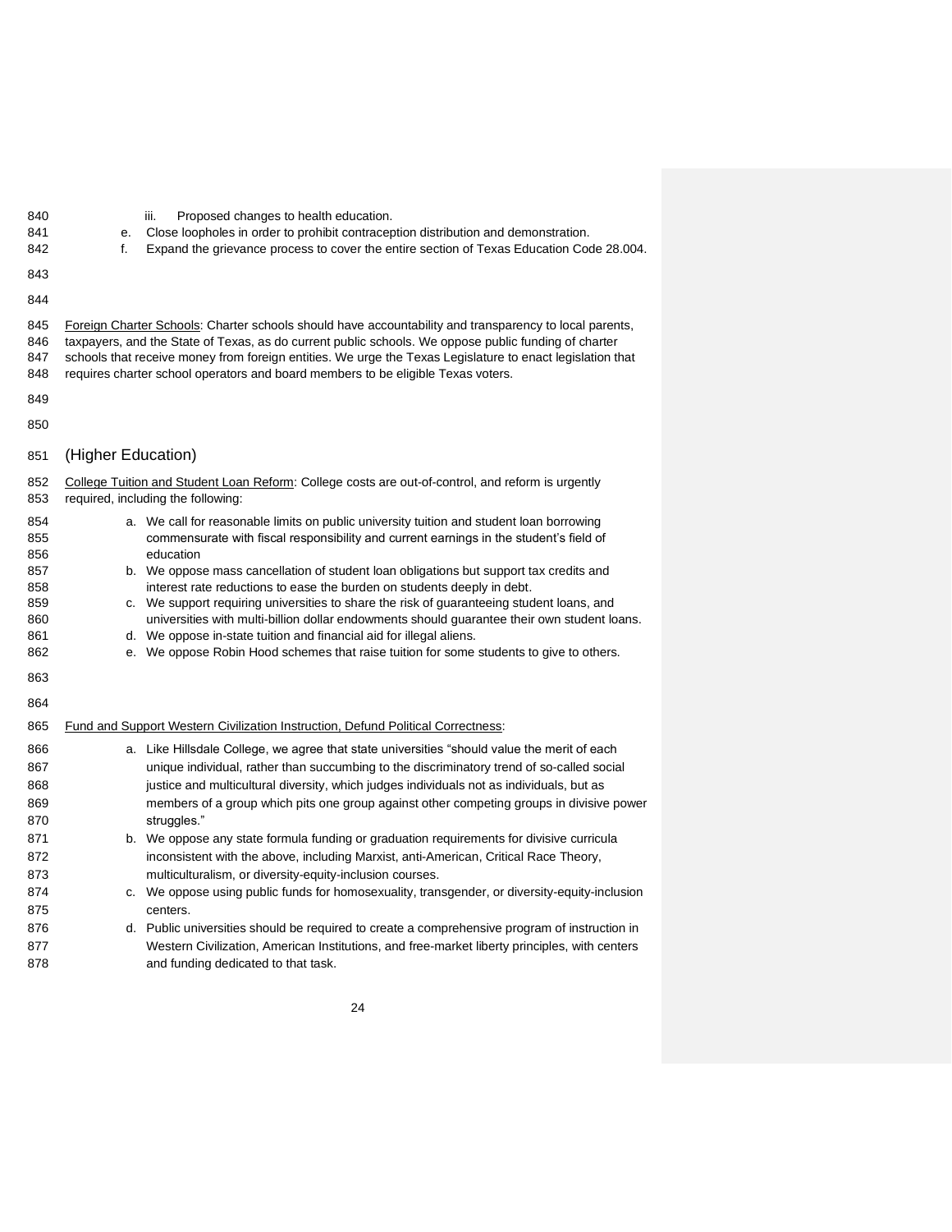iii. Proposed changes to health education.

e. Close loopholes in order to prohibit contraception distribution and demonstration.
f. Expand the grievance process to cover the entire section of Texas Education Code 28.004.

Foreign Charter Schools: Charter schools should have accountability and transparency to local parents, taxpayers, and the State of Texas, as do current public schools. We oppose public funding of charter schools that receive money from foreign entities. We urge the Texas Legislature to enact legislation that requires charter school operators and board members to be eligible Texas voters.

## (Higher Education)

College Tuition and Student Loan Reform: College costs are out-of-control, and reform is urgently required, including the following:

a. We call for reasonable limits on public university tuition and student loan borrowing commensurate with fiscal responsibility and current earnings in the student's field of education
b. We oppose mass cancellation of student loan obligations but support tax credits and interest rate reductions to ease the burden on students deeply in debt.
c. We support requiring universities to share the risk of guaranteeing student loans, and universities with multi-billion dollar endowments should guarantee their own student loans.
d. We oppose in-state tuition and financial aid for illegal aliens.
e. We oppose Robin Hood schemes that raise tuition for some students to give to others.

Fund and Support Western Civilization Instruction, Defund Political Correctness:

a. Like Hillsdale College, we agree that state universities "should value the merit of each unique individual, rather than succumbing to the discriminatory trend of so-called social justice and multicultural diversity, which judges individuals not as individuals, but as members of a group which pits one group against other competing groups in divisive power struggles."
b. We oppose any state formula funding or graduation requirements for divisive curricula inconsistent with the above, including Marxist, anti-American, Critical Race Theory, multiculturalism, or diversity-equity-inclusion courses.
c. We oppose using public funds for homosexuality, transgender, or diversity-equity-inclusion centers.
d. Public universities should be required to create a comprehensive program of instruction in Western Civilization, American Institutions, and free-market liberty principles, with centers and funding dedicated to that task.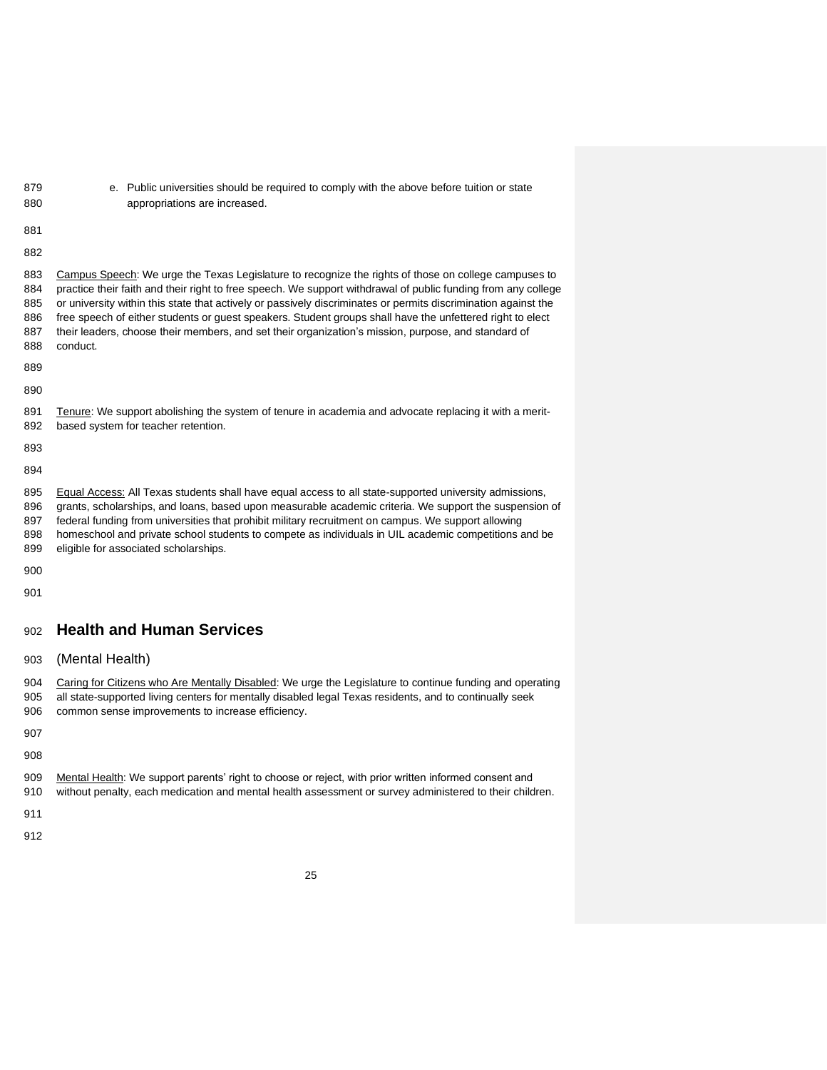e. Public universities should be required to comply with the above before tuition or state appropriations are increased.

Campus Speech: We urge the Texas Legislature to recognize the rights of those on college campuses to practice their faith and their right to free speech. We support withdrawal of public funding from any college or university within this state that actively or passively discriminates or permits discrimination against the free speech of either students or guest speakers. Student groups shall have the unfettered right to elect their leaders, choose their members, and set their organization's mission, purpose, and standard of conduct.

Tenure: We support abolishing the system of tenure in academia and advocate replacing it with a merit-based system for teacher retention.

Equal Access: All Texas students shall have equal access to all state-supported university admissions, grants, scholarships, and loans, based upon measurable academic criteria. We support the suspension of federal funding from universities that prohibit military recruitment on campus. We support allowing homeschool and private school students to compete as individuals in UIL academic competitions and be eligible for associated scholarships.

## Health and Human Services

(Mental Health)

Caring for Citizens who Are Mentally Disabled: We urge the Legislature to continue funding and operating all state-supported living centers for mentally disabled legal Texas residents, and to continually seek common sense improvements to increase efficiency.

Mental Health: We support parents' right to choose or reject, with prior written informed consent and without penalty, each medication and mental health assessment or survey administered to their children.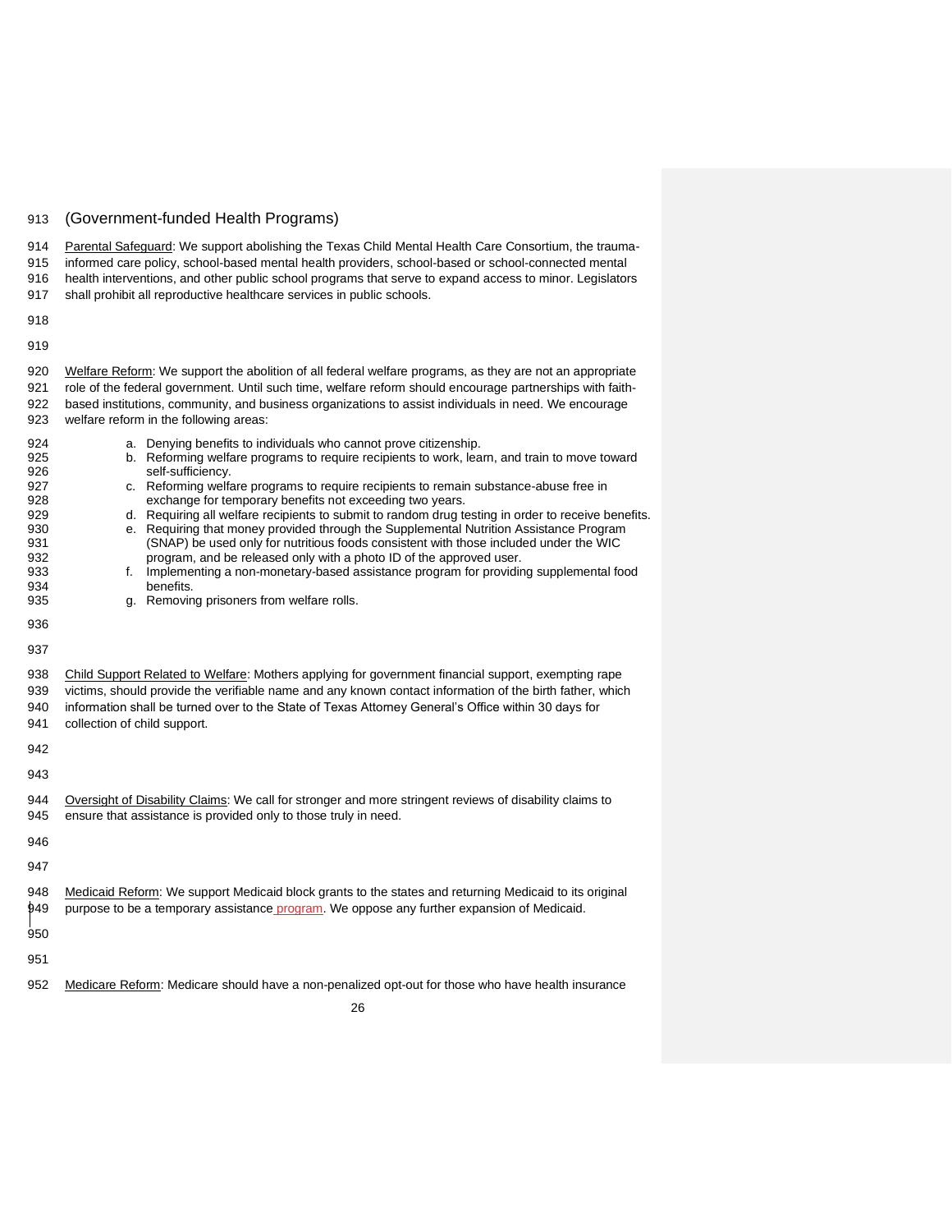## (Government-funded Health Programs)

Parental Safeguard: We support abolishing the Texas Child Mental Health Care Consortium, the trauma-informed care policy, school-based mental health providers, school-based or school-connected mental health interventions, and other public school programs that serve to expand access to minor. Legislators shall prohibit all reproductive healthcare services in public schools.

Welfare Reform: We support the abolition of all federal welfare programs, as they are not an appropriate role of the federal government. Until such time, welfare reform should encourage partnerships with faith-based institutions, community, and business organizations to assist individuals in need. We encourage welfare reform in the following areas:

a. Denying benefits to individuals who cannot prove citizenship.
b. Reforming welfare programs to require recipients to work, learn, and train to move toward self-sufficiency.
c. Reforming welfare programs to require recipients to remain substance-abuse free in exchange for temporary benefits not exceeding two years.
d. Requiring all welfare recipients to submit to random drug testing in order to receive benefits.
e. Requiring that money provided through the Supplemental Nutrition Assistance Program (SNAP) be used only for nutritious foods consistent with those included under the WIC program, and be released only with a photo ID of the approved user.
f. Implementing a non-monetary-based assistance program for providing supplemental food benefits.
g. Removing prisoners from welfare rolls.

Child Support Related to Welfare: Mothers applying for government financial support, exempting rape victims, should provide the verifiable name and any known contact information of the birth father, which information shall be turned over to the State of Texas Attorney General's Office within 30 days for collection of child support.

Oversight of Disability Claims: We call for stronger and more stringent reviews of disability claims to ensure that assistance is provided only to those truly in need.

Medicaid Reform: We support Medicaid block grants to the states and returning Medicaid to its original purpose to be a temporary assistance program. We oppose any further expansion of Medicaid.

Medicare Reform: Medicare should have a non-penalized opt-out for those who have health insurance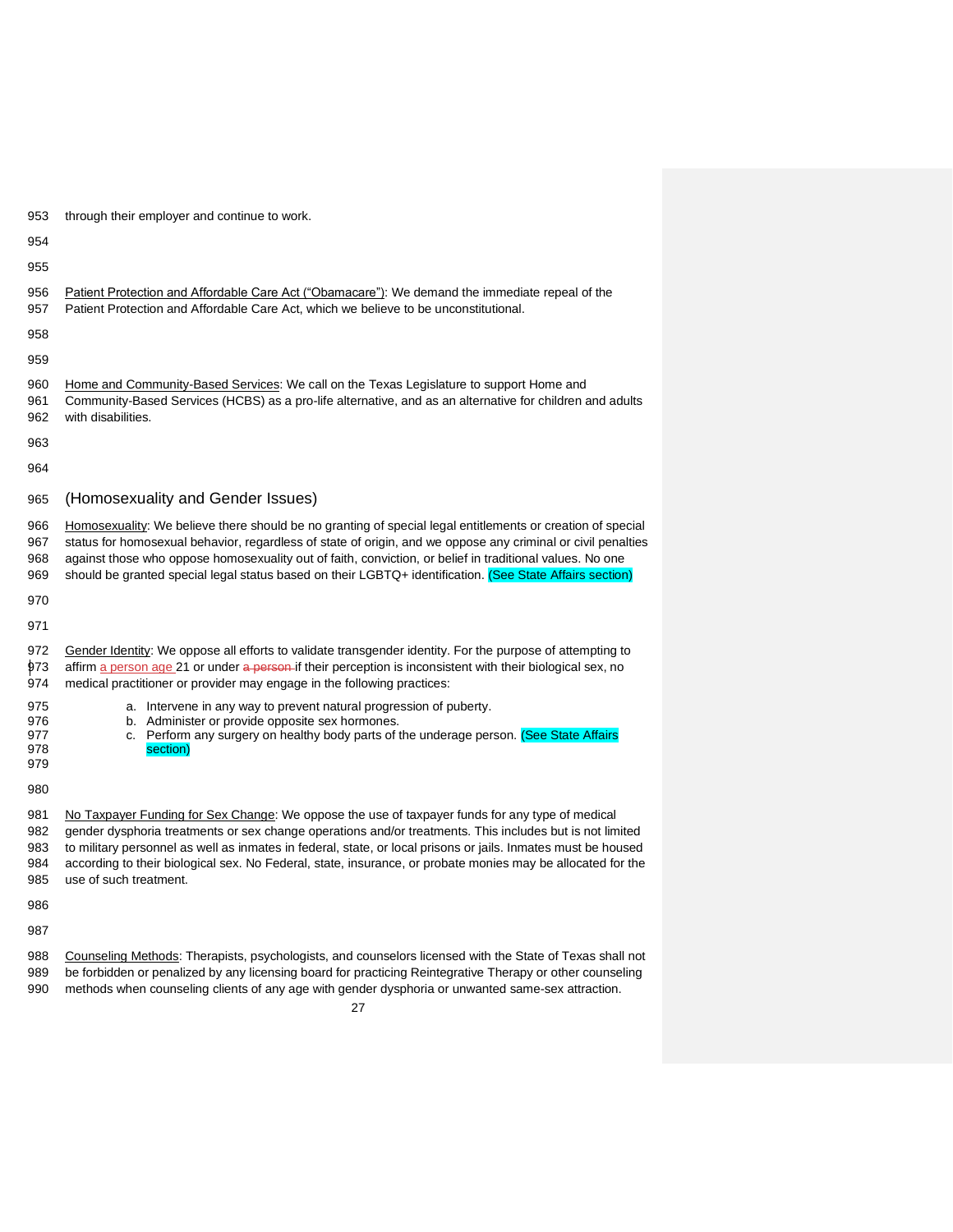through their employer and continue to work.

Patient Protection and Affordable Care Act ("Obamacare"): We demand the immediate repeal of the Patient Protection and Affordable Care Act, which we believe to be unconstitutional.

Home and Community-Based Services: We call on the Texas Legislature to support Home and Community-Based Services (HCBS) as a pro-life alternative, and as an alternative for children and adults with disabilities.

## (Homosexuality and Gender Issues)

Homosexuality: We believe there should be no granting of special legal entitlements or creation of special status for homosexual behavior, regardless of state of origin, and we oppose any criminal or civil penalties against those who oppose homosexuality out of faith, conviction, or belief in traditional values. No one should be granted special legal status based on their LGBTQ+ identification. (See State Affairs section)

Gender Identity: We oppose all efforts to validate transgender identity. For the purpose of attempting to affirm a person age 21 or under ~~a person~~ if their perception is inconsistent with their biological sex, no medical practitioner or provider may engage in the following practices:

a. Intervene in any way to prevent natural progression of puberty.
b. Administer or provide opposite sex hormones.
c. Perform any surgery on healthy body parts of the underage person. (See State Affairs section)

No Taxpayer Funding for Sex Change: We oppose the use of taxpayer funds for any type of medical gender dysphoria treatments or sex change operations and/or treatments. This includes but is not limited to military personnel as well as inmates in federal, state, or local prisons or jails. Inmates must be housed according to their biological sex. No Federal, state, insurance, or probate monies may be allocated for the use of such treatment.

Counseling Methods: Therapists, psychologists, and counselors licensed with the State of Texas shall not be forbidden or penalized by any licensing board for practicing Reintegrative Therapy or other counseling methods when counseling clients of any age with gender dysphoria or unwanted same-sex attraction.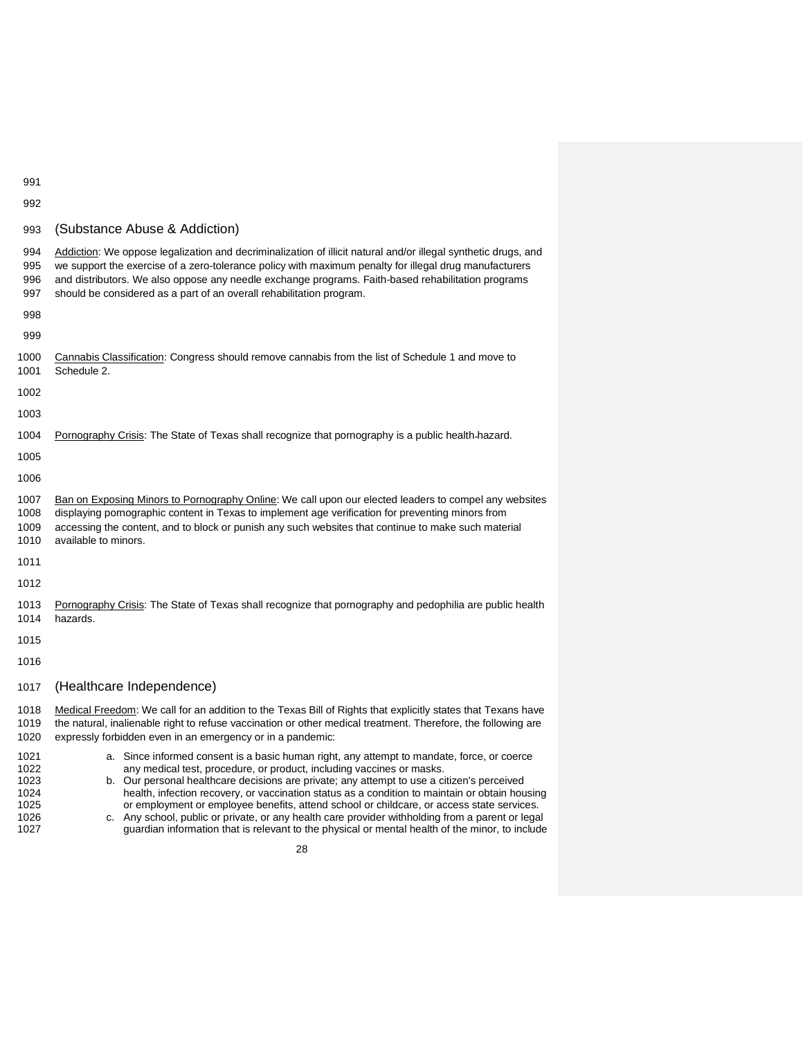(Substance Abuse & Addiction)

Addiction: We oppose legalization and decriminalization of illicit natural and/or illegal synthetic drugs, and we support the exercise of a zero-tolerance policy with maximum penalty for illegal drug manufacturers and distributors. We also oppose any needle exchange programs. Faith-based rehabilitation programs should be considered as a part of an overall rehabilitation program.

Cannabis Classification: Congress should remove cannabis from the list of Schedule 1 and move to Schedule 2.

Pornography Crisis: The State of Texas shall recognize that pornography is a public health-hazard.

Ban on Exposing Minors to Pornography Online: We call upon our elected leaders to compel any websites displaying pornographic content in Texas to implement age verification for preventing minors from accessing the content, and to block or punish any such websites that continue to make such material available to minors.

Pornography Crisis: The State of Texas shall recognize that pornography and pedophilia are public health hazards.

(Healthcare Independence)

Medical Freedom: We call for an addition to the Texas Bill of Rights that explicitly states that Texans have the natural, inalienable right to refuse vaccination or other medical treatment. Therefore, the following are expressly forbidden even in an emergency or in a pandemic:

a. Since informed consent is a basic human right, any attempt to mandate, force, or coerce any medical test, procedure, or product, including vaccines or masks.
b. Our personal healthcare decisions are private; any attempt to use a citizen's perceived health, infection recovery, or vaccination status as a condition to maintain or obtain housing or employment or employee benefits, attend school or childcare, or access state services.
c. Any school, public or private, or any health care provider withholding from a parent or legal guardian information that is relevant to the physical or mental health of the minor, to include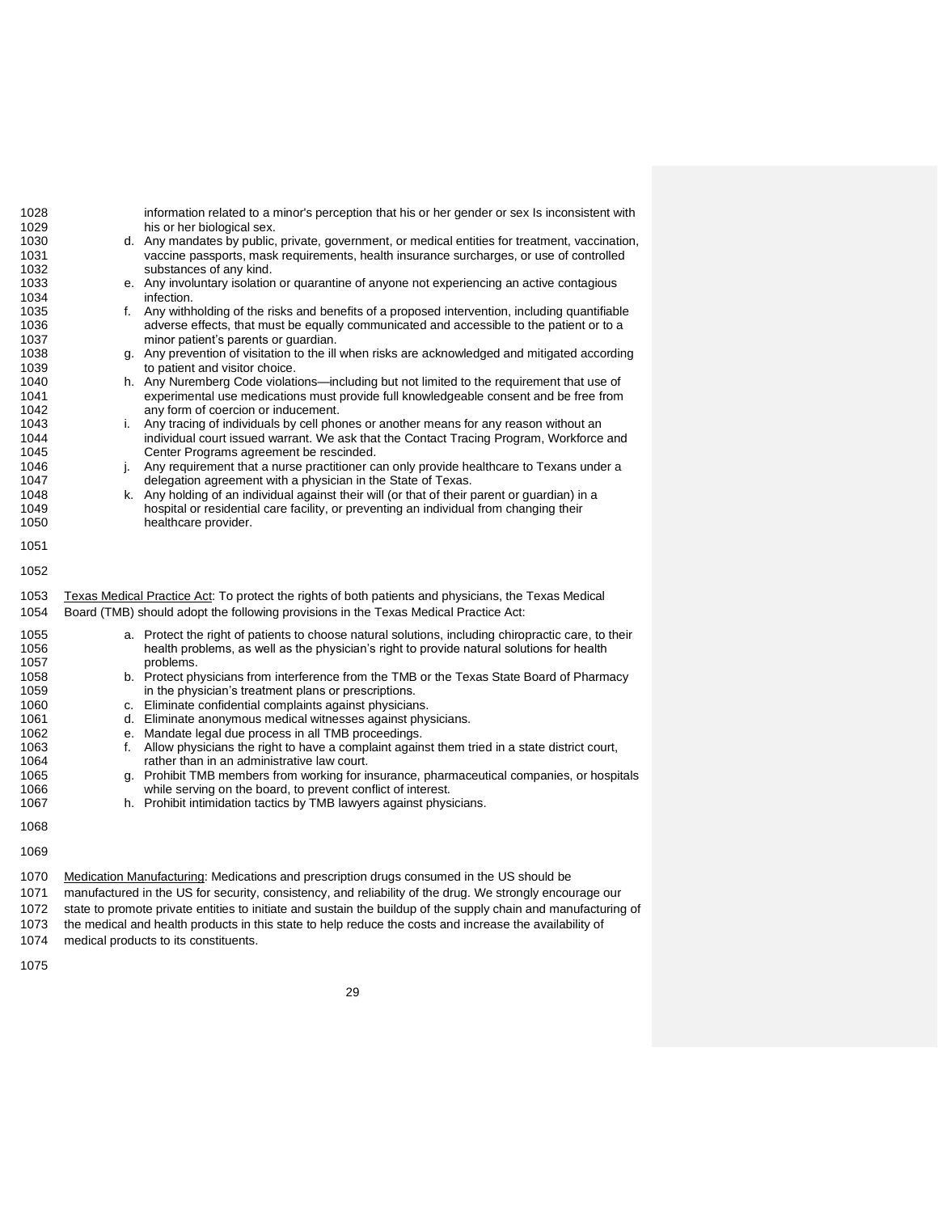information related to a minor's perception that his or her gender or sex Is inconsistent with his or her biological sex.

d. Any mandates by public, private, government, or medical entities for treatment, vaccination, vaccine passports, mask requirements, health insurance surcharges, or use of controlled substances of any kind.
e. Any involuntary isolation or quarantine of anyone not experiencing an active contagious infection.
f. Any withholding of the risks and benefits of a proposed intervention, including quantifiable adverse effects, that must be equally communicated and accessible to the patient or to a minor patient's parents or guardian.
g. Any prevention of visitation to the ill when risks are acknowledged and mitigated according to patient and visitor choice.
h. Any Nuremberg Code violations—including but not limited to the requirement that use of experimental use medications must provide full knowledgeable consent and be free from any form of coercion or inducement.
i. Any tracing of individuals by cell phones or another means for any reason without an individual court issued warrant. We ask that the Contact Tracing Program, Workforce and Center Programs agreement be rescinded.
j. Any requirement that a nurse practitioner can only provide healthcare to Texans under a delegation agreement with a physician in the State of Texas.
k. Any holding of an individual against their will (or that of their parent or guardian) in a hospital or residential care facility, or preventing an individual from changing their healthcare provider.

Texas Medical Practice Act: To protect the rights of both patients and physicians, the Texas Medical Board (TMB) should adopt the following provisions in the Texas Medical Practice Act:

a. Protect the right of patients to choose natural solutions, including chiropractic care, to their health problems, as well as the physician's right to provide natural solutions for health problems.
b. Protect physicians from interference from the TMB or the Texas State Board of Pharmacy in the physician's treatment plans or prescriptions.
c. Eliminate confidential complaints against physicians.
d. Eliminate anonymous medical witnesses against physicians.
e. Mandate legal due process in all TMB proceedings.
f. Allow physicians the right to have a complaint against them tried in a state district court, rather than in an administrative law court.
g. Prohibit TMB members from working for insurance, pharmaceutical companies, or hospitals while serving on the board, to prevent conflict of interest.
h. Prohibit intimidation tactics by TMB lawyers against physicians.

Medication Manufacturing: Medications and prescription drugs consumed in the US should be manufactured in the US for security, consistency, and reliability of the drug. We strongly encourage our state to promote private entities to initiate and sustain the buildup of the supply chain and manufacturing of the medical and health products in this state to help reduce the costs and increase the availability of medical products to its constituents.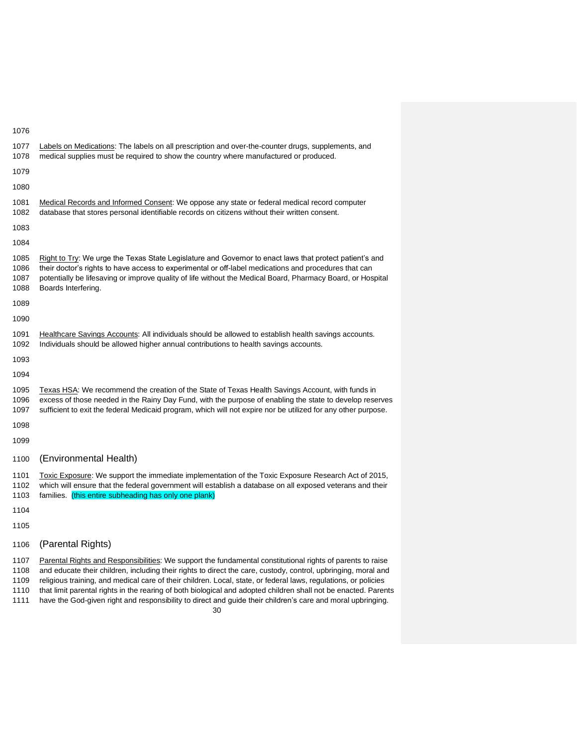Labels on Medications: The labels on all prescription and over-the-counter drugs, supplements, and medical supplies must be required to show the country where manufactured or produced.

Medical Records and Informed Consent: We oppose any state or federal medical record computer database that stores personal identifiable records on citizens without their written consent.

Right to Try: We urge the Texas State Legislature and Governor to enact laws that protect patient's and their doctor's rights to have access to experimental or off-label medications and procedures that can potentially be lifesaving or improve quality of life without the Medical Board, Pharmacy Board, or Hospital Boards Interfering.

Healthcare Savings Accounts: All individuals should be allowed to establish health savings accounts. Individuals should be allowed higher annual contributions to health savings accounts.

Texas HSA: We recommend the creation of the State of Texas Health Savings Account, with funds in excess of those needed in the Rainy Day Fund, with the purpose of enabling the state to develop reserves sufficient to exit the federal Medicaid program, which will not expire nor be utilized for any other purpose.

## (Environmental Health)

Toxic Exposure: We support the immediate implementation of the Toxic Exposure Research Act of 2015, which will ensure that the federal government will establish a database on all exposed veterans and their families. (this entire subheading has only one plank)

## (Parental Rights)

Parental Rights and Responsibilities: We support the fundamental constitutional rights of parents to raise and educate their children, including their rights to direct the care, custody, control, upbringing, moral and religious training, and medical care of their children. Local, state, or federal laws, regulations, or policies that limit parental rights in the rearing of both biological and adopted children shall not be enacted. Parents have the God-given right and responsibility to direct and guide their children's care and moral upbringing.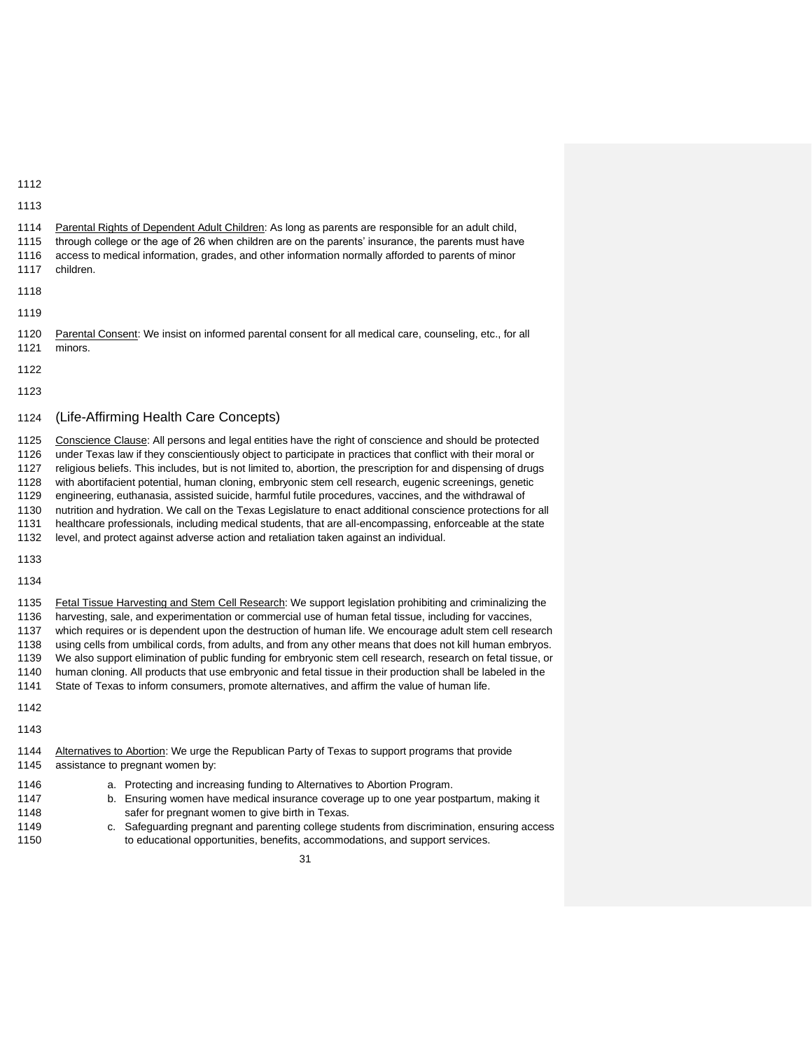Parental Rights of Dependent Adult Children: As long as parents are responsible for an adult child, through college or the age of 26 when children are on the parents' insurance, the parents must have access to medical information, grades, and other information normally afforded to parents of minor children.

Parental Consent: We insist on informed parental consent for all medical care, counseling, etc., for all minors.

## (Life-Affirming Health Care Concepts)

Conscience Clause: All persons and legal entities have the right of conscience and should be protected under Texas law if they conscientiously object to participate in practices that conflict with their moral or religious beliefs. This includes, but is not limited to, abortion, the prescription for and dispensing of drugs with abortifacient potential, human cloning, embryonic stem cell research, eugenic screenings, genetic engineering, euthanasia, assisted suicide, harmful futile procedures, vaccines, and the withdrawal of nutrition and hydration. We call on the Texas Legislature to enact additional conscience protections for all healthcare professionals, including medical students, that are all-encompassing, enforceable at the state level, and protect against adverse action and retaliation taken against an individual.

Fetal Tissue Harvesting and Stem Cell Research: We support legislation prohibiting and criminalizing the harvesting, sale, and experimentation or commercial use of human fetal tissue, including for vaccines, which requires or is dependent upon the destruction of human life. We encourage adult stem cell research using cells from umbilical cords, from adults, and from any other means that does not kill human embryos. We also support elimination of public funding for embryonic stem cell research, research on fetal tissue, or human cloning. All products that use embryonic and fetal tissue in their production shall be labeled in the State of Texas to inform consumers, promote alternatives, and affirm the value of human life.

Alternatives to Abortion: We urge the Republican Party of Texas to support programs that provide assistance to pregnant women by:

a. Protecting and increasing funding to Alternatives to Abortion Program.
b. Ensuring women have medical insurance coverage up to one year postpartum, making it safer for pregnant women to give birth in Texas.
c. Safeguarding pregnant and parenting college students from discrimination, ensuring access to educational opportunities, benefits, accommodations, and support services.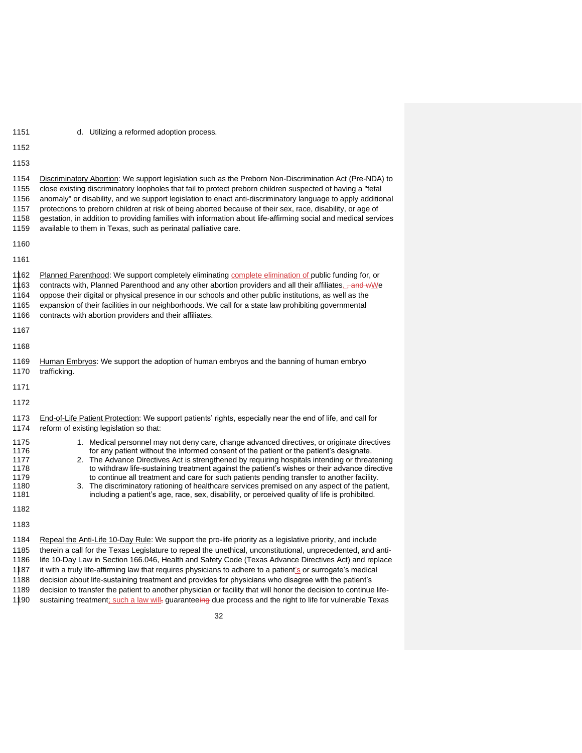d. Utilizing a reformed adoption process.

Discriminatory Abortion: We support legislation such as the Preborn Non-Discrimination Act (Pre-NDA) to close existing discriminatory loopholes that fail to protect preborn children suspected of having a "fetal anomaly" or disability, and we support legislation to enact anti-discriminatory language to apply additional protections to preborn children at risk of being aborted because of their sex, race, disability, or age of gestation, in addition to providing families with information about life-affirming social and medical services available to them in Texas, such as perinatal palliative care.

Planned Parenthood: We support completely eliminating complete elimination of public funding for, or contracts with, Planned Parenthood and any other abortion providers and all their affiliates.~~, and w~~We oppose their digital or physical presence in our schools and other public institutions, as well as the expansion of their facilities in our neighborhoods. We call for a state law prohibiting governmental contracts with abortion providers and their affiliates.

Human Embryos: We support the adoption of human embryos and the banning of human embryo trafficking.

End-of-Life Patient Protection: We support patients' rights, especially near the end of life, and call for reform of existing legislation so that:

1. Medical personnel may not deny care, change advanced directives, or originate directives for any patient without the informed consent of the patient or the patient's designate.
2. The Advance Directives Act is strengthened by requiring hospitals intending or threatening to withdraw life-sustaining treatment against the patient's wishes or their advance directive to continue all treatment and care for such patients pending transfer to another facility.
3. The discriminatory rationing of healthcare services premised on any aspect of the patient, including a patient's age, race, sex, disability, or perceived quality of life is prohibited.

Repeal the Anti-Life 10-Day Rule: We support the pro-life priority as a legislative priority, and include therein a call for the Texas Legislature to repeal the unethical, unconstitutional, unprecedented, and anti-life 10-Day Law in Section 166.046, Health and Safety Code (Texas Advance Directives Act) and replace it with a truly life-affirming law that requires physicians to adhere to a patient's or surrogate's medical decision about life-sustaining treatment and provides for physicians who disagree with the patient's decision to transfer the patient to another physician or facility that will honor the decision to continue life-sustaining treatment; such a law will~~,~~ guarantee~~ing~~ due process and the right to life for vulnerable Texas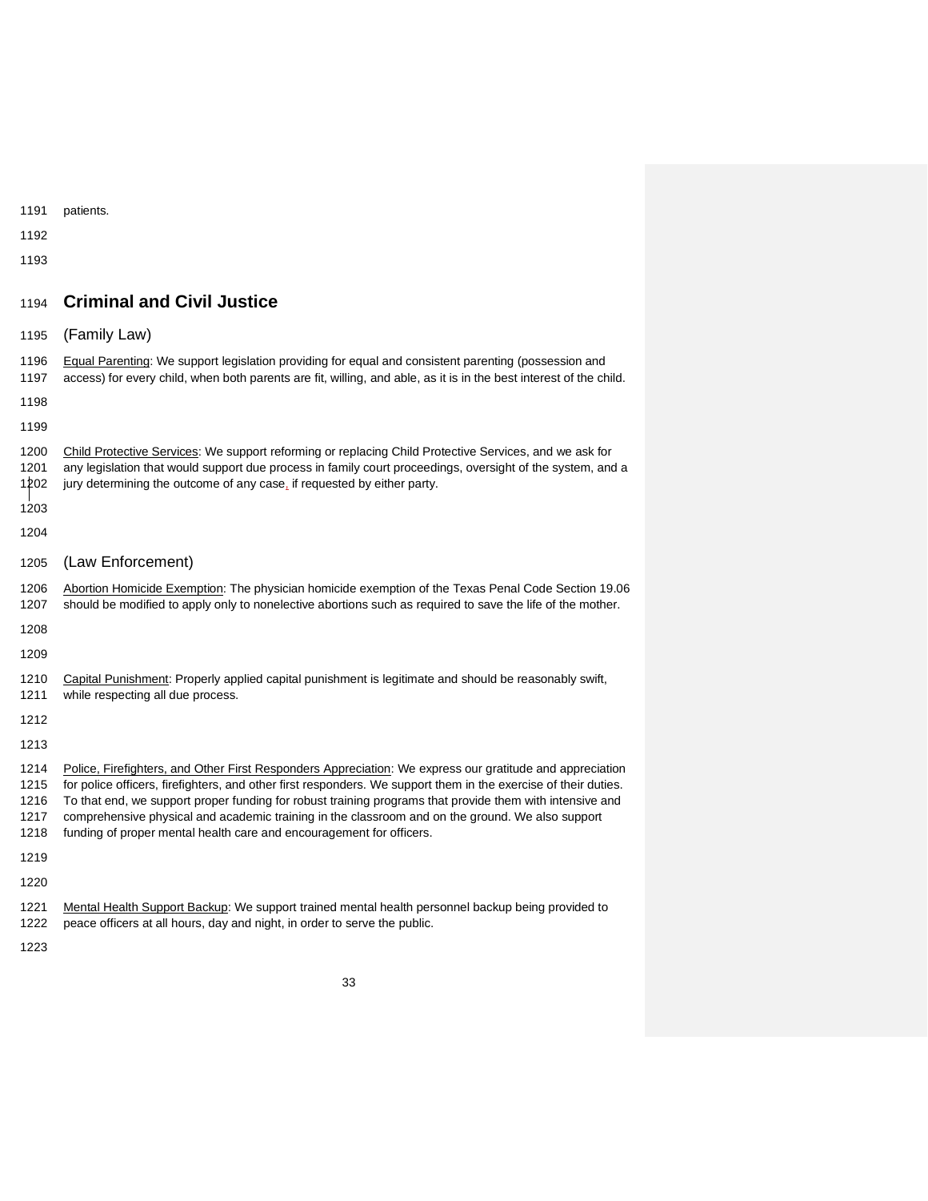patients.

## Criminal and Civil Justice

### (Family Law)

Equal Parenting: We support legislation providing for equal and consistent parenting (possession and access) for every child, when both parents are fit, willing, and able, as it is in the best interest of the child.

Child Protective Services: We support reforming or replacing Child Protective Services, and we ask for any legislation that would support due process in family court proceedings, oversight of the system, and a jury determining the outcome of any case, if requested by either party.

### (Law Enforcement)

Abortion Homicide Exemption: The physician homicide exemption of the Texas Penal Code Section 19.06 should be modified to apply only to nonelective abortions such as required to save the life of the mother.

Capital Punishment: Properly applied capital punishment is legitimate and should be reasonably swift, while respecting all due process.

Police, Firefighters, and Other First Responders Appreciation: We express our gratitude and appreciation for police officers, firefighters, and other first responders. We support them in the exercise of their duties. To that end, we support proper funding for robust training programs that provide them with intensive and comprehensive physical and academic training in the classroom and on the ground. We also support funding of proper mental health care and encouragement for officers.

Mental Health Support Backup: We support trained mental health personnel backup being provided to peace officers at all hours, day and night, in order to serve the public.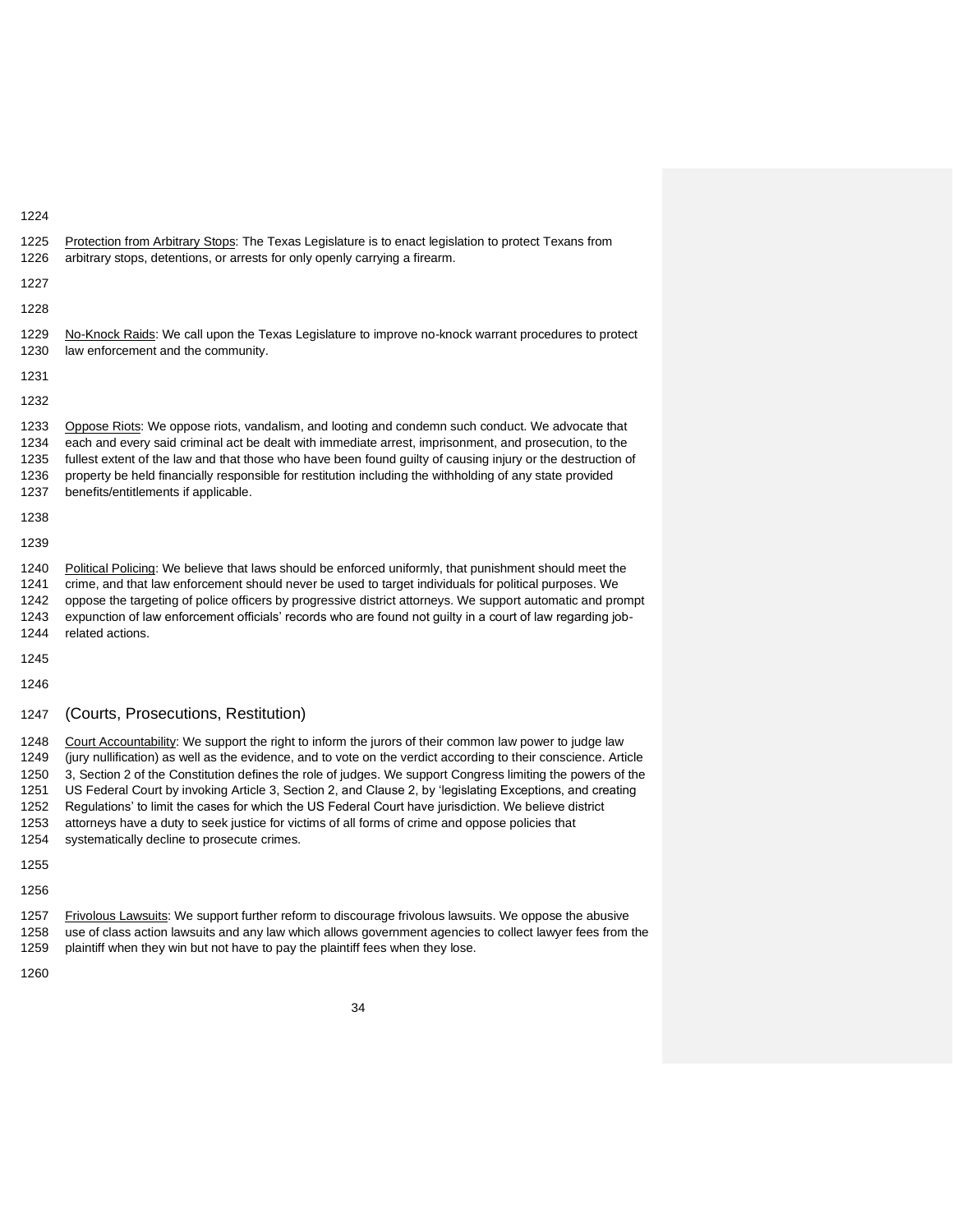<u>Protection from Arbitrary Stops</u>: The Texas Legislature is to enact legislation to protect Texans from arbitrary stops, detentions, or arrests for only openly carrying a firearm.

<u>No-Knock Raids</u>: We call upon the Texas Legislature to improve no-knock warrant procedures to protect law enforcement and the community.

<u>Oppose Riots</u>: We oppose riots, vandalism, and looting and condemn such conduct. We advocate that each and every said criminal act be dealt with immediate arrest, imprisonment, and prosecution, to the fullest extent of the law and that those who have been found guilty of causing injury or the destruction of property be held financially responsible for restitution including the withholding of any state provided benefits/entitlements if applicable.

<u>Political Policing</u>: We believe that laws should be enforced uniformly, that punishment should meet the crime, and that law enforcement should never be used to target individuals for political purposes. We oppose the targeting of police officers by progressive district attorneys. We support automatic and prompt expunction of law enforcement officials' records who are found not guilty in a court of law regarding job-related actions.

## (Courts, Prosecutions, Restitution)

<u>Court Accountability</u>: We support the right to inform the jurors of their common law power to judge law (jury nullification) as well as the evidence, and to vote on the verdict according to their conscience. Article 3, Section 2 of the Constitution defines the role of judges. We support Congress limiting the powers of the US Federal Court by invoking Article 3, Section 2, and Clause 2, by 'legislating Exceptions, and creating Regulations' to limit the cases for which the US Federal Court have jurisdiction. We believe district attorneys have a duty to seek justice for victims of all forms of crime and oppose policies that systematically decline to prosecute crimes.

<u>Frivolous Lawsuits</u>: We support further reform to discourage frivolous lawsuits. We oppose the abusive use of class action lawsuits and any law which allows government agencies to collect lawyer fees from the plaintiff when they win but not have to pay the plaintiff fees when they lose.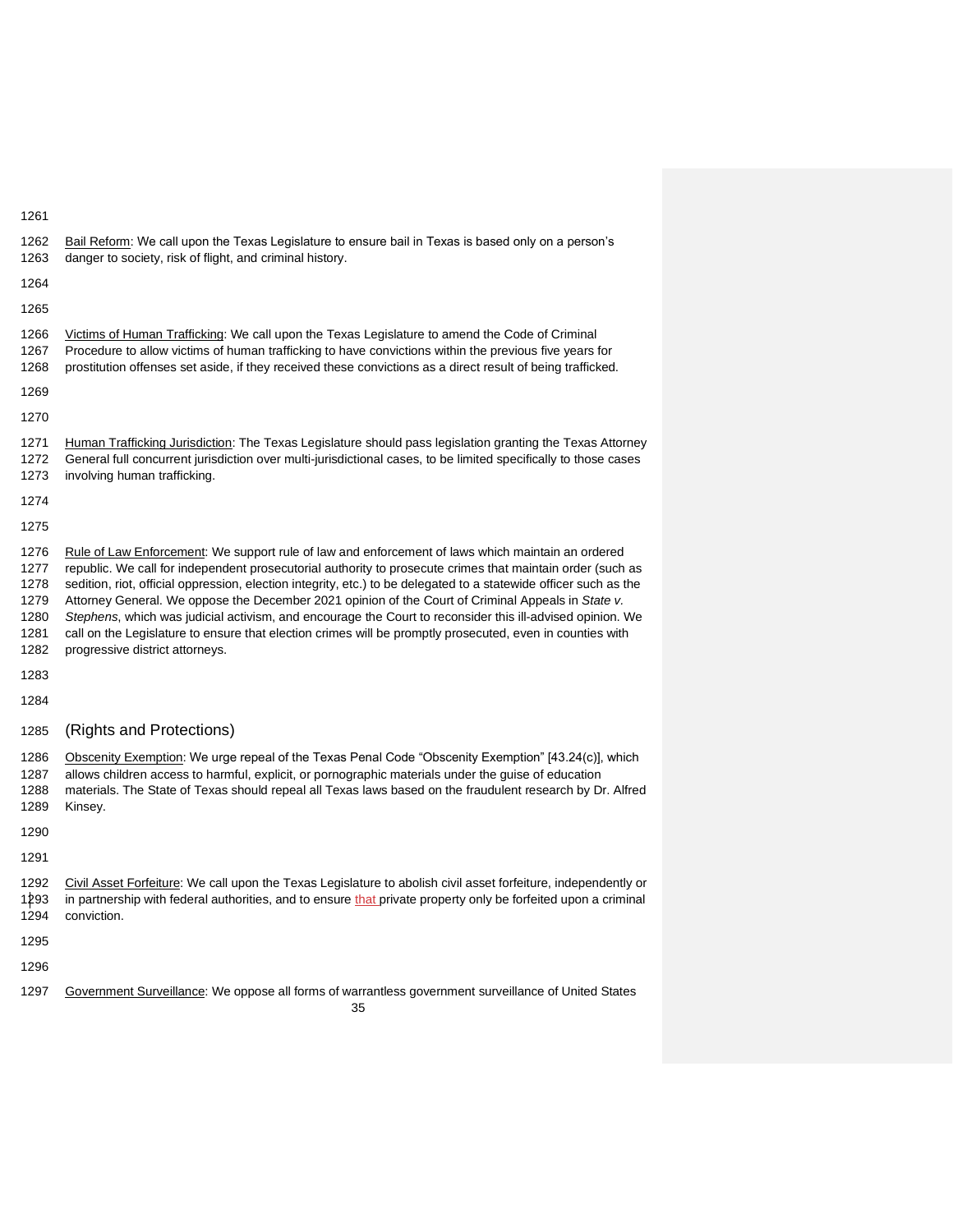Bail Reform: We call upon the Texas Legislature to ensure bail in Texas is based only on a person's danger to society, risk of flight, and criminal history.

Victims of Human Trafficking: We call upon the Texas Legislature to amend the Code of Criminal Procedure to allow victims of human trafficking to have convictions within the previous five years for prostitution offenses set aside, if they received these convictions as a direct result of being trafficked.

Human Trafficking Jurisdiction: The Texas Legislature should pass legislation granting the Texas Attorney General full concurrent jurisdiction over multi-jurisdictional cases, to be limited specifically to those cases involving human trafficking.

Rule of Law Enforcement: We support rule of law and enforcement of laws which maintain an ordered republic. We call for independent prosecutorial authority to prosecute crimes that maintain order (such as sedition, riot, official oppression, election integrity, etc.) to be delegated to a statewide officer such as the Attorney General. We oppose the December 2021 opinion of the Court of Criminal Appeals in *State v. Stephens*, which was judicial activism, and encourage the Court to reconsider this ill-advised opinion. We call on the Legislature to ensure that election crimes will be promptly prosecuted, even in counties with progressive district attorneys.

## (Rights and Protections)

Obscenity Exemption: We urge repeal of the Texas Penal Code "Obscenity Exemption" [43.24(c)], which allows children access to harmful, explicit, or pornographic materials under the guise of education materials. The State of Texas should repeal all Texas laws based on the fraudulent research by Dr. Alfred Kinsey.

Civil Asset Forfeiture: We call upon the Texas Legislature to abolish civil asset forfeiture, independently or in partnership with federal authorities, and to ensure that private property only be forfeited upon a criminal conviction.

Government Surveillance: We oppose all forms of warrantless government surveillance of United States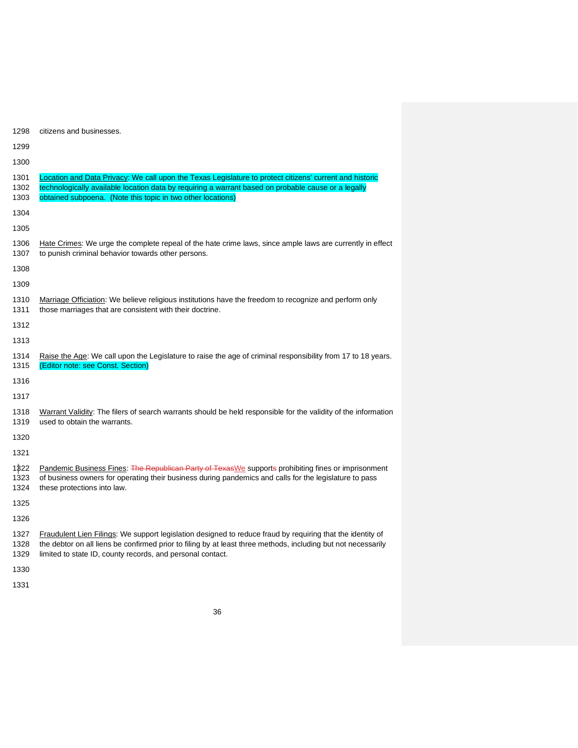citizens and businesses.

Location and Data Privacy: We call upon the Texas Legislature to protect citizens' current and historic technologically available location data by requiring a warrant based on probable cause or a legally obtained subpoena. (Note this topic in two other locations)

Hate Crimes: We urge the complete repeal of the hate crime laws, since ample laws are currently in effect to punish criminal behavior towards other persons.

Marriage Officiation: We believe religious institutions have the freedom to recognize and perform only those marriages that are consistent with their doctrine.

Raise the Age: We call upon the Legislature to raise the age of criminal responsibility from 17 to 18 years. (Editor note: see Const. Section)

Warrant Validity: The filers of search warrants should be held responsible for the validity of the information used to obtain the warrants.

Pandemic Business Fines: ~~The Republican Party of Texas~~We support~~s~~ prohibiting fines or imprisonment of business owners for operating their business during pandemics and calls for the legislature to pass these protections into law.

Fraudulent Lien Filings: We support legislation designed to reduce fraud by requiring that the identity of the debtor on all liens be confirmed prior to filing by at least three methods, including but not necessarily limited to state ID, county records, and personal contact.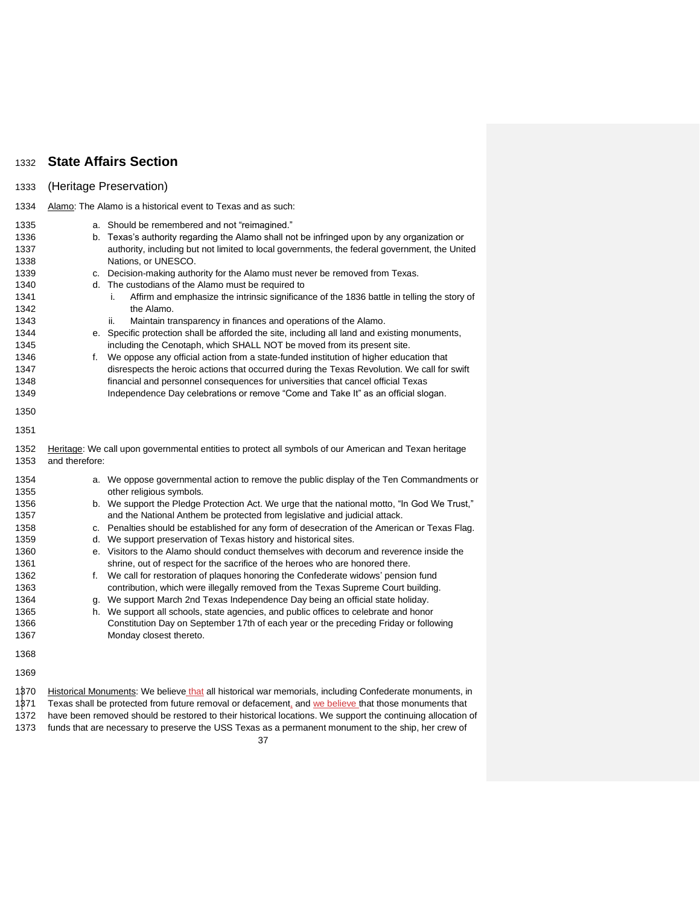## State Affairs Section

(Heritage Preservation)

Alamo: The Alamo is a historical event to Texas and as such:

a. Should be remembered and not "reimagined."
b. Texas's authority regarding the Alamo shall not be infringed upon by any organization or authority, including but not limited to local governments, the federal government, the United Nations, or UNESCO.
c. Decision-making authority for the Alamo must never be removed from Texas.
d. The custodians of the Alamo must be required to
    i. Affirm and emphasize the intrinsic significance of the 1836 battle in telling the story of the Alamo.
    ii. Maintain transparency in finances and operations of the Alamo.
e. Specific protection shall be afforded the site, including all land and existing monuments, including the Cenotaph, which SHALL NOT be moved from its present site.
f. We oppose any official action from a state-funded institution of higher education that disrespects the heroic actions that occurred during the Texas Revolution. We call for swift financial and personnel consequences for universities that cancel official Texas Independence Day celebrations or remove "Come and Take It" as an official slogan.

Heritage: We call upon governmental entities to protect all symbols of our American and Texan heritage and therefore:

a. We oppose governmental action to remove the public display of the Ten Commandments or other religious symbols.
b. We support the Pledge Protection Act. We urge that the national motto, "In God We Trust," and the National Anthem be protected from legislative and judicial attack.
c. Penalties should be established for any form of desecration of the American or Texas Flag.
d. We support preservation of Texas history and historical sites.
e. Visitors to the Alamo should conduct themselves with decorum and reverence inside the shrine, out of respect for the sacrifice of the heroes who are honored there.
f. We call for restoration of plaques honoring the Confederate widows' pension fund contribution, which were illegally removed from the Texas Supreme Court building.
g. We support March 2nd Texas Independence Day being an official state holiday.
h. We support all schools, state agencies, and public offices to celebrate and honor Constitution Day on September 17th of each year or the preceding Friday or following Monday closest thereto.

Historical Monuments: We believe that all historical war memorials, including Confederate monuments, in Texas shall be protected from future removal or defacement, and we believe that those monuments that have been removed should be restored to their historical locations. We support the continuing allocation of funds that are necessary to preserve the USS Texas as a permanent monument to the ship, her crew of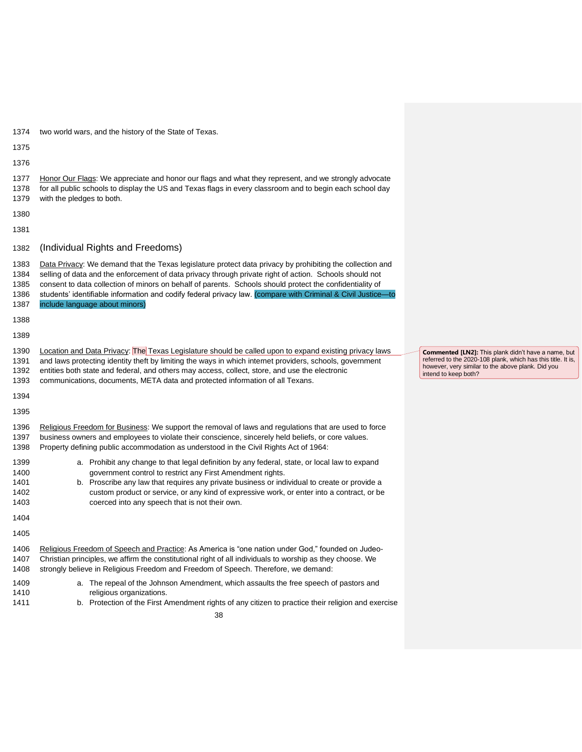two world wars, and the history of the State of Texas.

Honor Our Flags: We appreciate and honor our flags and what they represent, and we strongly advocate for all public schools to display the US and Texas flags in every classroom and to begin each school day with the pledges to both.

## (Individual Rights and Freedoms)

Data Privacy: We demand that the Texas legislature protect data privacy by prohibiting the collection and selling of data and the enforcement of data privacy through private right of action. Schools should not consent to data collection of minors on behalf of parents. Schools should protect the confidentiality of students' identifiable information and codify federal privacy law. (compare with Criminal & Civil Justice—to include language about minors)

Location and Data Privacy: The Texas Legislature should be called upon to expand existing privacy laws and laws protecting identity theft by limiting the ways in which internet providers, schools, government entities both state and federal, and others may access, collect, store, and use the electronic communications, documents, META data and protected information of all Texans.

**Commented [LN2]:** This plank didn't have a name, but referred to the 2020-108 plank, which has this title. It is, however, very similar to the above plank. Did you intend to keep both?

Religious Freedom for Business: We support the removal of laws and regulations that are used to force business owners and employees to violate their conscience, sincerely held beliefs, or core values. Property defining public accommodation as understood in the Civil Rights Act of 1964:

a. Prohibit any change to that legal definition by any federal, state, or local law to expand government control to restrict any First Amendment rights.
b. Proscribe any law that requires any private business or individual to create or provide a custom product or service, or any kind of expressive work, or enter into a contract, or be coerced into any speech that is not their own.

Religious Freedom of Speech and Practice: As America is "one nation under God," founded on Judeo-Christian principles, we affirm the constitutional right of all individuals to worship as they choose. We strongly believe in Religious Freedom and Freedom of Speech. Therefore, we demand:

a. The repeal of the Johnson Amendment, which assaults the free speech of pastors and religious organizations.
b. Protection of the First Amendment rights of any citizen to practice their religion and exercise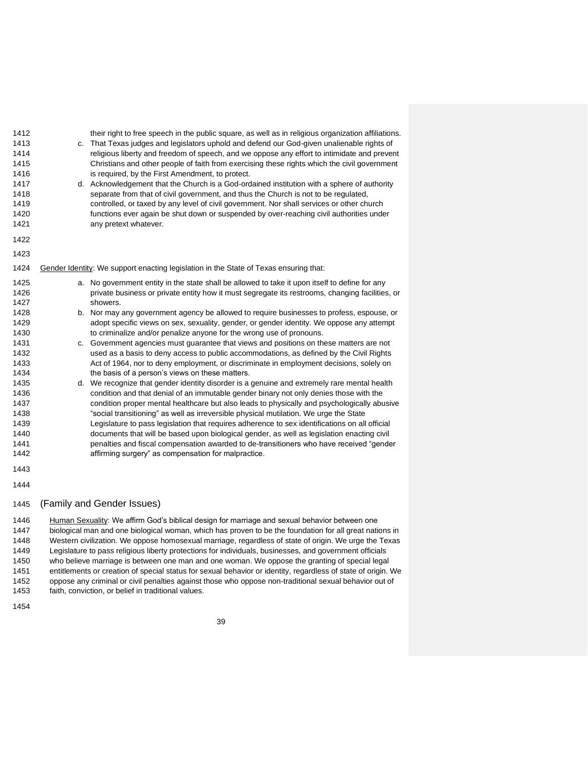their right to free speech in the public square, as well as in religious organization affiliations.

c. That Texas judges and legislators uphold and defend our God-given unalienable rights of religious liberty and freedom of speech, and we oppose any effort to intimidate and prevent Christians and other people of faith from exercising these rights which the civil government is required, by the First Amendment, to protect.

d. Acknowledgement that the Church is a God-ordained institution with a sphere of authority separate from that of civil government, and thus the Church is not to be regulated, controlled, or taxed by any level of civil government. Nor shall services or other church functions ever again be shut down or suspended by over-reaching civil authorities under any pretext whatever.

Gender Identity: We support enacting legislation in the State of Texas ensuring that:

a. No government entity in the state shall be allowed to take it upon itself to define for any private business or private entity how it must segregate its restrooms, changing facilities, or showers.

b. Nor may any government agency be allowed to require businesses to profess, espouse, or adopt specific views on sex, sexuality, gender, or gender identity. We oppose any attempt to criminalize and/or penalize anyone for the wrong use of pronouns.

c. Government agencies must guarantee that views and positions on these matters are not used as a basis to deny access to public accommodations, as defined by the Civil Rights Act of 1964, nor to deny employment, or discriminate in employment decisions, solely on the basis of a person's views on these matters.

d. We recognize that gender identity disorder is a genuine and extremely rare mental health condition and that denial of an immutable gender binary not only denies those with the condition proper mental healthcare but also leads to physically and psychologically abusive "social transitioning" as well as irreversible physical mutilation. We urge the State Legislature to pass legislation that requires adherence to sex identifications on all official documents that will be based upon biological gender, as well as legislation enacting civil penalties and fiscal compensation awarded to de-transitioners who have received "gender affirming surgery" as compensation for malpractice.

## (Family and Gender Issues)

Human Sexuality: We affirm God's biblical design for marriage and sexual behavior between one biological man and one biological woman, which has proven to be the foundation for all great nations in Western civilization. We oppose homosexual marriage, regardless of state of origin. We urge the Texas Legislature to pass religious liberty protections for individuals, businesses, and government officials who believe marriage is between one man and one woman. We oppose the granting of special legal entitlements or creation of special status for sexual behavior or identity, regardless of state of origin. We oppose any criminal or civil penalties against those who oppose non-traditional sexual behavior out of faith, conviction, or belief in traditional values.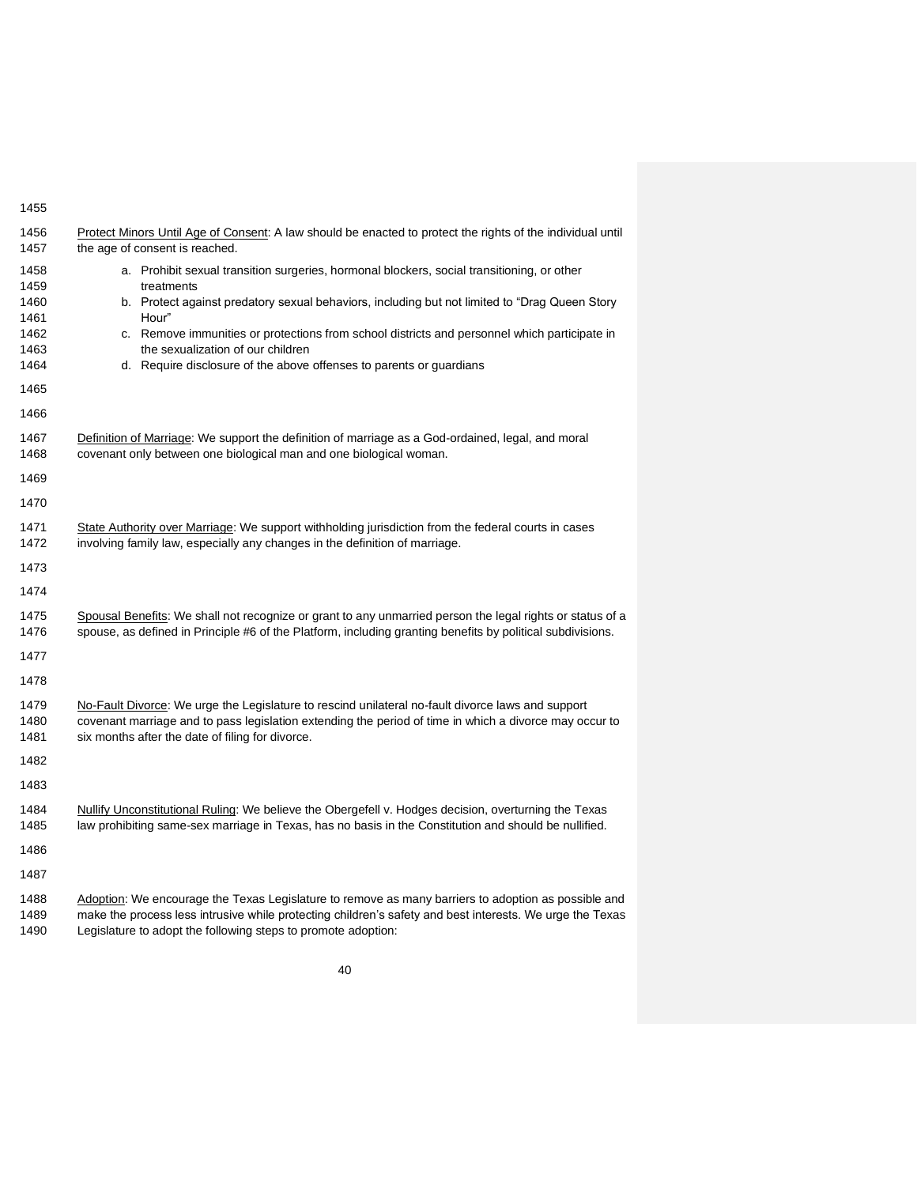<u>Protect Minors Until Age of Consent</u>: A law should be enacted to protect the rights of the individual until the age of consent is reached.

a. Prohibit sexual transition surgeries, hormonal blockers, social transitioning, or other treatments
b. Protect against predatory sexual behaviors, including but not limited to "Drag Queen Story Hour"
c. Remove immunities or protections from school districts and personnel which participate in the sexualization of our children
d. Require disclosure of the above offenses to parents or guardians

<u>Definition of Marriage</u>: We support the definition of marriage as a God-ordained, legal, and moral covenant only between one biological man and one biological woman.

<u>State Authority over Marriage</u>: We support withholding jurisdiction from the federal courts in cases involving family law, especially any changes in the definition of marriage.

<u>Spousal Benefits</u>: We shall not recognize or grant to any unmarried person the legal rights or status of a spouse, as defined in Principle #6 of the Platform, including granting benefits by political subdivisions.

<u>No-Fault Divorce</u>: We urge the Legislature to rescind unilateral no-fault divorce laws and support covenant marriage and to pass legislation extending the period of time in which a divorce may occur to six months after the date of filing for divorce.

<u>Nullify Unconstitutional Ruling</u>: We believe the Obergefell v. Hodges decision, overturning the Texas law prohibiting same-sex marriage in Texas, has no basis in the Constitution and should be nullified.

<u>Adoption</u>: We encourage the Texas Legislature to remove as many barriers to adoption as possible and make the process less intrusive while protecting children's safety and best interests. We urge the Texas Legislature to adopt the following steps to promote adoption: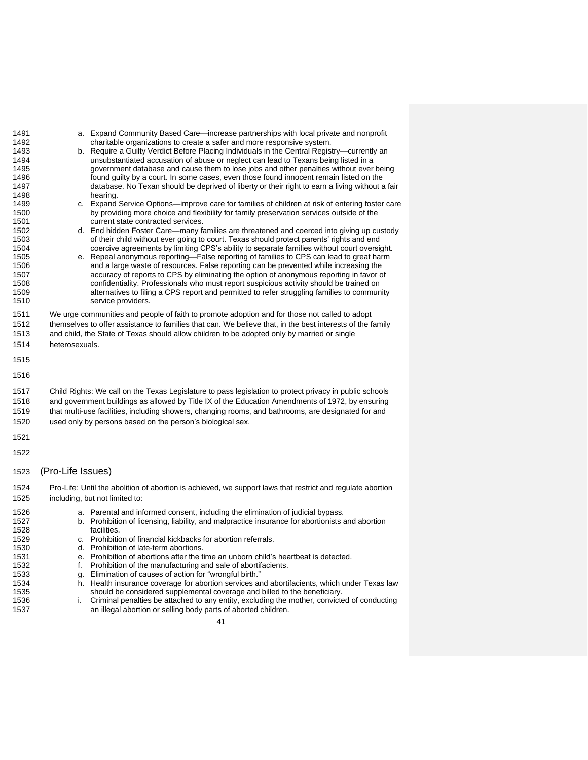a. Expand Community Based Care—increase partnerships with local private and nonprofit charitable organizations to create a safer and more responsive system.
b. Require a Guilty Verdict Before Placing Individuals in the Central Registry—currently an unsubstantiated accusation of abuse or neglect can lead to Texans being listed in a government database and cause them to lose jobs and other penalties without ever being found guilty by a court. In some cases, even those found innocent remain listed on the database. No Texan should be deprived of liberty or their right to earn a living without a fair hearing.
c. Expand Service Options—improve care for families of children at risk of entering foster care by providing more choice and flexibility for family preservation services outside of the current state contracted services.
d. End hidden Foster Care—many families are threatened and coerced into giving up custody of their child without ever going to court. Texas should protect parents' rights and end coercive agreements by limiting CPS's ability to separate families without court oversight.
e. Repeal anonymous reporting—False reporting of families to CPS can lead to great harm and a large waste of resources. False reporting can be prevented while increasing the accuracy of reports to CPS by eliminating the option of anonymous reporting in favor of confidentiality. Professionals who must report suspicious activity should be trained on alternatives to filing a CPS report and permitted to refer struggling families to community service providers.

We urge communities and people of faith to promote adoption and for those not called to adopt themselves to offer assistance to families that can. We believe that, in the best interests of the family and child, the State of Texas should allow children to be adopted only by married or single heterosexuals.

Child Rights: We call on the Texas Legislature to pass legislation to protect privacy in public schools and government buildings as allowed by Title IX of the Education Amendments of 1972, by ensuring that multi-use facilities, including showers, changing rooms, and bathrooms, are designated for and used only by persons based on the person's biological sex.

## (Pro-Life Issues)

Pro-Life: Until the abolition of abortion is achieved, we support laws that restrict and regulate abortion including, but not limited to:

a. Parental and informed consent, including the elimination of judicial bypass.
b. Prohibition of licensing, liability, and malpractice insurance for abortionists and abortion facilities.
c. Prohibition of financial kickbacks for abortion referrals.
d. Prohibition of late-term abortions.
e. Prohibition of abortions after the time an unborn child's heartbeat is detected.
f. Prohibition of the manufacturing and sale of abortifacients.
g. Elimination of causes of action for "wrongful birth."
h. Health insurance coverage for abortion services and abortifacients, which under Texas law should be considered supplemental coverage and billed to the beneficiary.
i. Criminal penalties be attached to any entity, excluding the mother, convicted of conducting an illegal abortion or selling body parts of aborted children.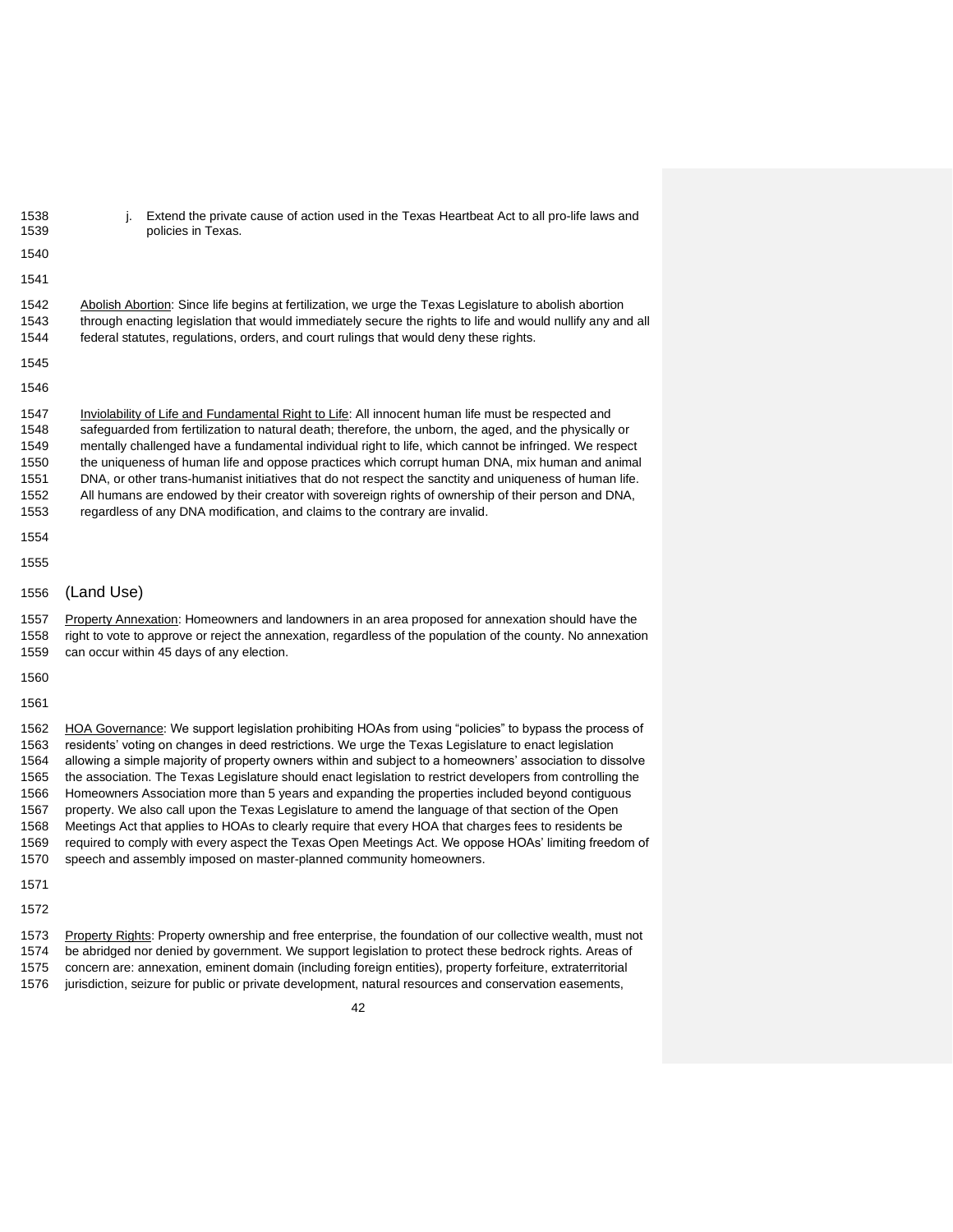j. Extend the private cause of action used in the Texas Heartbeat Act to all pro-life laws and policies in Texas.

Abolish Abortion: Since life begins at fertilization, we urge the Texas Legislature to abolish abortion through enacting legislation that would immediately secure the rights to life and would nullify any and all federal statutes, regulations, orders, and court rulings that would deny these rights.

Inviolability of Life and Fundamental Right to Life: All innocent human life must be respected and safeguarded from fertilization to natural death; therefore, the unborn, the aged, and the physically or mentally challenged have a fundamental individual right to life, which cannot be infringed. We respect the uniqueness of human life and oppose practices which corrupt human DNA, mix human and animal DNA, or other trans-humanist initiatives that do not respect the sanctity and uniqueness of human life. All humans are endowed by their creator with sovereign rights of ownership of their person and DNA, regardless of any DNA modification, and claims to the contrary are invalid.

## (Land Use)

Property Annexation: Homeowners and landowners in an area proposed for annexation should have the right to vote to approve or reject the annexation, regardless of the population of the county. No annexation can occur within 45 days of any election.

HOA Governance: We support legislation prohibiting HOAs from using "policies" to bypass the process of residents' voting on changes in deed restrictions. We urge the Texas Legislature to enact legislation allowing a simple majority of property owners within and subject to a homeowners' association to dissolve the association. The Texas Legislature should enact legislation to restrict developers from controlling the Homeowners Association more than 5 years and expanding the properties included beyond contiguous property. We also call upon the Texas Legislature to amend the language of that section of the Open Meetings Act that applies to HOAs to clearly require that every HOA that charges fees to residents be required to comply with every aspect the Texas Open Meetings Act. We oppose HOAs' limiting freedom of speech and assembly imposed on master-planned community homeowners.

Property Rights: Property ownership and free enterprise, the foundation of our collective wealth, must not be abridged nor denied by government. We support legislation to protect these bedrock rights. Areas of concern are: annexation, eminent domain (including foreign entities), property forfeiture, extraterritorial jurisdiction, seizure for public or private development, natural resources and conservation easements,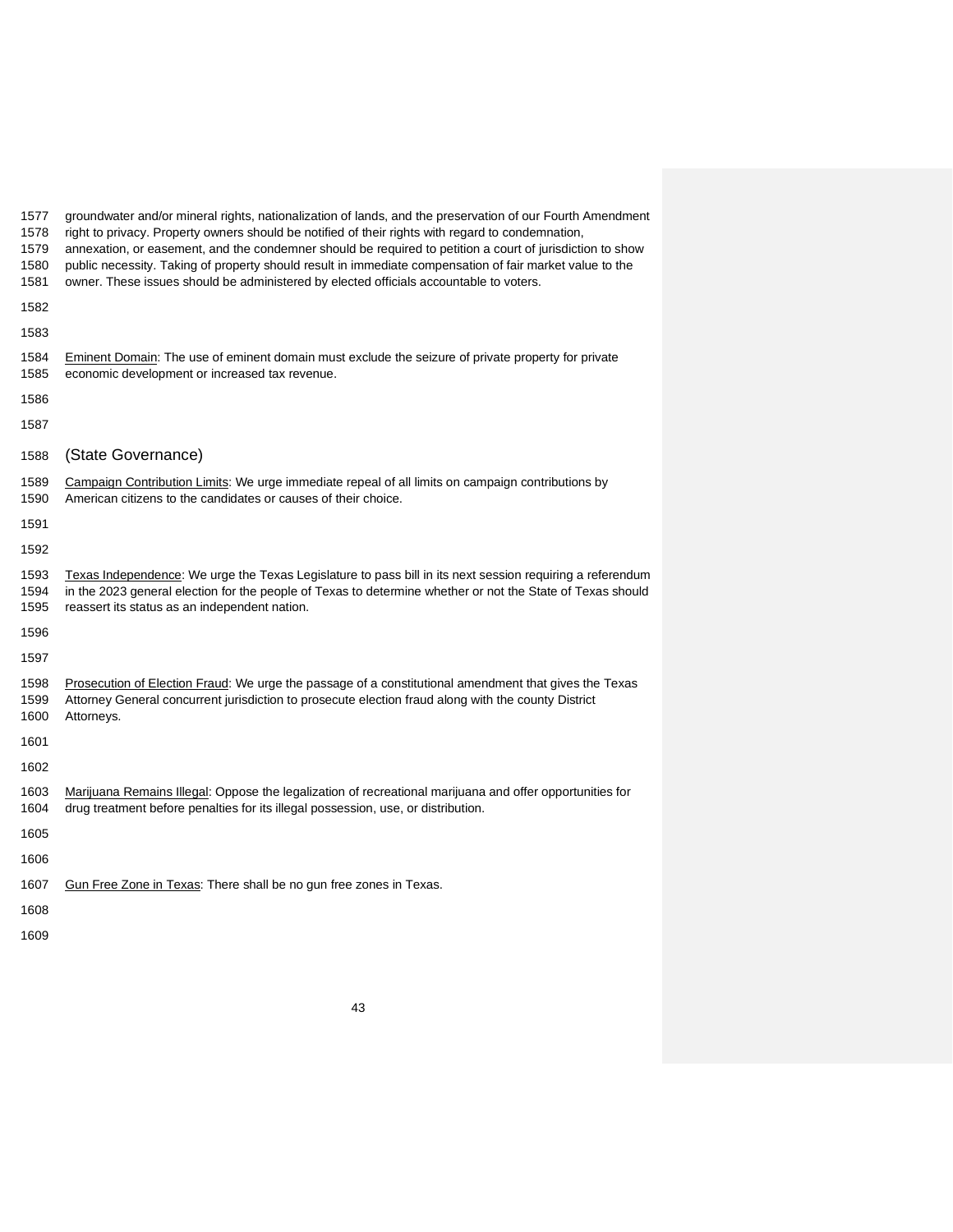groundwater and/or mineral rights, nationalization of lands, and the preservation of our Fourth Amendment right to privacy. Property owners should be notified of their rights with regard to condemnation, annexation, or easement, and the condemner should be required to petition a court of jurisdiction to show public necessity. Taking of property should result in immediate compensation of fair market value to the owner. These issues should be administered by elected officials accountable to voters.

Eminent Domain: The use of eminent domain must exclude the seizure of private property for private economic development or increased tax revenue.

## (State Governance)

Campaign Contribution Limits: We urge immediate repeal of all limits on campaign contributions by American citizens to the candidates or causes of their choice.

Texas Independence: We urge the Texas Legislature to pass bill in its next session requiring a referendum in the 2023 general election for the people of Texas to determine whether or not the State of Texas should reassert its status as an independent nation.

Prosecution of Election Fraud: We urge the passage of a constitutional amendment that gives the Texas Attorney General concurrent jurisdiction to prosecute election fraud along with the county District Attorneys.

Marijuana Remains Illegal: Oppose the legalization of recreational marijuana and offer opportunities for drug treatment before penalties for its illegal possession, use, or distribution.

Gun Free Zone in Texas: There shall be no gun free zones in Texas.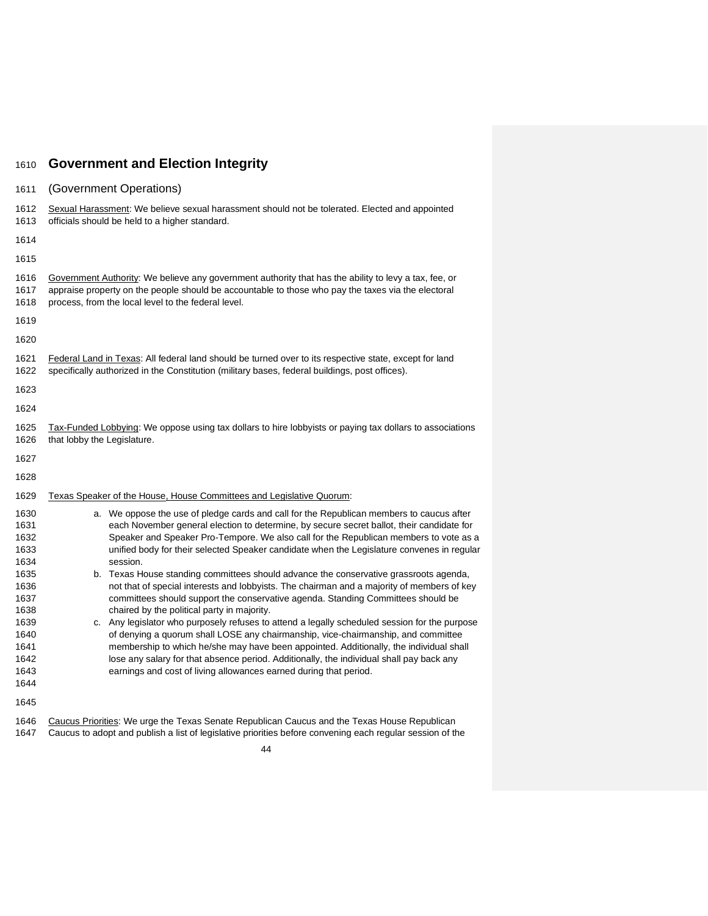# Government and Election Integrity

## (Government Operations)

Sexual Harassment: We believe sexual harassment should not be tolerated. Elected and appointed officials should be held to a higher standard.

Government Authority: We believe any government authority that has the ability to levy a tax, fee, or appraise property on the people should be accountable to those who pay the taxes via the electoral process, from the local level to the federal level.

Federal Land in Texas: All federal land should be turned over to its respective state, except for land specifically authorized in the Constitution (military bases, federal buildings, post offices).

Tax-Funded Lobbying: We oppose using tax dollars to hire lobbyists or paying tax dollars to associations that lobby the Legislature.

Texas Speaker of the House, House Committees and Legislative Quorum:

a. We oppose the use of pledge cards and call for the Republican members to caucus after each November general election to determine, by secure secret ballot, their candidate for Speaker and Speaker Pro-Tempore. We also call for the Republican members to vote as a unified body for their selected Speaker candidate when the Legislature convenes in regular session.
b. Texas House standing committees should advance the conservative grassroots agenda, not that of special interests and lobbyists. The chairman and a majority of members of key committees should support the conservative agenda. Standing Committees should be chaired by the political party in majority.
c. Any legislator who purposely refuses to attend a legally scheduled session for the purpose of denying a quorum shall LOSE any chairmanship, vice-chairmanship, and committee membership to which he/she may have been appointed. Additionally, the individual shall lose any salary for that absence period. Additionally, the individual shall pay back any earnings and cost of living allowances earned during that period.

Caucus Priorities: We urge the Texas Senate Republican Caucus and the Texas House Republican Caucus to adopt and publish a list of legislative priorities before convening each regular session of the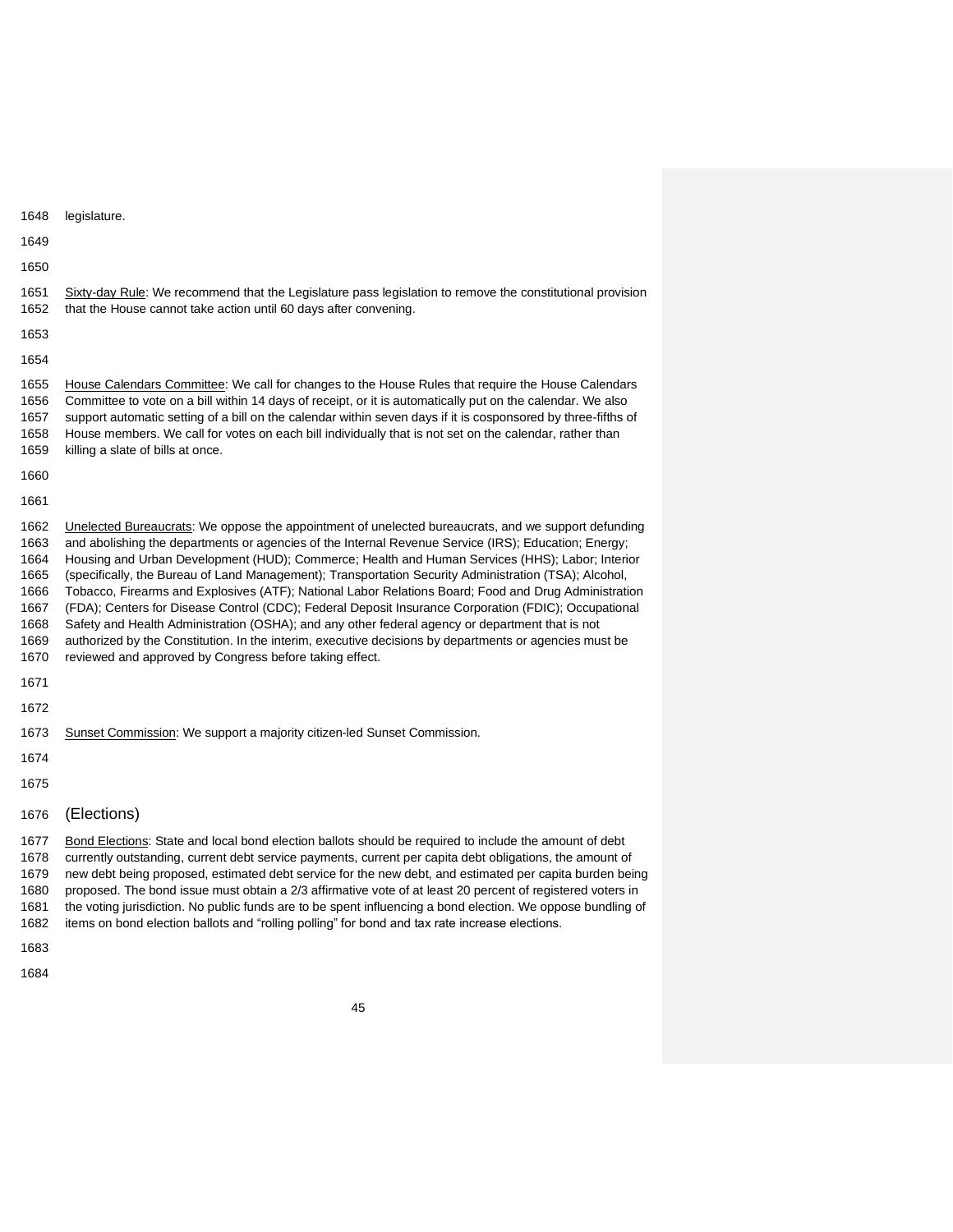legislature.

Sixty-day Rule: We recommend that the Legislature pass legislation to remove the constitutional provision that the House cannot take action until 60 days after convening.

House Calendars Committee: We call for changes to the House Rules that require the House Calendars Committee to vote on a bill within 14 days of receipt, or it is automatically put on the calendar. We also support automatic setting of a bill on the calendar within seven days if it is cosponsored by three-fifths of House members. We call for votes on each bill individually that is not set on the calendar, rather than killing a slate of bills at once.

Unelected Bureaucrats: We oppose the appointment of unelected bureaucrats, and we support defunding and abolishing the departments or agencies of the Internal Revenue Service (IRS); Education; Energy; Housing and Urban Development (HUD); Commerce; Health and Human Services (HHS); Labor; Interior (specifically, the Bureau of Land Management); Transportation Security Administration (TSA); Alcohol, Tobacco, Firearms and Explosives (ATF); National Labor Relations Board; Food and Drug Administration (FDA); Centers for Disease Control (CDC); Federal Deposit Insurance Corporation (FDIC); Occupational Safety and Health Administration (OSHA); and any other federal agency or department that is not authorized by the Constitution. In the interim, executive decisions by departments or agencies must be reviewed and approved by Congress before taking effect.

Sunset Commission: We support a majority citizen-led Sunset Commission.

## (Elections)

Bond Elections: State and local bond election ballots should be required to include the amount of debt currently outstanding, current debt service payments, current per capita debt obligations, the amount of new debt being proposed, estimated debt service for the new debt, and estimated per capita burden being proposed. The bond issue must obtain a 2/3 affirmative vote of at least 20 percent of registered voters in the voting jurisdiction. No public funds are to be spent influencing a bond election. We oppose bundling of items on bond election ballots and "rolling polling" for bond and tax rate increase elections.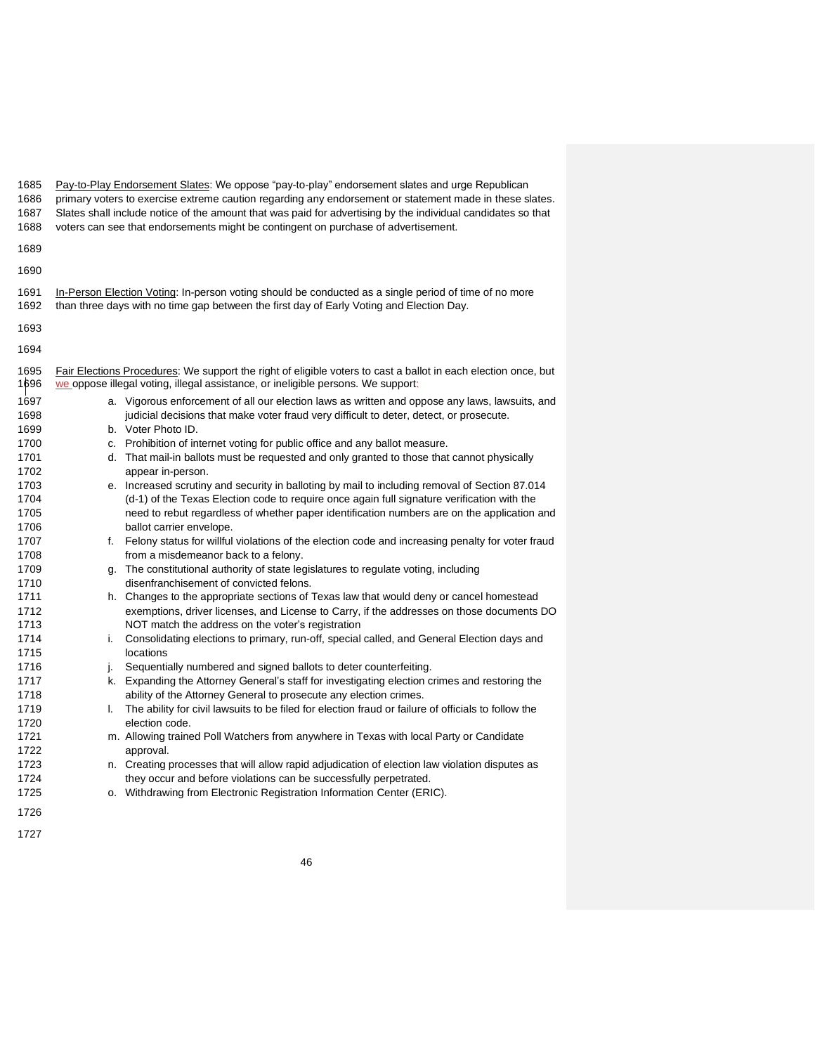Pay-to-Play Endorsement Slates: We oppose "pay-to-play" endorsement slates and urge Republican primary voters to exercise extreme caution regarding any endorsement or statement made in these slates. Slates shall include notice of the amount that was paid for advertising by the individual candidates so that voters can see that endorsements might be contingent on purchase of advertisement.

In-Person Election Voting: In-person voting should be conducted as a single period of time of no more than three days with no time gap between the first day of Early Voting and Election Day.

Fair Elections Procedures: We support the right of eligible voters to cast a ballot in each election once, but we oppose illegal voting, illegal assistance, or ineligible persons. We support:

a. Vigorous enforcement of all our election laws as written and oppose any laws, lawsuits, and judicial decisions that make voter fraud very difficult to deter, detect, or prosecute.
b. Voter Photo ID.
c. Prohibition of internet voting for public office and any ballot measure.
d. That mail-in ballots must be requested and only granted to those that cannot physically appear in-person.
e. Increased scrutiny and security in balloting by mail to including removal of Section 87.014 (d-1) of the Texas Election code to require once again full signature verification with the need to rebut regardless of whether paper identification numbers are on the application and ballot carrier envelope.
f. Felony status for willful violations of the election code and increasing penalty for voter fraud from a misdemeanor back to a felony.
g. The constitutional authority of state legislatures to regulate voting, including disenfranchisement of convicted felons.
h. Changes to the appropriate sections of Texas law that would deny or cancel homestead exemptions, driver licenses, and License to Carry, if the addresses on those documents DO NOT match the address on the voter's registration
i. Consolidating elections to primary, run-off, special called, and General Election days and locations
j. Sequentially numbered and signed ballots to deter counterfeiting.
k. Expanding the Attorney General's staff for investigating election crimes and restoring the ability of the Attorney General to prosecute any election crimes.
l. The ability for civil lawsuits to be filed for election fraud or failure of officials to follow the election code.
m. Allowing trained Poll Watchers from anywhere in Texas with local Party or Candidate approval.
n. Creating processes that will allow rapid adjudication of election law violation disputes as they occur and before violations can be successfully perpetrated.
o. Withdrawing from Electronic Registration Information Center (ERIC).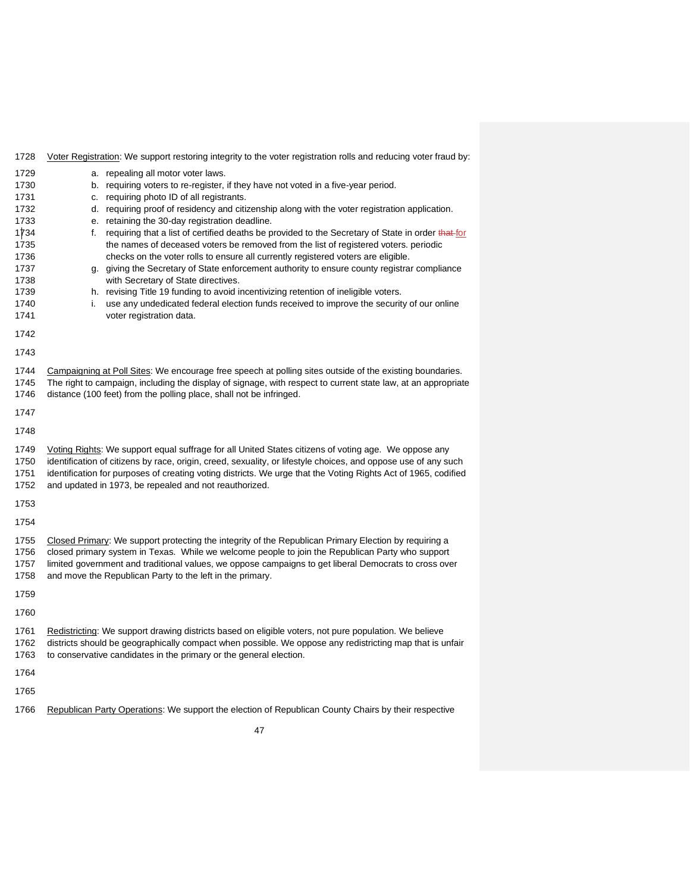<u>Voter Registration</u>: We support restoring integrity to the voter registration rolls and reducing voter fraud by:

a. repealing all motor voter laws.
b. requiring voters to re-register, if they have not voted in a five-year period.
c. requiring photo ID of all registrants.
d. requiring proof of residency and citizenship along with the voter registration application.
e. retaining the 30-day registration deadline.
f. requiring that a list of certified deaths be provided to the Secretary of State in order ~~that~~ for the names of deceased voters be removed from the list of registered voters. periodic checks on the voter rolls to ensure all currently registered voters are eligible.
g. giving the Secretary of State enforcement authority to ensure county registrar compliance with Secretary of State directives.
h. revising Title 19 funding to avoid incentivizing retention of ineligible voters.
i. use any undedicated federal election funds received to improve the security of our online voter registration data.

<u>Campaigning at Poll Sites</u>: We encourage free speech at polling sites outside of the existing boundaries. The right to campaign, including the display of signage, with respect to current state law, at an appropriate distance (100 feet) from the polling place, shall not be infringed.

<u>Voting Rights</u>: We support equal suffrage for all United States citizens of voting age. We oppose any identification of citizens by race, origin, creed, sexuality, or lifestyle choices, and oppose use of any such identification for purposes of creating voting districts. We urge that the Voting Rights Act of 1965, codified and updated in 1973, be repealed and not reauthorized.

<u>Closed Primary</u>: We support protecting the integrity of the Republican Primary Election by requiring a closed primary system in Texas. While we welcome people to join the Republican Party who support limited government and traditional values, we oppose campaigns to get liberal Democrats to cross over and move the Republican Party to the left in the primary.

<u>Redistricting</u>: We support drawing districts based on eligible voters, not pure population. We believe districts should be geographically compact when possible. We oppose any redistricting map that is unfair to conservative candidates in the primary or the general election.

<u>Republican Party Operations</u>: We support the election of Republican County Chairs by their respective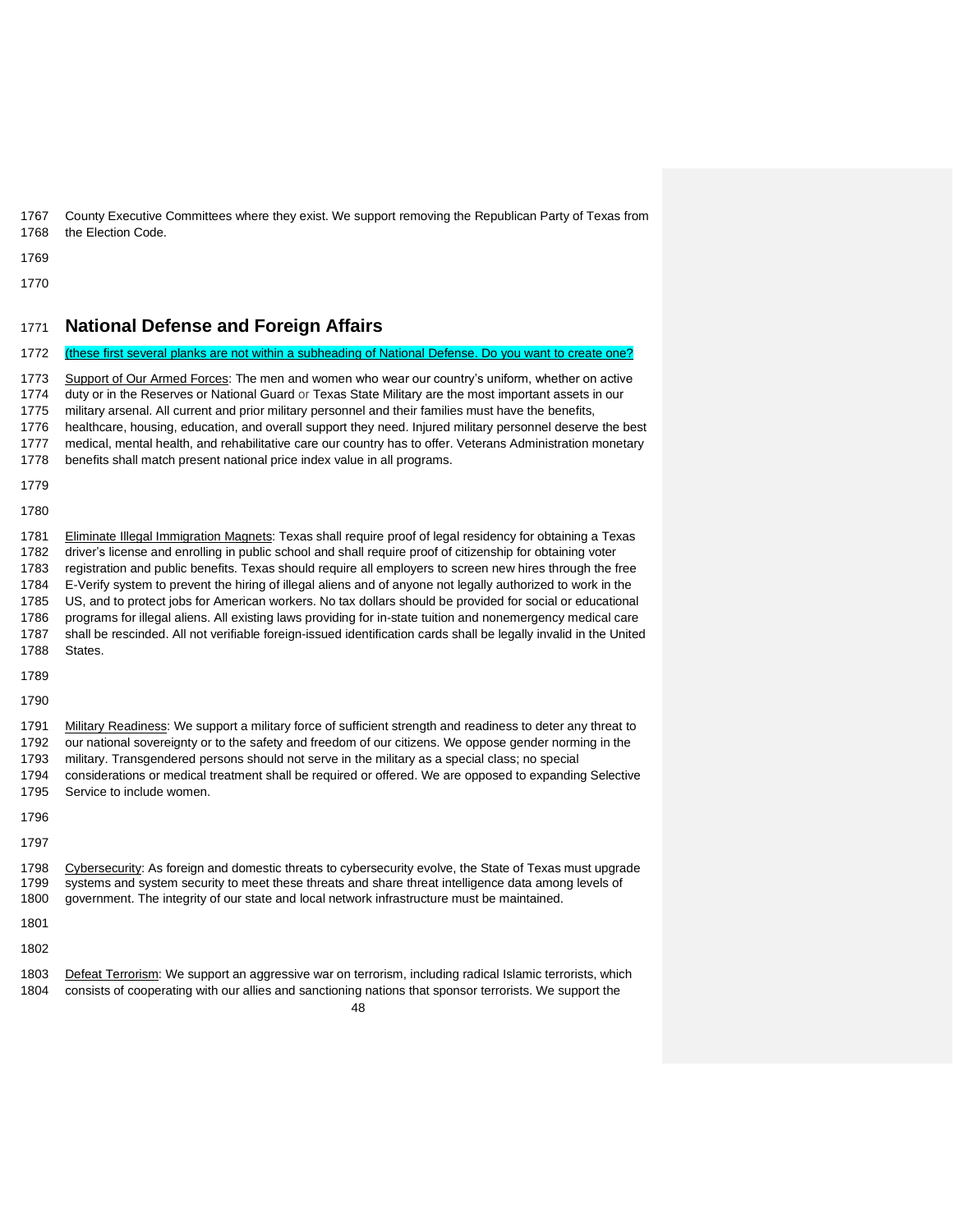County Executive Committees where they exist. We support removing the Republican Party of Texas from the Election Code.

## National Defense and Foreign Affairs

(these first several planks are not within a subheading of National Defense. Do you want to create one?

Support of Our Armed Forces: The men and women who wear our country's uniform, whether on active duty or in the Reserves or National Guard or Texas State Military are the most important assets in our military arsenal. All current and prior military personnel and their families must have the benefits, healthcare, housing, education, and overall support they need. Injured military personnel deserve the best medical, mental health, and rehabilitative care our country has to offer. Veterans Administration monetary benefits shall match present national price index value in all programs.

Eliminate Illegal Immigration Magnets: Texas shall require proof of legal residency for obtaining a Texas driver's license and enrolling in public school and shall require proof of citizenship for obtaining voter registration and public benefits. Texas should require all employers to screen new hires through the free E-Verify system to prevent the hiring of illegal aliens and of anyone not legally authorized to work in the US, and to protect jobs for American workers. No tax dollars should be provided for social or educational programs for illegal aliens. All existing laws providing for in-state tuition and nonemergency medical care shall be rescinded. All not verifiable foreign-issued identification cards shall be legally invalid in the United States.

Military Readiness: We support a military force of sufficient strength and readiness to deter any threat to our national sovereignty or to the safety and freedom of our citizens. We oppose gender norming in the military. Transgendered persons should not serve in the military as a special class; no special considerations or medical treatment shall be required or offered. We are opposed to expanding Selective Service to include women.

Cybersecurity: As foreign and domestic threats to cybersecurity evolve, the State of Texas must upgrade systems and system security to meet these threats and share threat intelligence data among levels of government. The integrity of our state and local network infrastructure must be maintained.

Defeat Terrorism: We support an aggressive war on terrorism, including radical Islamic terrorists, which consists of cooperating with our allies and sanctioning nations that sponsor terrorists. We support the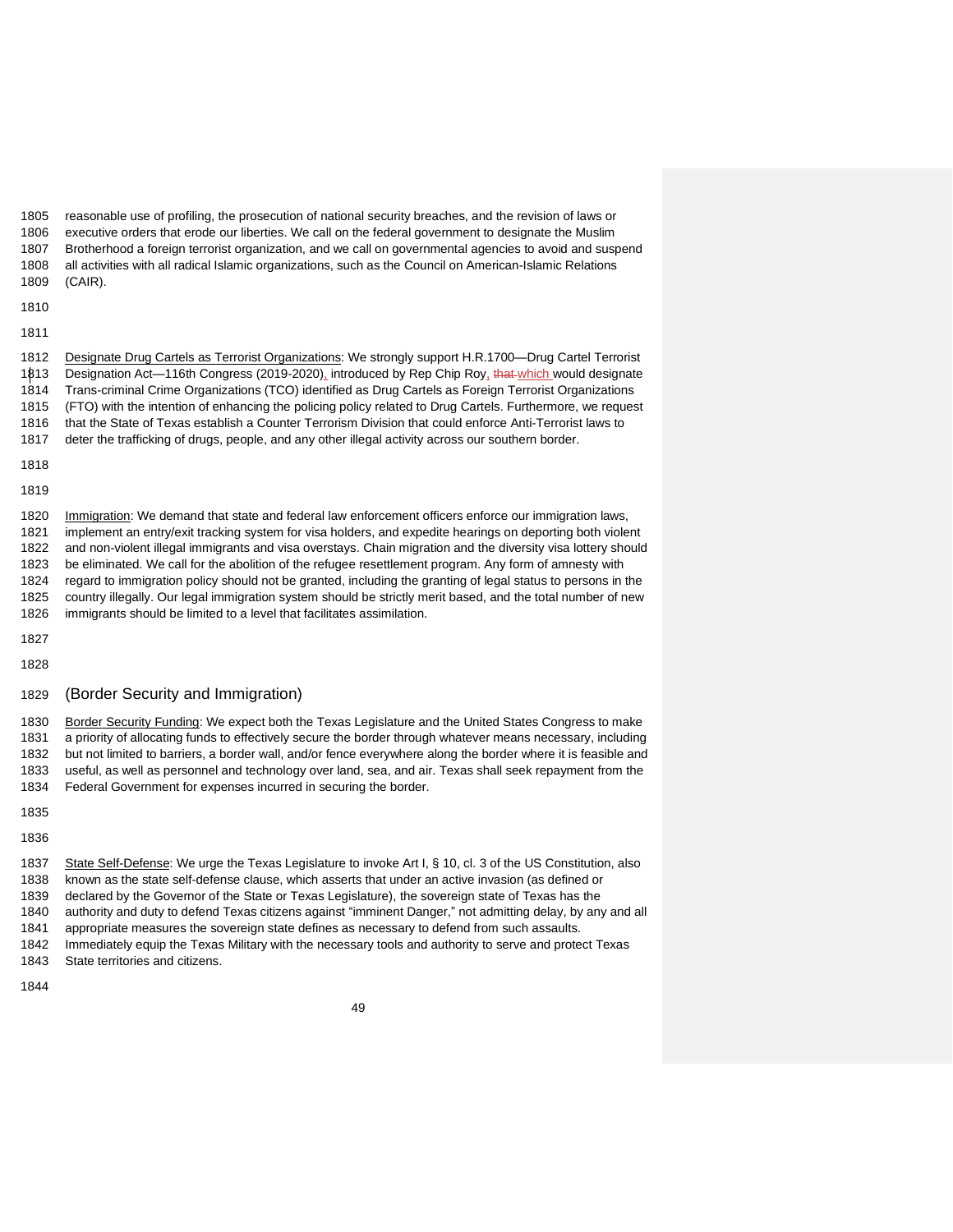reasonable use of profiling, the prosecution of national security breaches, and the revision of laws or executive orders that erode our liberties. We call on the federal government to designate the Muslim Brotherhood a foreign terrorist organization, and we call on governmental agencies to avoid and suspend all activities with all radical Islamic organizations, such as the Council on American-Islamic Relations (CAIR).

<u>Designate Drug Cartels as Terrorist Organizations</u>: We strongly support H.R.1700—Drug Cartel Terrorist Designation Act—116th Congress (2019-2020), introduced by Rep Chip Roy, ~~that~~ which would designate Trans-criminal Crime Organizations (TCO) identified as Drug Cartels as Foreign Terrorist Organizations (FTO) with the intention of enhancing the policing policy related to Drug Cartels. Furthermore, we request that the State of Texas establish a Counter Terrorism Division that could enforce Anti-Terrorist laws to deter the trafficking of drugs, people, and any other illegal activity across our southern border.

<u>Immigration</u>: We demand that state and federal law enforcement officers enforce our immigration laws, implement an entry/exit tracking system for visa holders, and expedite hearings on deporting both violent and non-violent illegal immigrants and visa overstays. Chain migration and the diversity visa lottery should be eliminated. We call for the abolition of the refugee resettlement program. Any form of amnesty with regard to immigration policy should not be granted, including the granting of legal status to persons in the country illegally. Our legal immigration system should be strictly merit based, and the total number of new immigrants should be limited to a level that facilitates assimilation.

## (Border Security and Immigration)

<u>Border Security Funding</u>: We expect both the Texas Legislature and the United States Congress to make a priority of allocating funds to effectively secure the border through whatever means necessary, including but not limited to barriers, a border wall, and/or fence everywhere along the border where it is feasible and useful, as well as personnel and technology over land, sea, and air. Texas shall seek repayment from the Federal Government for expenses incurred in securing the border.

<u>State Self-Defense</u>: We urge the Texas Legislature to invoke Art I, § 10, cl. 3 of the US Constitution, also known as the state self-defense clause, which asserts that under an active invasion (as defined or declared by the Governor of the State or Texas Legislature), the sovereign state of Texas has the authority and duty to defend Texas citizens against "imminent Danger," not admitting delay, by any and all appropriate measures the sovereign state defines as necessary to defend from such assaults. Immediately equip the Texas Military with the necessary tools and authority to serve and protect Texas State territories and citizens.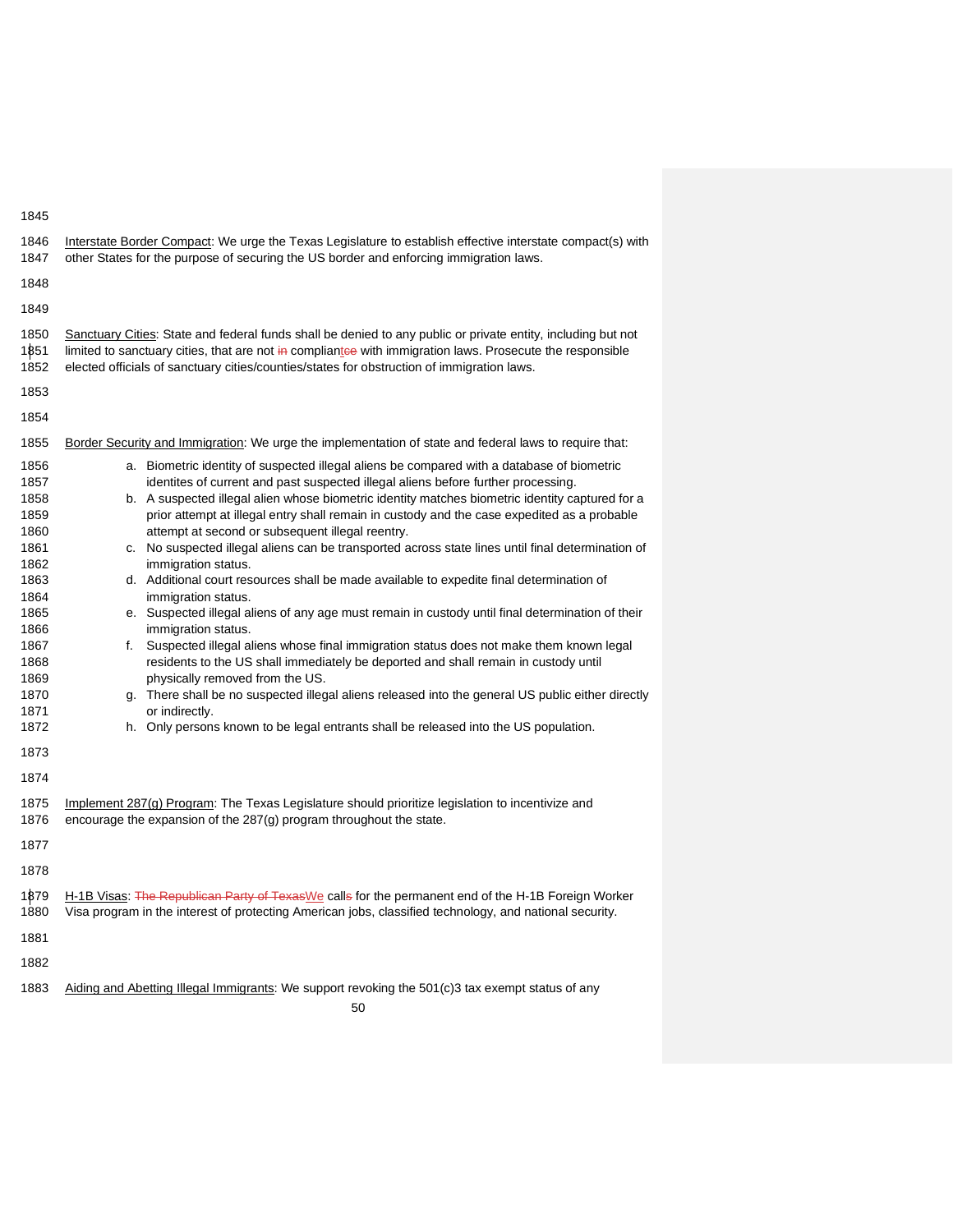Interstate Border Compact: We urge the Texas Legislature to establish effective interstate compact(s) with other States for the purpose of securing the US border and enforcing immigration laws.

Sanctuary Cities: State and federal funds shall be denied to any public or private entity, including but not limited to sanctuary cities, that are not ~~in~~ compliantce with immigration laws. Prosecute the responsible elected officials of sanctuary cities/counties/states for obstruction of immigration laws.

Border Security and Immigration: We urge the implementation of state and federal laws to require that:

a. Biometric identity of suspected illegal aliens be compared with a database of biometric identites of current and past suspected illegal aliens before further processing.
b. A suspected illegal alien whose biometric identity matches biometric identity captured for a prior attempt at illegal entry shall remain in custody and the case expedited as a probable attempt at second or subsequent illegal reentry.
c. No suspected illegal aliens can be transported across state lines until final determination of immigration status.
d. Additional court resources shall be made available to expedite final determination of immigration status.
e. Suspected illegal aliens of any age must remain in custody until final determination of their immigration status.
f. Suspected illegal aliens whose final immigration status does not make them known legal residents to the US shall immediately be deported and shall remain in custody until physically removed from the US.
g. There shall be no suspected illegal aliens released into the general US public either directly or indirectly.
h. Only persons known to be legal entrants shall be released into the US population.

Implement 287(g) Program: The Texas Legislature should prioritize legislation to incentivize and encourage the expansion of the 287(g) program throughout the state.

H-1B Visas: ~~The Republican Party of Texas~~We call~~s~~ for the permanent end of the H-1B Foreign Worker Visa program in the interest of protecting American jobs, classified technology, and national security.

Aiding and Abetting Illegal Immigrants: We support revoking the 501(c)3 tax exempt status of any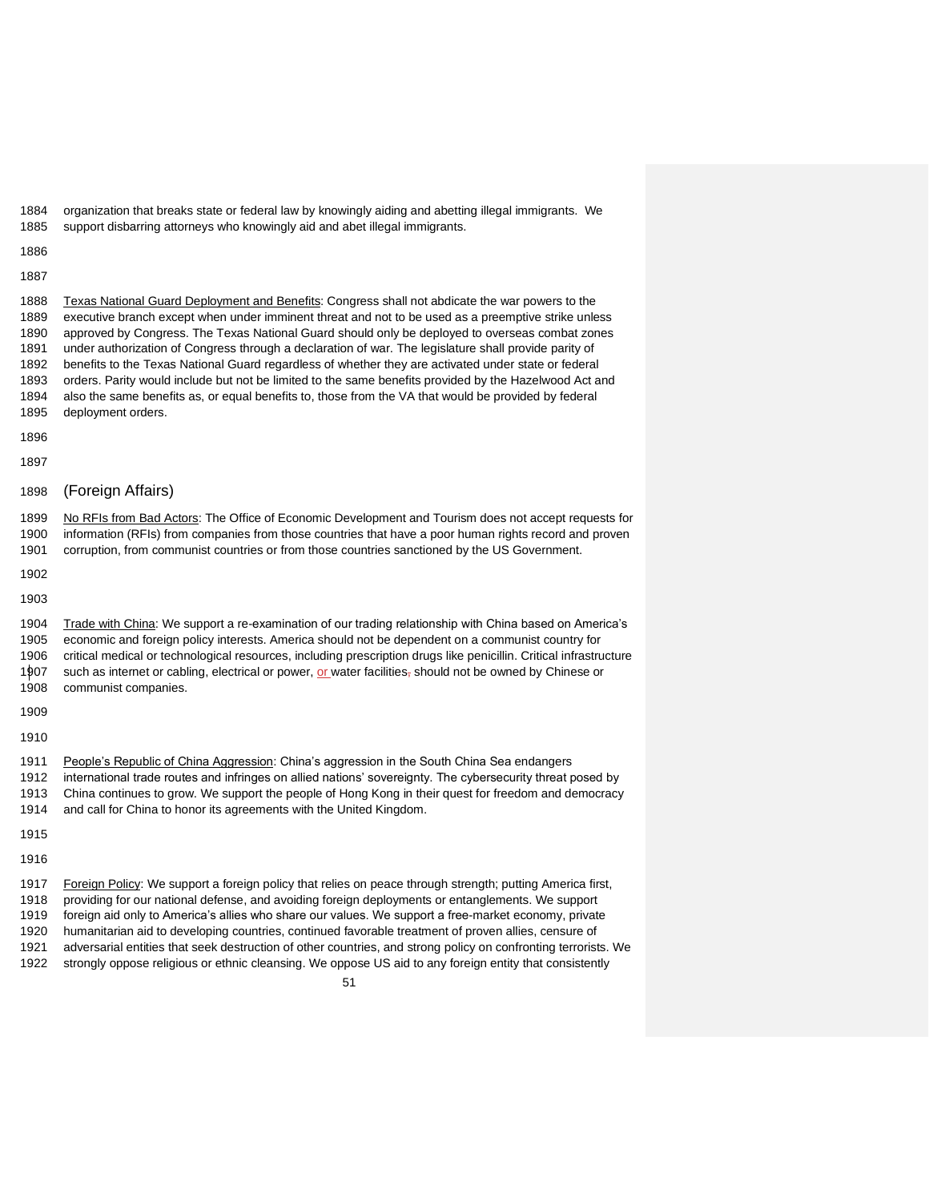organization that breaks state or federal law by knowingly aiding and abetting illegal immigrants. We support disbarring attorneys who knowingly aid and abet illegal immigrants.

Texas National Guard Deployment and Benefits: Congress shall not abdicate the war powers to the executive branch except when under imminent threat and not to be used as a preemptive strike unless approved by Congress. The Texas National Guard should only be deployed to overseas combat zones under authorization of Congress through a declaration of war. The legislature shall provide parity of benefits to the Texas National Guard regardless of whether they are activated under state or federal orders. Parity would include but not be limited to the same benefits provided by the Hazelwood Act and also the same benefits as, or equal benefits to, those from the VA that would be provided by federal deployment orders.

## (Foreign Affairs)

No RFIs from Bad Actors: The Office of Economic Development and Tourism does not accept requests for information (RFIs) from companies from those countries that have a poor human rights record and proven corruption, from communist countries or from those countries sanctioned by the US Government.

Trade with China: We support a re-examination of our trading relationship with China based on America's economic and foreign policy interests. America should not be dependent on a communist country for critical medical or technological resources, including prescription drugs like penicillin. Critical infrastructure such as internet or cabling, electrical or power, or water facilities, should not be owned by Chinese or communist companies.

People's Republic of China Aggression: China's aggression in the South China Sea endangers international trade routes and infringes on allied nations' sovereignty. The cybersecurity threat posed by China continues to grow. We support the people of Hong Kong in their quest for freedom and democracy and call for China to honor its agreements with the United Kingdom.

Foreign Policy: We support a foreign policy that relies on peace through strength; putting America first, providing for our national defense, and avoiding foreign deployments or entanglements. We support foreign aid only to America's allies who share our values. We support a free-market economy, private humanitarian aid to developing countries, continued favorable treatment of proven allies, censure of adversarial entities that seek destruction of other countries, and strong policy on confronting terrorists. We strongly oppose religious or ethnic cleansing. We oppose US aid to any foreign entity that consistently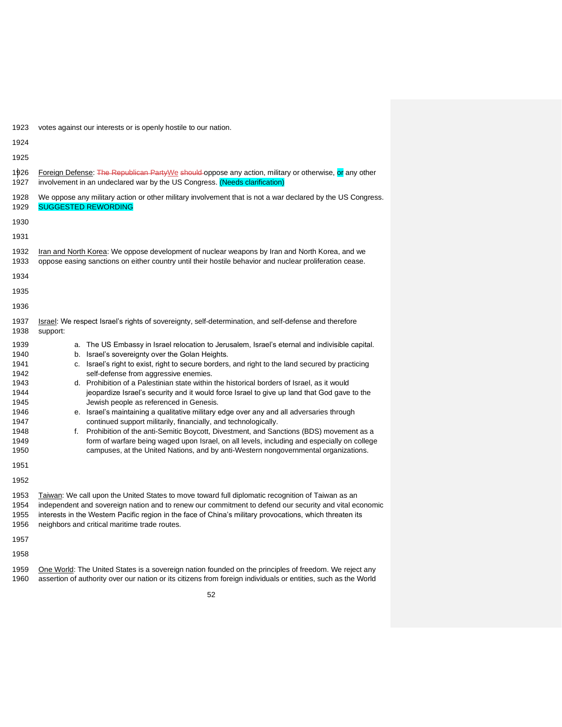votes against our interests or is openly hostile to our nation.

Foreign Defense: ~~The Republican Party~~We ~~should~~ oppose any action, military or otherwise, or any other involvement in an undeclared war by the US Congress. (Needs clarification)

We oppose any military action or other military involvement that is not a war declared by the US Congress. SUGGESTED REWORDING

Iran and North Korea: We oppose development of nuclear weapons by Iran and North Korea, and we oppose easing sanctions on either country until their hostile behavior and nuclear proliferation cease.

Israel: We respect Israel's rights of sovereignty, self-determination, and self-defense and therefore support:

a. The US Embassy in Israel relocation to Jerusalem, Israel's eternal and indivisible capital.
b. Israel's sovereignty over the Golan Heights.
c. Israel's right to exist, right to secure borders, and right to the land secured by practicing self-defense from aggressive enemies.
d. Prohibition of a Palestinian state within the historical borders of Israel, as it would jeopardize Israel's security and it would force Israel to give up land that God gave to the Jewish people as referenced in Genesis.
e. Israel's maintaining a qualitative military edge over any and all adversaries through continued support militarily, financially, and technologically.
f. Prohibition of the anti-Semitic Boycott, Divestment, and Sanctions (BDS) movement as a form of warfare being waged upon Israel, on all levels, including and especially on college campuses, at the United Nations, and by anti-Western nongovernmental organizations.

Taiwan: We call upon the United States to move toward full diplomatic recognition of Taiwan as an independent and sovereign nation and to renew our commitment to defend our security and vital economic interests in the Western Pacific region in the face of China's military provocations, which threaten its neighbors and critical maritime trade routes.

One World: The United States is a sovereign nation founded on the principles of freedom. We reject any assertion of authority over our nation or its citizens from foreign individuals or entities, such as the World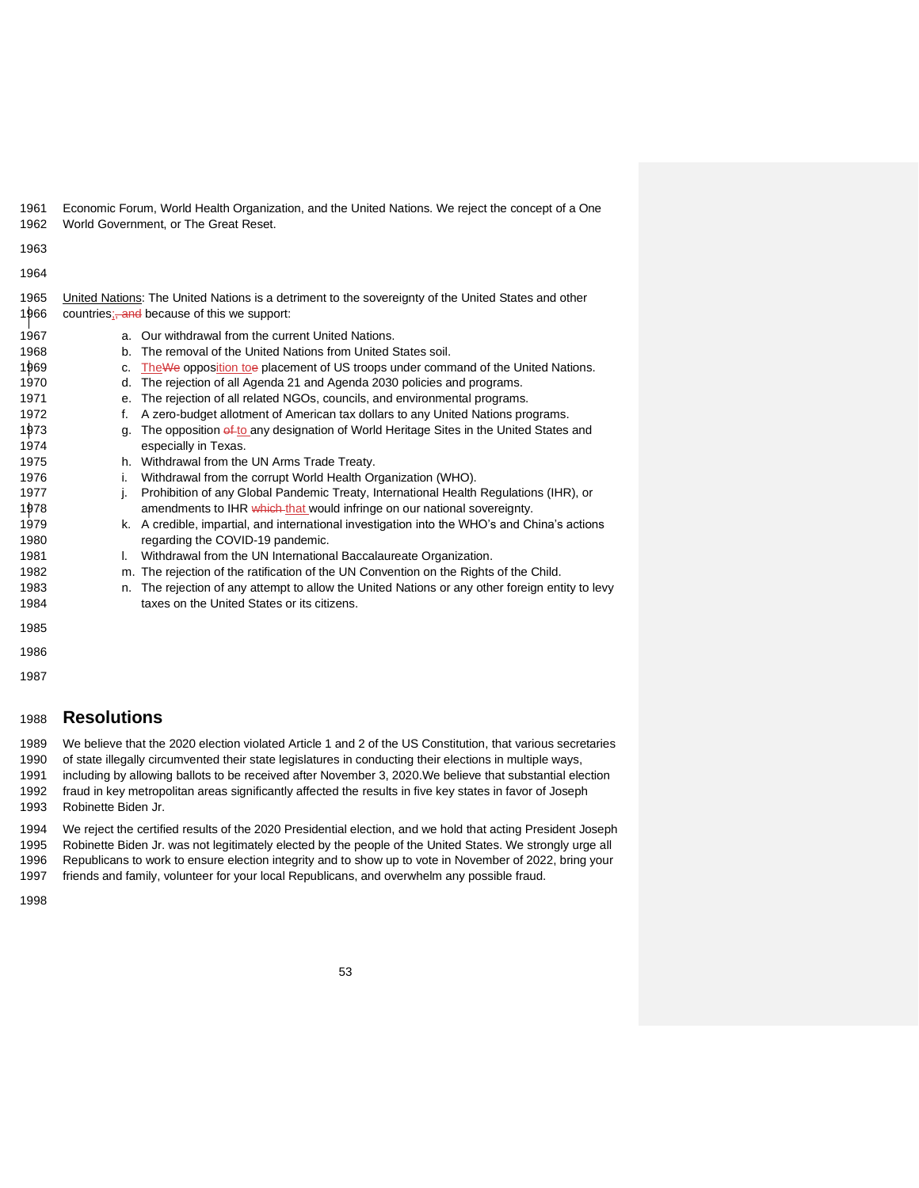Economic Forum, World Health Organization, and the United Nations. We reject the concept of a One World Government, or The Great Reset.

United Nations: The United Nations is a detriment to the sovereignty of the United States and other countries; because of this we support:

a. Our withdrawal from the current United Nations.
b. The removal of the United Nations from United States soil.
c. The opposition to placement of US troops under command of the United Nations.
d. The rejection of all Agenda 21 and Agenda 2030 policies and programs.
e. The rejection of all related NGOs, councils, and environmental programs.
f. A zero-budget allotment of American tax dollars to any United Nations programs.
g. The opposition to any designation of World Heritage Sites in the United States and especially in Texas.
h. Withdrawal from the UN Arms Trade Treaty.
i. Withdrawal from the corrupt World Health Organization (WHO).
j. Prohibition of any Global Pandemic Treaty, International Health Regulations (IHR), or amendments to IHR that would infringe on our national sovereignty.
k. A credible, impartial, and international investigation into the WHO's and China's actions regarding the COVID-19 pandemic.
l. Withdrawal from the UN International Baccalaureate Organization.
m. The rejection of the ratification of the UN Convention on the Rights of the Child.
n. The rejection of any attempt to allow the United Nations or any other foreign entity to levy taxes on the United States or its citizens.

## Resolutions

We believe that the 2020 election violated Article 1 and 2 of the US Constitution, that various secretaries of state illegally circumvented their state legislatures in conducting their elections in multiple ways, including by allowing ballots to be received after November 3, 2020.We believe that substantial election fraud in key metropolitan areas significantly affected the results in five key states in favor of Joseph Robinette Biden Jr.

We reject the certified results of the 2020 Presidential election, and we hold that acting President Joseph Robinette Biden Jr. was not legitimately elected by the people of the United States. We strongly urge all Republicans to work to ensure election integrity and to show up to vote in November of 2022, bring your friends and family, volunteer for your local Republicans, and overwhelm any possible fraud.